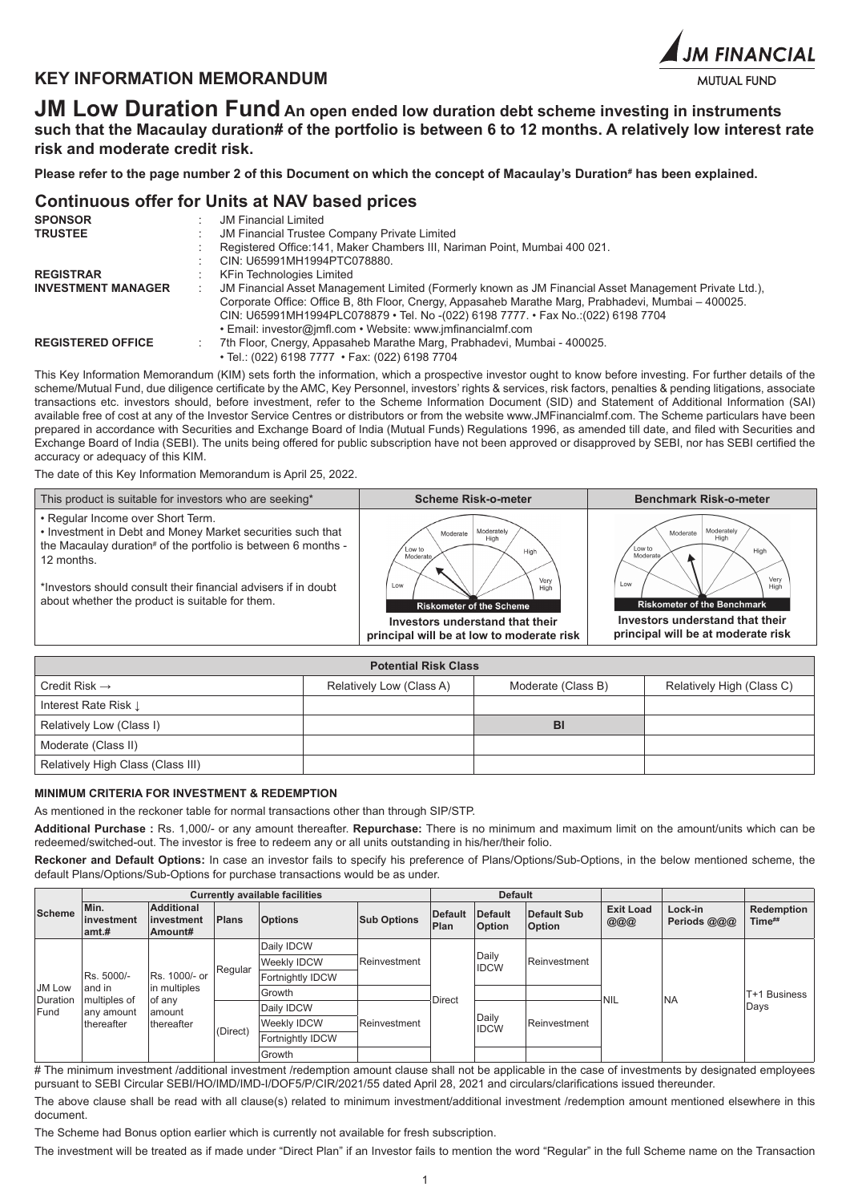## KEY INFORMATION MEMORANDUM

JM FINANCIAL
MUTUAL FUND

# JM Low Duration Fund An open ended low duration debt scheme investing in instruments such that the Macaulay duration# of the portfolio is between 6 to 12 months. A relatively low interest rate risk and moderate credit risk.

**Please refer to the page number 2 of this Document on which the concept of Macaulay's Duration# has been explained.**

## Continuous offer for Units at NAV based prices

| | | |
|---|---|---|
| **SPONSOR** | : | JM Financial Limited |
| **TRUSTEE** | : | JM Financial Trustee Company Private Limited |
| | : | Registered Office:141, Maker Chambers III, Nariman Point, Mumbai 400 021. |
| | : | CIN: U65991MH1994PTC078880. |
| **REGISTRAR** | : | KFin Technologies Limited |
| **INVESTMENT MANAGER** | : | JM Financial Asset Management Limited (Formerly known as JM Financial Asset Management Private Ltd.), Corporate Office: Office B, 8th Floor, Cnergy, Appasaheb Marathe Marg, Prabhadevi, Mumbai – 400025. CIN: U65991MH1994PLC078879 • Tel. No -(022) 6198 7777. • Fax No.:(022) 6198 7704 • Email: investor@jmfl.com • Website: www.jmfinancialmf.com |
| **REGISTERED OFFICE** | : | 7th Floor, Cnergy, Appasaheb Marathe Marg, Prabhadevi, Mumbai - 400025. • Tel.: (022) 6198 7777 • Fax: (022) 6198 7704 |

This Key Information Memorandum (KIM) sets forth the information, which a prospective investor ought to know before investing. For further details of the scheme/Mutual Fund, due diligence certificate by the AMC, Key Personnel, investors' rights & services, risk factors, penalties & pending litigations, associate transactions etc. investors should, before investment, refer to the Scheme Information Document (SID) and Statement of Additional Information (SAI) available free of cost at any of the Investor Service Centres or distributors or from the website www.JMFinancialmf.com. The Scheme particulars have been prepared in accordance with Securities and Exchange Board of India (Mutual Funds) Regulations 1996, as amended till date, and filed with Securities and Exchange Board of India (SEBI). The units being offered for public subscription have not been approved or disapproved by SEBI, nor has SEBI certified the accuracy or adequacy of this KIM.

The date of this Key Information Memorandum is April 25, 2022.

| This product is suitable for investors who are seeking* | Scheme Risk-o-meter | Benchmark Risk-o-meter |
|---|---|---|
| • Regular Income over Short Term.<br>• Investment in Debt and Money Market securities such that the Macaulay duration# of the portfolio is between 6 months - 12 months.<br><br>*Investors should consult their financial advisers if in doubt about whether the product is suitable for them. | Riskometer of the Scheme<br>**Investors understand that their principal will be at low to moderate risk** | Riskometer of the Benchmark<br>**Investors understand that their principal will be at moderate risk** |

| Potential Risk Class | | | |
|---|---|---|---|
| Credit Risk → | Relatively Low (Class A) | Moderate (Class B) | Relatively High (Class C) |
| Interest Rate Risk ↓ | | | |
| Relatively Low (Class I) | | BI | |
| Moderate (Class II) | | | |
| Relatively High Class (Class III) | | | |

**MINIMUM CRITERIA FOR INVESTMENT & REDEMPTION**

As mentioned in the reckoner table for normal transactions other than through SIP/STP.

**Additional Purchase :** Rs. 1,000/- or any amount thereafter. **Repurchase:** There is no minimum and maximum limit on the amount/units which can be redeemed/switched-out. The investor is free to redeem any or all units outstanding in his/her/their folio.

**Reckoner and Default Options:** In case an investor fails to specify his preference of Plans/Options/Sub-Options, in the below mentioned scheme, the default Plans/Options/Sub-Options for purchase transactions would be as under.

| Scheme | Currently available facilities | | | | | Default | | | Exit Load @@@ | Lock-in Periods @@@ | Redemption Time## |
|---|---|---|---|---|---|---|---|---|---|---|---|
| | Min. investment amt.# | Additional investment Amount# | Plans | Options | Sub Options | Default Plan | Default Option | Default Sub Option | | | |
| JM Low Duration Fund | Rs. 5000/- and in multiples of any amount thereafter | Rs. 1000/- or in multiples of any amount thereafter | Regular | Daily IDCW | Reinvestment | Direct | Daily IDCW | Reinvestment | NIL | NA | T+1 Business Days |
| | | | | Weekly IDCW | | | | | | | |
| | | | | Fortnightly IDCW | | | | | | | |
| | | | | Growth | | | | | | | |
| | | | (Direct) | Daily IDCW | Reinvestment | | Daily IDCW | Reinvestment | | | |
| | | | | Weekly IDCW | | | | | | | |
| | | | | Fortnightly IDCW | | | | | | | |
| | | | | Growth | | | | | | | |

# The minimum investment /additional investment /redemption amount clause shall not be applicable in the case of investments by designated employees pursuant to SEBI Circular SEBI/HO/IMD/IMD-I/DOF5/P/CIR/2021/55 dated April 28, 2021 and circulars/clarifications issued thereunder.

The above clause shall be read with all clause(s) related to minimum investment/additional investment /redemption amount mentioned elsewhere in this document.

The Scheme had Bonus option earlier which is currently not available for fresh subscription.

The investment will be treated as if made under "Direct Plan" if an Investor fails to mention the word "Regular" in the full Scheme name on the Transaction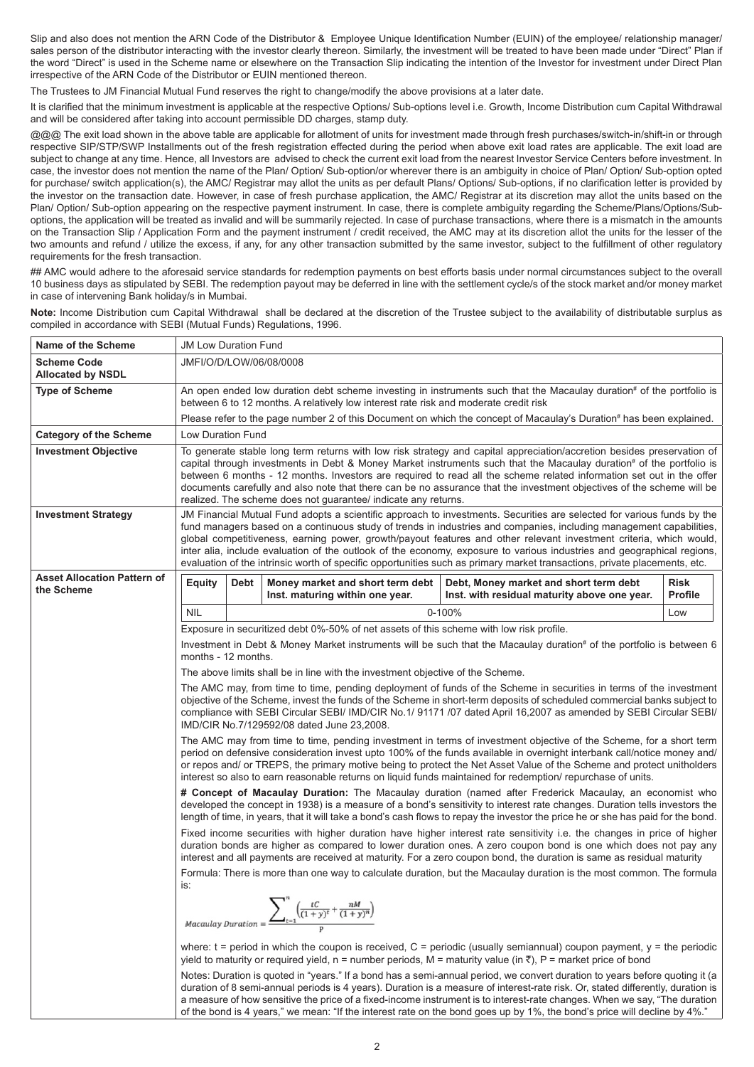Slip and also does not mention the ARN Code of the Distributor & Employee Unique Identification Number (EUIN) of the employee/ relationship manager/ sales person of the distributor interacting with the investor clearly thereon. Similarly, the investment will be treated to have been made under "Direct" Plan if the word "Direct" is used in the Scheme name or elsewhere on the Transaction Slip indicating the intention of the Investor for investment under Direct Plan irrespective of the ARN Code of the Distributor or EUIN mentioned thereon.

The Trustees to JM Financial Mutual Fund reserves the right to change/modify the above provisions at a later date.

It is clarified that the minimum investment is applicable at the respective Options/ Sub-options level i.e. Growth, Income Distribution cum Capital Withdrawal and will be considered after taking into account permissible DD charges, stamp duty.

@@@ The exit load shown in the above table are applicable for allotment of units for investment made through fresh purchases/switch-in/shift-in or through respective SIP/STP/SWP Installments out of the fresh registration effected during the period when above exit load rates are applicable. The exit load are subject to change at any time. Hence, all Investors are advised to check the current exit load from the nearest Investor Service Centers before investment. In case, the investor does not mention the name of the Plan/ Option/ Sub-option/or wherever there is an ambiguity in choice of Plan/ Option/ Sub-option opted for purchase/ switch application(s), the AMC/ Registrar may allot the units as per default Plans/ Options/ Sub-options, if no clarification letter is provided by the investor on the transaction date. However, in case of fresh purchase application, the AMC/ Registrar at its discretion may allot the units based on the Plan/ Option/ Sub-option appearing on the respective payment instrument. In case, there is complete ambiguity regarding the Scheme/Plans/Options/Sub-options, the application will be treated as invalid and will be summarily rejected. In case of purchase transactions, where there is a mismatch in the amounts on the Transaction Slip / Application Form and the payment instrument / credit received, the AMC may at its discretion allot the units for the lesser of the two amounts and refund / utilize the excess, if any, for any other transaction submitted by the same investor, subject to the fulfillment of other regulatory requirements for the fresh transaction.

## AMC would adhere to the aforesaid service standards for redemption payments on best efforts basis under normal circumstances subject to the overall 10 business days as stipulated by SEBI. The redemption payout may be deferred in line with the settlement cycle/s of the stock market and/or money market in case of intervening Bank holiday/s in Mumbai.

**Note:** Income Distribution cum Capital Withdrawal shall be declared at the discretion of the Trustee subject to the availability of distributable surplus as compiled in accordance with SEBI (Mutual Funds) Regulations, 1996.

| **Name of the Scheme** | JM Low Duration Fund |
|---|---|
| **Scheme Code Allocated by NSDL** | JMFI/O/D/LOW/06/08/0008 |
| **Type of Scheme** | An open ended low duration debt scheme investing in instruments such that the Macaulay duration# of the portfolio is between 6 to 12 months. A relatively low interest rate risk and moderate credit risk<br><br>Please refer to the page number 2 of this Document on which the concept of Macaulay's Duration# has been explained. |
| **Category of the Scheme** | Low Duration Fund |
| **Investment Objective** | To generate stable long term returns with low risk strategy and capital appreciation/accretion besides preservation of capital through investments in Debt & Money Market instruments such that the Macaulay duration# of the portfolio is between 6 months - 12 months. Investors are required to read all the scheme related information set out in the offer documents carefully and also note that there can be no assurance that the investment objectives of the scheme will be realized. The scheme does not guarantee/ indicate any returns. |
| **Investment Strategy** | JM Financial Mutual Fund adopts a scientific approach to investments. Securities are selected for various funds by the fund managers based on a continuous study of trends in industries and companies, including management capabilities, global competitiveness, earning power, growth/payout features and other relevant investment criteria, which would, inter alia, include evaluation of the outlook of the economy, exposure to various industries and geographical regions, evaluation of the intrinsic worth of specific opportunities such as primary market transactions, private placements, etc. |
| **Asset Allocation Pattern of the Scheme** | See below |

**Asset Allocation Pattern of the Scheme**

| **Equity** | **Debt** | **Money market and short term debt Inst. maturing within one year.** | **Debt, Money market and short term debt Inst. with residual maturity above one year.** | **Risk Profile** |
|---|---|---|---|---|
| NIL | 0-100% | | | Low |

Exposure in securitized debt 0%-50% of net assets of this scheme with low risk profile.

Investment in Debt & Money Market instruments will be such that the Macaulay duration# of the portfolio is between 6 months - 12 months.

The above limits shall be in line with the investment objective of the Scheme.

The AMC may, from time to time, pending deployment of funds of the Scheme in securities in terms of the investment objective of the Scheme, invest the funds of the Scheme in short-term deposits of scheduled commercial banks subject to compliance with SEBI Circular SEBI/ IMD/CIR No.1/ 91171 /07 dated April 16,2007 as amended by SEBI Circular SEBI/ IMD/CIR No.7/129592/08 dated June 23,2008.

The AMC may from time to time, pending investment in terms of investment objective of the Scheme, for a short term period on defensive consideration invest upto 100% of the funds available in overnight interbank call/notice money and/ or repos and/ or TREPS, the primary motive being to protect the Net Asset Value of the Scheme and protect unitholders interest so also to earn reasonable returns on liquid funds maintained for redemption/ repurchase of units.

**# Concept of Macaulay Duration:** The Macaulay duration (named after Frederick Macaulay, an economist who developed the concept in 1938) is a measure of a bond's sensitivity to interest rate changes. Duration tells investors the length of time, in years, that it will take a bond's cash flows to repay the investor the price he or she has paid for the bond.

Fixed income securities with higher duration have higher interest rate sensitivity i.e. the changes in price of higher duration bonds are higher as compared to lower duration ones. A zero coupon bond is one which does not pay any interest and all payments are received at maturity. For a zero coupon bond, the duration is same as residual maturity

Formula: There is more than one way to calculate duration, but the Macaulay duration is the most common. The formula is:

$$Macaulay\ Duration = \frac{\sum_{t=1}^{n}\left(\frac{tC}{(1+y)^t} + \frac{nM}{(1+y)^n}\right)}{P}$$

where: t = period in which the coupon is received, C = periodic (usually semiannual) coupon payment, y = the periodic yield to maturity or required yield, n = number periods, M = maturity value (in ₹), P = market price of bond

Notes: Duration is quoted in "years." If a bond has a semi-annual period, we convert duration to years before quoting it (a duration of 8 semi-annual periods is 4 years). Duration is a measure of interest-rate risk. Or, stated differently, duration is a measure of how sensitive the price of a fixed-income instrument is to interest-rate changes. When we say, "The duration of the bond is 4 years," we mean: "If the interest rate on the bond goes up by 1%, the bond's price will decline by 4%."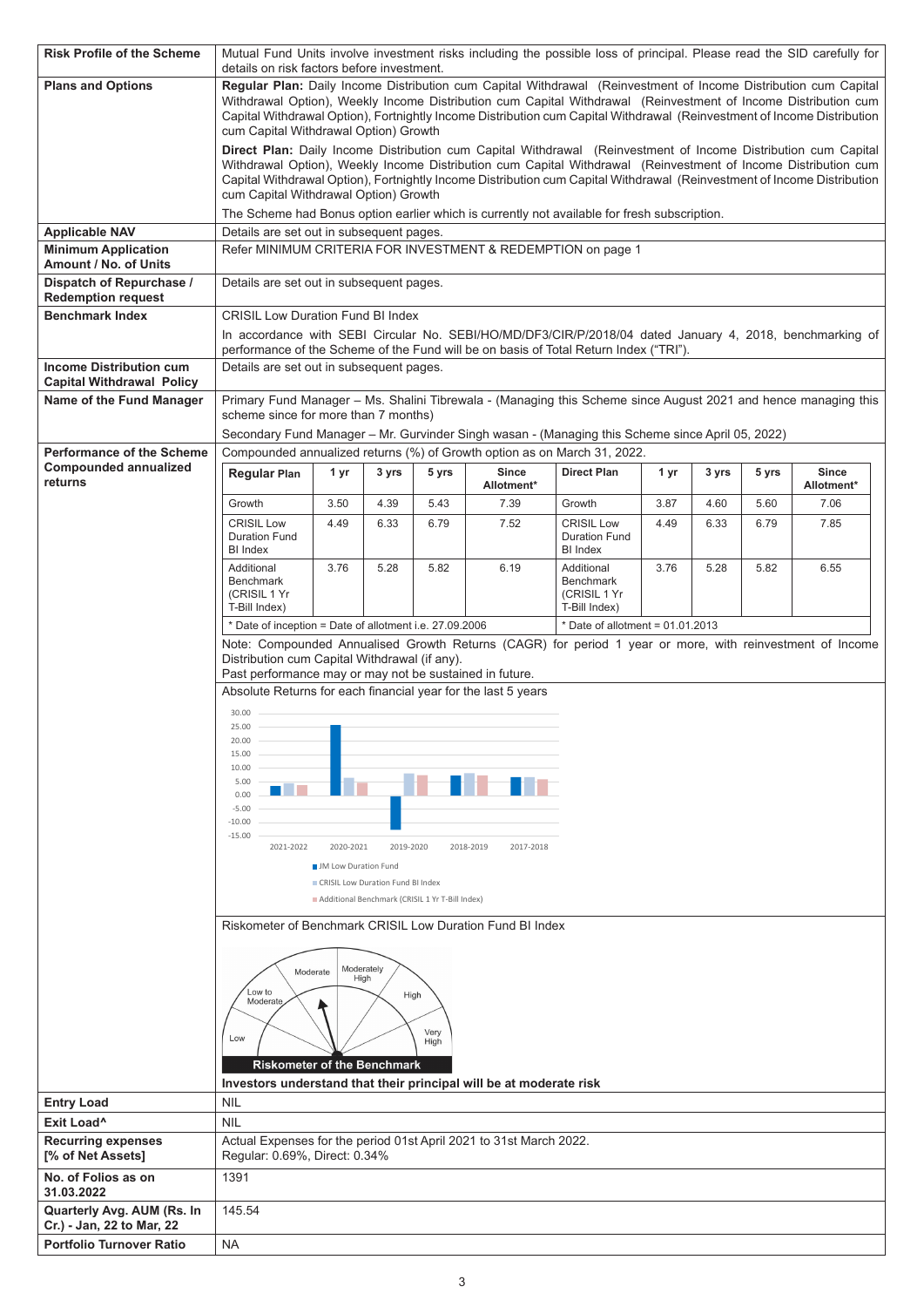| | |
|---|---|
| **Risk Profile of the Scheme** | Mutual Fund Units involve investment risks including the possible loss of principal. Please read the SID carefully for details on risk factors before investment. |
| **Plans and Options** | **Regular Plan:** Daily Income Distribution cum Capital Withdrawal (Reinvestment of Income Distribution cum Capital Withdrawal Option), Weekly Income Distribution cum Capital Withdrawal (Reinvestment of Income Distribution cum Capital Withdrawal Option), Fortnightly Income Distribution cum Capital Withdrawal (Reinvestment of Income Distribution cum Capital Withdrawal Option) Growth<br>**Direct Plan:** Daily Income Distribution cum Capital Withdrawal (Reinvestment of Income Distribution cum Capital Withdrawal Option), Weekly Income Distribution cum Capital Withdrawal (Reinvestment of Income Distribution cum Capital Withdrawal Option), Fortnightly Income Distribution cum Capital Withdrawal (Reinvestment of Income Distribution cum Capital Withdrawal Option) Growth<br>The Scheme had Bonus option earlier which is currently not available for fresh subscription. |
| **Applicable NAV** | Details are set out in subsequent pages. |
| **Minimum Application Amount / No. of Units** | Refer MINIMUM CRITERIA FOR INVESTMENT & REDEMPTION on page 1 |
| **Dispatch of Repurchase / Redemption request** | Details are set out in subsequent pages. |
| **Benchmark Index** | CRISIL Low Duration Fund BI Index<br>In accordance with SEBI Circular No. SEBI/HO/MD/DF3/CIR/P/2018/04 dated January 4, 2018, benchmarking of performance of the Scheme of the Fund will be on basis of Total Return Index ("TRI"). |
| **Income Distribution cum Capital Withdrawal Policy** | Details are set out in subsequent pages. |
| **Name of the Fund Manager** | Primary Fund Manager – Ms. Shalini Tibrewala - (Managing this Scheme since August 2021 and hence managing this scheme since for more than 7 months)<br>Secondary Fund Manager – Mr. Gurvinder Singh wasan - (Managing this Scheme since April 05, 2022) |
| **Performance of the Scheme Compounded annualized returns** | Compounded annualized returns (%) of Growth option as on March 31, 2022. |

| Regular Plan | 1 yr | 3 yrs | 5 yrs | Since Allotment* | Direct Plan | 1 yr | 3 yrs | 5 yrs | Since Allotment* |
|---|---|---|---|---|---|---|---|---|---|
| Growth | 3.50 | 4.39 | 5.43 | 7.39 | Growth | 3.87 | 4.60 | 5.60 | 7.06 |
| CRISIL Low Duration Fund BI Index | 4.49 | 6.33 | 6.79 | 7.52 | CRISIL Low Duration Fund BI Index | 4.49 | 6.33 | 6.79 | 7.85 |
| Additional Benchmark (CRISIL 1 Yr T-Bill Index) | 3.76 | 5.28 | 5.82 | 6.19 | Additional Benchmark (CRISIL 1 Yr T-Bill Index) | 3.76 | 5.28 | 5.82 | 6.55 |
| * Date of inception = Date of allotment i.e. 27.09.2006 | | | | | * Date of allotment = 01.01.2013 | | | | |

Note: Compounded Annualised Growth Returns (CAGR) for period 1 year or more, with reinvestment of Income Distribution cum Capital Withdrawal (if any).
Past performance may or may not be sustained in future.

Absolute Returns for each financial year for the last 5 years

Riskometer of Benchmark CRISIL Low Duration Fund BI Index

**Investors understand that their principal will be at moderate risk**

| | |
|---|---|
| **Entry Load** | NIL |
| **Exit Load^** | NIL |
| **Recurring expenses [% of Net Assets]** | Actual Expenses for the period 01st April 2021 to 31st March 2022.<br>Regular: 0.69%, Direct: 0.34% |
| **No. of Folios as on 31.03.2022** | 1391 |
| **Quarterly Avg. AUM (Rs. In Cr.) - Jan, 22 to Mar, 22** | 145.54 |
| **Portfolio Turnover Ratio** | NA |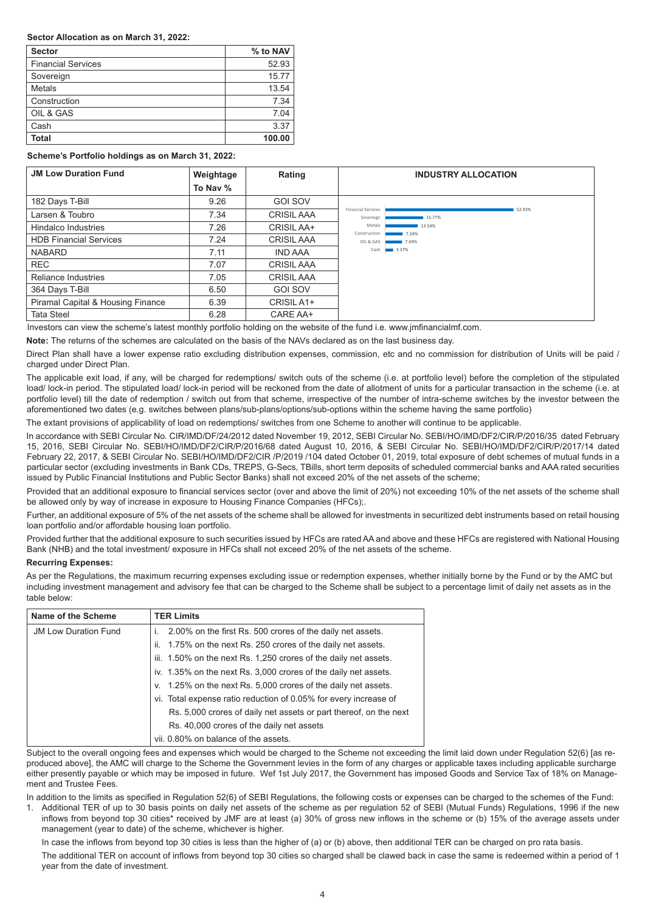**Sector Allocation as on March 31, 2022:**

| Sector | % to NAV |
|---|---|
| Financial Services | 52.93 |
| Sovereign | 15.77 |
| Metals | 13.54 |
| Construction | 7.34 |
| OIL & GAS | 7.04 |
| Cash | 3.37 |
| **Total** | **100.00** |

**Scheme's Portfolio holdings as on March 31, 2022:**

| JM Low Duration Fund | Weightage To Nav % | Rating |
|---|---|---|
| 182 Days T-Bill | 9.26 | GOI SOV |
| Larsen & Toubro | 7.34 | CRISIL AAA |
| Hindalco Industries | 7.26 | CRISIL AA+ |
| HDB Financial Services | 7.24 | CRISIL AAA |
| NABARD | 7.11 | IND AAA |
| REC | 7.07 | CRISIL AAA |
| Reliance Industries | 7.05 | CRISIL AAA |
| 364 Days T-Bill | 6.50 | GOI SOV |
| Piramal Capital & Housing Finance | 6.39 | CRISIL A1+ |
| Tata Steel | 6.28 | CARE AA+ |

**INDUSTRY ALLOCATION**

| Industry | % |
|---|---|
| Financial Services | 52.93% |
| Sovereign | 15.77% |
| Metals | 13.54% |
| Construction | 7.34% |
| OIL & GAS | 7.04% |
| Cash | 3.37% |

Investors can view the scheme's latest monthly portfolio holding on the website of the fund i.e. www.jmfinancialmf.com.

**Note:** The returns of the schemes are calculated on the basis of the NAVs declared as on the last business day.

Direct Plan shall have a lower expense ratio excluding distribution expenses, commission, etc and no commission for distribution of Units will be paid / charged under Direct Plan.

The applicable exit load, if any, will be charged for redemptions/ switch outs of the scheme (i.e. at portfolio level) before the completion of the stipulated load/ lock-in period. The stipulated load/ lock-in period will be reckoned from the date of allotment of units for a particular transaction in the scheme (i.e. at portfolio level) till the date of redemption / switch out from that scheme, irrespective of the number of intra-scheme switches by the investor between the aforementioned two dates (e.g. switches between plans/sub-plans/options/sub-options within the scheme having the same portfolio)

The extant provisions of applicability of load on redemptions/ switches from one Scheme to another will continue to be applicable.

In accordance with SEBI Circular No. CIR/IMD/DF/24/2012 dated November 19, 2012, SEBI Circular No. SEBI/HO/IMD/DF2/CIR/P/2016/35 dated February 15, 2016, SEBI Circular No. SEBI/HO/IMD/DF2/CIR/P/2016/68 dated August 10, 2016, & SEBI Circular No. SEBI/HO/IMD/DF2/CIR/P/2017/14 dated February 22, 2017, & SEBI Circular No. SEBI/HO/IMD/DF2/CIR /P/2019 /104 dated October 01, 2019, total exposure of debt schemes of mutual funds in a particular sector (excluding investments in Bank CDs, TREPS, G-Secs, TBills, short term deposits of scheduled commercial banks and AAA rated securities issued by Public Financial Institutions and Public Sector Banks) shall not exceed 20% of the net assets of the scheme;

Provided that an additional exposure to financial services sector (over and above the limit of 20%) not exceeding 10% of the net assets of the scheme shall be allowed only by way of increase in exposure to Housing Finance Companies (HFCs);.

Further, an additional exposure of 5% of the net assets of the scheme shall be allowed for investments in securitized debt instruments based on retail housing loan portfolio and/or affordable housing loan portfolio.

Provided further that the additional exposure to such securities issued by HFCs are rated AA and above and these HFCs are registered with National Housing Bank (NHB) and the total investment/ exposure in HFCs shall not exceed 20% of the net assets of the scheme.

**Recurring Expenses:**

As per the Regulations, the maximum recurring expenses excluding issue or redemption expenses, whether initially borne by the Fund or by the AMC but including investment management and advisory fee that can be charged to the Scheme shall be subject to a percentage limit of daily net assets as in the table below:

| Name of the Scheme | TER Limits |
|---|---|
| JM Low Duration Fund | i. 2.00% on the first Rs. 500 crores of the daily net assets.<br>ii. 1.75% on the next Rs. 250 crores of the daily net assets.<br>iii. 1.50% on the next Rs. 1,250 crores of the daily net assets.<br>iv. 1.35% on the next Rs. 3,000 crores of the daily net assets.<br>v. 1.25% on the next Rs. 5,000 crores of the daily net assets.<br>vi. Total expense ratio reduction of 0.05% for every increase of Rs. 5,000 crores of daily net assets or part thereof, on the next Rs. 40,000 crores of the daily net assets<br>vii. 0.80% on balance of the assets. |

Subject to the overall ongoing fees and expenses which would be charged to the Scheme not exceeding the limit laid down under Regulation 52(6) [as reproduced above], the AMC will charge to the Scheme the Government levies in the form of any charges or applicable taxes including applicable surcharge either presently payable or which may be imposed in future. Wef 1st July 2017, the Government has imposed Goods and Service Tax of 18% on Management and Trustee Fees.

In addition to the limits as specified in Regulation 52(6) of SEBI Regulations, the following costs or expenses can be charged to the schemes of the Fund:

1. Additional TER of up to 30 basis points on daily net assets of the scheme as per regulation 52 of SEBI (Mutual Funds) Regulations, 1996 if the new inflows from beyond top 30 cities* received by JMF are at least (a) 30% of gross new inflows in the scheme or (b) 15% of the average assets under management (year to date) of the scheme, whichever is higher.

   In case the inflows from beyond top 30 cities is less than the higher of (a) or (b) above, then additional TER can be charged on pro rata basis.

   The additional TER on account of inflows from beyond top 30 cities so charged shall be clawed back in case the same is redeemed within a period of 1 year from the date of investment.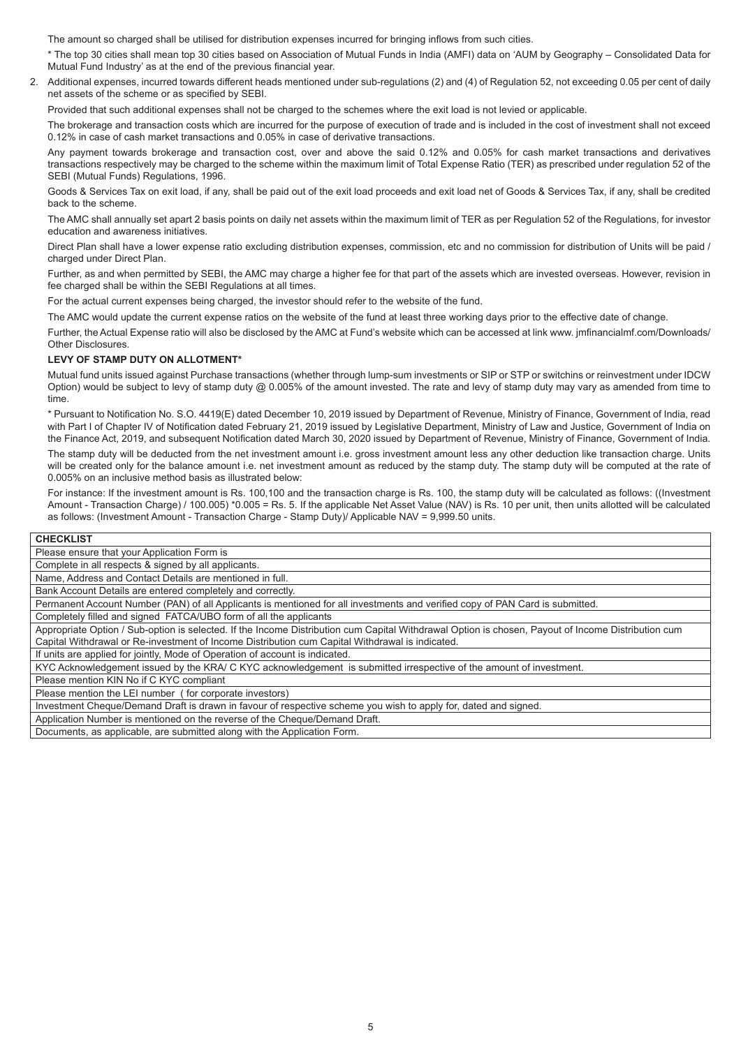The amount so charged shall be utilised for distribution expenses incurred for bringing inflows from such cities.

* The top 30 cities shall mean top 30 cities based on Association of Mutual Funds in India (AMFI) data on 'AUM by Geography – Consolidated Data for Mutual Fund Industry' as at the end of the previous financial year.

2. Additional expenses, incurred towards different heads mentioned under sub-regulations (2) and (4) of Regulation 52, not exceeding 0.05 per cent of daily net assets of the scheme or as specified by SEBI.

   Provided that such additional expenses shall not be charged to the schemes where the exit load is not levied or applicable.

   The brokerage and transaction costs which are incurred for the purpose of execution of trade and is included in the cost of investment shall not exceed 0.12% in case of cash market transactions and 0.05% in case of derivative transactions.

   Any payment towards brokerage and transaction cost, over and above the said 0.12% and 0.05% for cash market transactions and derivatives transactions respectively may be charged to the scheme within the maximum limit of Total Expense Ratio (TER) as prescribed under regulation 52 of the SEBI (Mutual Funds) Regulations, 1996.

   Goods & Services Tax on exit load, if any, shall be paid out of the exit load proceeds and exit load net of Goods & Services Tax, if any, shall be credited back to the scheme.

   The AMC shall annually set apart 2 basis points on daily net assets within the maximum limit of TER as per Regulation 52 of the Regulations, for investor education and awareness initiatives.

   Direct Plan shall have a lower expense ratio excluding distribution expenses, commission, etc and no commission for distribution of Units will be paid / charged under Direct Plan.

   Further, as and when permitted by SEBI, the AMC may charge a higher fee for that part of the assets which are invested overseas. However, revision in fee charged shall be within the SEBI Regulations at all times.

   For the actual current expenses being charged, the investor should refer to the website of the fund.

   The AMC would update the current expense ratios on the website of the fund at least three working days prior to the effective date of change.

   Further, the Actual Expense ratio will also be disclosed by the AMC at Fund's website which can be accessed at link www. jmfinancialmf.com/Downloads/ Other Disclosures.

**LEVY OF STAMP DUTY ON ALLOTMENT***

Mutual fund units issued against Purchase transactions (whether through lump-sum investments or SIP or STP or switchins or reinvestment under IDCW Option) would be subject to levy of stamp duty @ 0.005% of the amount invested. The rate and levy of stamp duty may vary as amended from time to time.

* Pursuant to Notification No. S.O. 4419(E) dated December 10, 2019 issued by Department of Revenue, Ministry of Finance, Government of India, read with Part I of Chapter IV of Notification dated February 21, 2019 issued by Legislative Department, Ministry of Law and Justice, Government of India on the Finance Act, 2019, and subsequent Notification dated March 30, 2020 issued by Department of Revenue, Ministry of Finance, Government of India.

The stamp duty will be deducted from the net investment amount i.e. gross investment amount less any other deduction like transaction charge. Units will be created only for the balance amount i.e. net investment amount as reduced by the stamp duty. The stamp duty will be computed at the rate of 0.005% on an inclusive method basis as illustrated below:

For instance: If the investment amount is Rs. 100,100 and the transaction charge is Rs. 100, the stamp duty will be calculated as follows: ((Investment Amount - Transaction Charge) / 100.005) *0.005 = Rs. 5. If the applicable Net Asset Value (NAV) is Rs. 10 per unit, then units allotted will be calculated as follows: (Investment Amount - Transaction Charge - Stamp Duty)/ Applicable NAV = 9,999.50 units.

| **CHECKLIST** |
|---|
| Please ensure that your Application Form is |
| Complete in all respects & signed by all applicants. |
| Name, Address and Contact Details are mentioned in full. |
| Bank Account Details are entered completely and correctly. |
| Permanent Account Number (PAN) of all Applicants is mentioned for all investments and verified copy of PAN Card is submitted. |
| Completely filled and signed FATCA/UBO form of all the applicants |
| Appropriate Option / Sub-option is selected. If the Income Distribution cum Capital Withdrawal Option is chosen, Payout of Income Distribution cum Capital Withdrawal or Re-investment of Income Distribution cum Capital Withdrawal is indicated. |
| If units are applied for jointly, Mode of Operation of account is indicated. |
| KYC Acknowledgement issued by the KRA/ C KYC acknowledgement is submitted irrespective of the amount of investment. |
| Please mention KIN No if C KYC compliant |
| Please mention the LEI number ( for corporate investors) |
| Investment Cheque/Demand Draft is drawn in favour of respective scheme you wish to apply for, dated and signed. |
| Application Number is mentioned on the reverse of the Cheque/Demand Draft. |
| Documents, as applicable, are submitted along with the Application Form. |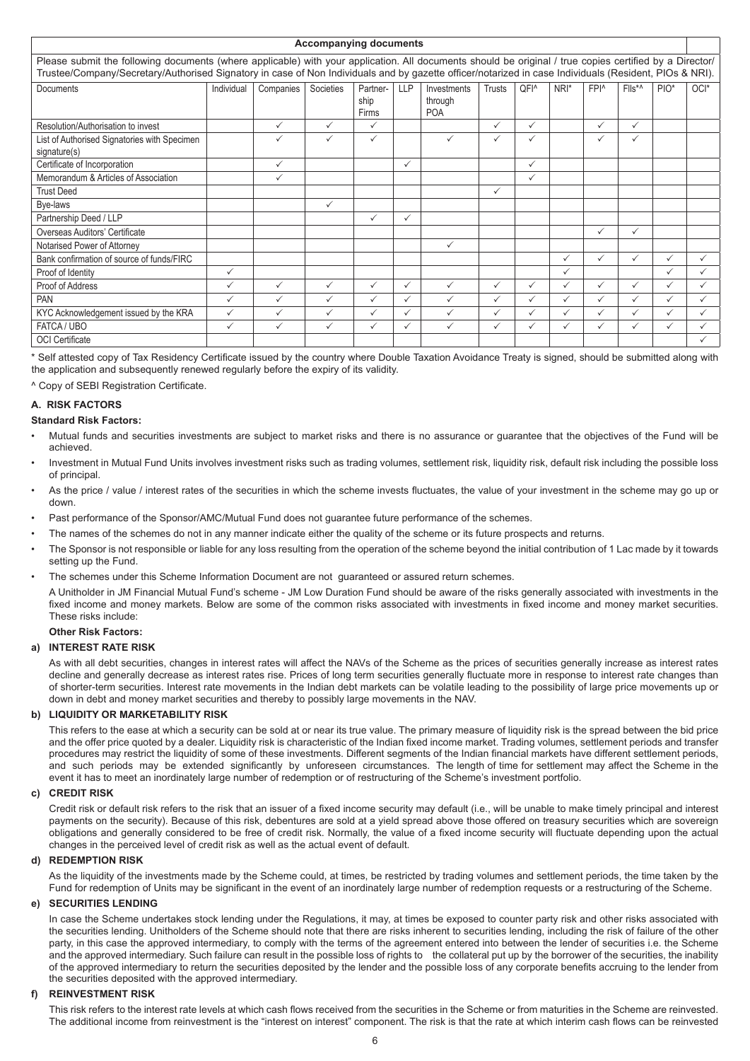**Accompanying documents**

Please submit the following documents (where applicable) with your application. All documents should be original / true copies certified by a Director/ Trustee/Company/Secretary/Authorised Signatory in case of Non Individuals and by gazette officer/notarized in case Individuals (Resident, PIOs & NRI).

| Documents | Individual | Companies | Societies | Partner-ship Firms | LLP | Investments through POA | Trusts | QFI^ | NRI* | FPI^ | FIIs*^ | PIO* | OCI* |
|---|---|---|---|---|---|---|---|---|---|---|---|---|---|
| Resolution/Authorisation to invest | | ✓ | ✓ | ✓ | | | ✓ | ✓ | | ✓ | ✓ | | |
| List of Authorised Signatories with Specimen signature(s) | | ✓ | ✓ | ✓ | | ✓ | ✓ | ✓ | | ✓ | ✓ | | |
| Certificate of Incorporation | | ✓ | | | ✓ | | | ✓ | | | | | |
| Memorandum & Articles of Association | | ✓ | | | | | | ✓ | | | | | |
| Trust Deed | | | | | | | ✓ | | | | | | |
| Bye-laws | | | ✓ | | | | | | | | | | |
| Partnership Deed / LLP | | | | ✓ | ✓ | | | | | | | | |
| Overseas Auditors' Certificate | | | | | | | | | | ✓ | ✓ | | |
| Notarised Power of Attorney | | | | | | ✓ | | | | | | | |
| Bank confirmation of source of funds/FIRC | | | | | | | | | ✓ | ✓ | ✓ | ✓ | ✓ |
| Proof of Identity | ✓ | | | | | | | | ✓ | | | ✓ | ✓ |
| Proof of Address | ✓ | ✓ | ✓ | ✓ | ✓ | ✓ | ✓ | ✓ | ✓ | ✓ | ✓ | ✓ | ✓ |
| PAN | ✓ | ✓ | ✓ | ✓ | ✓ | ✓ | ✓ | ✓ | ✓ | ✓ | ✓ | ✓ | ✓ |
| KYC Acknowledgement issued by the KRA | ✓ | ✓ | ✓ | ✓ | ✓ | ✓ | ✓ | ✓ | ✓ | ✓ | ✓ | ✓ | ✓ |
| FATCA / UBO | ✓ | ✓ | ✓ | ✓ | ✓ | ✓ | ✓ | ✓ | ✓ | ✓ | ✓ | ✓ | ✓ |
| OCI Certificate | | | | | | | | | | | | | ✓ |

* Self attested copy of Tax Residency Certificate issued by the country where Double Taxation Avoidance Treaty is signed, should be submitted along with the application and subsequently renewed regularly before the expiry of its validity.

^ Copy of SEBI Registration Certificate.

### A. RISK FACTORS

**Standard Risk Factors:**

- Mutual funds and securities investments are subject to market risks and there is no assurance or guarantee that the objectives of the Fund will be achieved.
- Investment in Mutual Fund Units involves investment risks such as trading volumes, settlement risk, liquidity risk, default risk including the possible loss of principal.
- As the price / value / interest rates of the securities in which the scheme invests fluctuates, the value of your investment in the scheme may go up or down.
- Past performance of the Sponsor/AMC/Mutual Fund does not guarantee future performance of the schemes.
- The names of the schemes do not in any manner indicate either the quality of the scheme or its future prospects and returns.
- The Sponsor is not responsible or liable for any loss resulting from the operation of the scheme beyond the initial contribution of 1 Lac made by it towards setting up the Fund.
- The schemes under this Scheme Information Document are not guaranteed or assured return schemes.

A Unitholder in JM Financial Mutual Fund's scheme - JM Low Duration Fund should be aware of the risks generally associated with investments in the fixed income and money markets. Below are some of the common risks associated with investments in fixed income and money market securities. These risks include:

**Other Risk Factors:**

**a) INTEREST RATE RISK**

As with all debt securities, changes in interest rates will affect the NAVs of the Scheme as the prices of securities generally increase as interest rates decline and generally decrease as interest rates rise. Prices of long term securities generally fluctuate more in response to interest rate changes than of shorter-term securities. Interest rate movements in the Indian debt markets can be volatile leading to the possibility of large price movements up or down in debt and money market securities and thereby to possibly large movements in the NAV.

**b) LIQUIDITY OR MARKETABILITY RISK**

This refers to the ease at which a security can be sold at or near its true value. The primary measure of liquidity risk is the spread between the bid price and the offer price quoted by a dealer. Liquidity risk is characteristic of the Indian fixed income market. Trading volumes, settlement periods and transfer procedures may restrict the liquidity of some of these investments. Different segments of the Indian financial markets have different settlement periods, and such periods may be extended significantly by unforeseen circumstances. The length of time for settlement may affect the Scheme in the event it has to meet an inordinately large number of redemption or of restructuring of the Scheme's investment portfolio.

**c) CREDIT RISK**

Credit risk or default risk refers to the risk that an issuer of a fixed income security may default (i.e., will be unable to make timely principal and interest payments on the security). Because of this risk, debentures are sold at a yield spread above those offered on treasury securities which are sovereign obligations and generally considered to be free of credit risk. Normally, the value of a fixed income security will fluctuate depending upon the actual changes in the perceived level of credit risk as well as the actual event of default.

**d) REDEMPTION RISK**

As the liquidity of the investments made by the Scheme could, at times, be restricted by trading volumes and settlement periods, the time taken by the Fund for redemption of Units may be significant in the event of an inordinately large number of redemption requests or a restructuring of the Scheme.

**e) SECURITIES LENDING**

In case the Scheme undertakes stock lending under the Regulations, it may, at times be exposed to counter party risk and other risks associated with the securities lending. Unitholders of the Scheme should note that there are risks inherent to securities lending, including the risk of failure of the other party, in this case the approved intermediary, to comply with the terms of the agreement entered into between the lender of securities i.e. the Scheme and the approved intermediary. Such failure can result in the possible loss of rights to the collateral put up by the borrower of the securities, the inability of the approved intermediary to return the securities deposited by the lender and the possible loss of any corporate benefits accruing to the lender from the securities deposited with the approved intermediary.

**f) REINVESTMENT RISK**

This risk refers to the interest rate levels at which cash flows received from the securities in the Scheme or from maturities in the Scheme are reinvested. The additional income from reinvestment is the "interest on interest" component. The risk is that the rate at which interim cash flows can be reinvested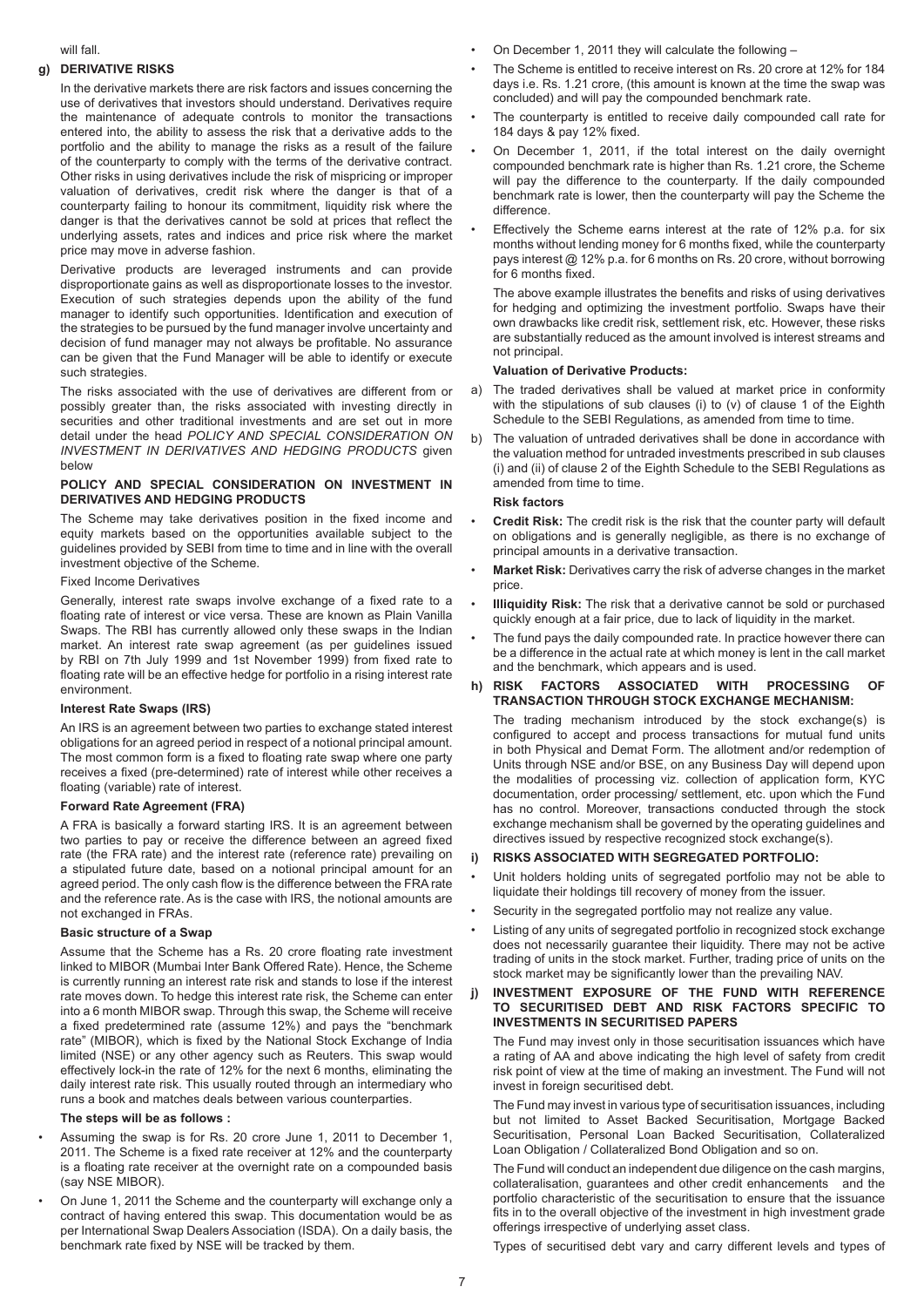will fall.

### g) DERIVATIVE RISKS

In the derivative markets there are risk factors and issues concerning the use of derivatives that investors should understand. Derivatives require the maintenance of adequate controls to monitor the transactions entered into, the ability to assess the risk that a derivative adds to the portfolio and the ability to manage the risks as a result of the failure of the counterparty to comply with the terms of the derivative contract. Other risks in using derivatives include the risk of mispricing or improper valuation of derivatives, credit risk where the danger is that of a counterparty failing to honour its commitment, liquidity risk where the danger is that the derivatives cannot be sold at prices that reflect the underlying assets, rates and indices and price risk where the market price may move in adverse fashion.

Derivative products are leveraged instruments and can provide disproportionate gains as well as disproportionate losses to the investor. Execution of such strategies depends upon the ability of the fund manager to identify such opportunities. Identification and execution of the strategies to be pursued by the fund manager involve uncertainty and decision of fund manager may not always be profitable. No assurance can be given that the Fund Manager will be able to identify or execute such strategies.

The risks associated with the use of derivatives are different from or possibly greater than, the risks associated with investing directly in securities and other traditional investments and are set out in more detail under the head *POLICY AND SPECIAL CONSIDERATION ON INVESTMENT IN DERIVATIVES AND HEDGING PRODUCTS* given below

**POLICY AND SPECIAL CONSIDERATION ON INVESTMENT IN DERIVATIVES AND HEDGING PRODUCTS**

The Scheme may take derivatives position in the fixed income and equity markets based on the opportunities available subject to the guidelines provided by SEBI from time to time and in line with the overall investment objective of the Scheme.

Fixed Income Derivatives

Generally, interest rate swaps involve exchange of a fixed rate to a floating rate of interest or vice versa. These are known as Plain Vanilla Swaps. The RBI has currently allowed only these swaps in the Indian market. An interest rate swap agreement (as per guidelines issued by RBI on 7th July 1999 and 1st November 1999) from fixed rate to floating rate will be an effective hedge for portfolio in a rising interest rate environment.

**Interest Rate Swaps (IRS)**

An IRS is an agreement between two parties to exchange stated interest obligations for an agreed period in respect of a notional principal amount. The most common form is a fixed to floating rate swap where one party receives a fixed (pre-determined) rate of interest while other receives a floating (variable) rate of interest.

**Forward Rate Agreement (FRA)**

A FRA is basically a forward starting IRS. It is an agreement between two parties to pay or receive the difference between an agreed fixed rate (the FRA rate) and the interest rate (reference rate) prevailing on a stipulated future date, based on a notional principal amount for an agreed period. The only cash flow is the difference between the FRA rate and the reference rate. As is the case with IRS, the notional amounts are not exchanged in FRAs.

**Basic structure of a Swap**

Assume that the Scheme has a Rs. 20 crore floating rate investment linked to MIBOR (Mumbai Inter Bank Offered Rate). Hence, the Scheme is currently running an interest rate risk and stands to lose if the interest rate moves down. To hedge this interest rate risk, the Scheme can enter into a 6 month MIBOR swap. Through this swap, the Scheme will receive a fixed predetermined rate (assume 12%) and pays the "benchmark rate" (MIBOR), which is fixed by the National Stock Exchange of India limited (NSE) or any other agency such as Reuters. This swap would effectively lock-in the rate of 12% for the next 6 months, eliminating the daily interest rate risk. This usually routed through an intermediary who runs a book and matches deals between various counterparties.

**The steps will be as follows :**

- Assuming the swap is for Rs. 20 crore June 1, 2011 to December 1, 2011. The Scheme is a fixed rate receiver at 12% and the counterparty is a floating rate receiver at the overnight rate on a compounded basis (say NSE MIBOR).
- On June 1, 2011 the Scheme and the counterparty will exchange only a contract of having entered this swap. This documentation would be as per International Swap Dealers Association (ISDA). On a daily basis, the benchmark rate fixed by NSE will be tracked by them.
- On December 1, 2011 they will calculate the following –
- The Scheme is entitled to receive interest on Rs. 20 crore at 12% for 184 days i.e. Rs. 1.21 crore, (this amount is known at the time the swap was concluded) and will pay the compounded benchmark rate.
- The counterparty is entitled to receive daily compounded call rate for 184 days & pay 12% fixed.
- On December 1, 2011, if the total interest on the daily overnight compounded benchmark rate is higher than Rs. 1.21 crore, the Scheme will pay the difference to the counterparty. If the daily compounded benchmark rate is lower, then the counterparty will pay the Scheme the difference.
- Effectively the Scheme earns interest at the rate of 12% p.a. for six months without lending money for 6 months fixed, while the counterparty pays interest @ 12% p.a. for 6 months on Rs. 20 crore, without borrowing for 6 months fixed.

The above example illustrates the benefits and risks of using derivatives for hedging and optimizing the investment portfolio. Swaps have their own drawbacks like credit risk, settlement risk, etc. However, these risks are substantially reduced as the amount involved is interest streams and not principal.

**Valuation of Derivative Products:**

a) The traded derivatives shall be valued at market price in conformity with the stipulations of sub clauses (i) to (v) of clause 1 of the Eighth Schedule to the SEBI Regulations, as amended from time to time.

b) The valuation of untraded derivatives shall be done in accordance with the valuation method for untraded investments prescribed in sub clauses (i) and (ii) of clause 2 of the Eighth Schedule to the SEBI Regulations as amended from time to time.

**Risk factors**

- **Credit Risk:** The credit risk is the risk that the counter party will default on obligations and is generally negligible, as there is no exchange of principal amounts in a derivative transaction.
- **Market Risk:** Derivatives carry the risk of adverse changes in the market price.
- **Illiquidity Risk:** The risk that a derivative cannot be sold or purchased quickly enough at a fair price, due to lack of liquidity in the market.
- The fund pays the daily compounded rate. In practice however there can be a difference in the actual rate at which money is lent in the call market and the benchmark, which appears and is used.

### h) RISK FACTORS ASSOCIATED WITH PROCESSING OF TRANSACTION THROUGH STOCK EXCHANGE MECHANISM:

The trading mechanism introduced by the stock exchange(s) is configured to accept and process transactions for mutual fund units in both Physical and Demat Form. The allotment and/or redemption of Units through NSE and/or BSE, on any Business Day will depend upon the modalities of processing viz. collection of application form, KYC documentation, order processing/ settlement, etc. upon which the Fund has no control. Moreover, transactions conducted through the stock exchange mechanism shall be governed by the operating guidelines and directives issued by respective recognized stock exchange(s).

### i) RISKS ASSOCIATED WITH SEGREGATED PORTFOLIO:

- Unit holders holding units of segregated portfolio may not be able to liquidate their holdings till recovery of money from the issuer.
- Security in the segregated portfolio may not realize any value.
- Listing of any units of segregated portfolio in recognized stock exchange does not necessarily guarantee their liquidity. There may not be active trading of units in the stock market. Further, trading price of units on the stock market may be significantly lower than the prevailing NAV.

### j) INVESTMENT EXPOSURE OF THE FUND WITH REFERENCE TO SECURITISED DEBT AND RISK FACTORS SPECIFIC TO INVESTMENTS IN SECURITISED PAPERS

The Fund may invest only in those securitisation issuances which have a rating of AA and above indicating the high level of safety from credit risk point of view at the time of making an investment. The Fund will not invest in foreign securitised debt.

The Fund may invest in various type of securitisation issuances, including but not limited to Asset Backed Securitisation, Mortgage Backed Securitisation, Personal Loan Backed Securitisation, Collateralized Loan Obligation / Collateralized Bond Obligation and so on.

The Fund will conduct an independent due diligence on the cash margins, collateralisation, guarantees and other credit enhancements and the portfolio characteristic of the securitisation to ensure that the issuance fits in to the overall objective of the investment in high investment grade offerings irrespective of underlying asset class.

Types of securitised debt vary and carry different levels and types of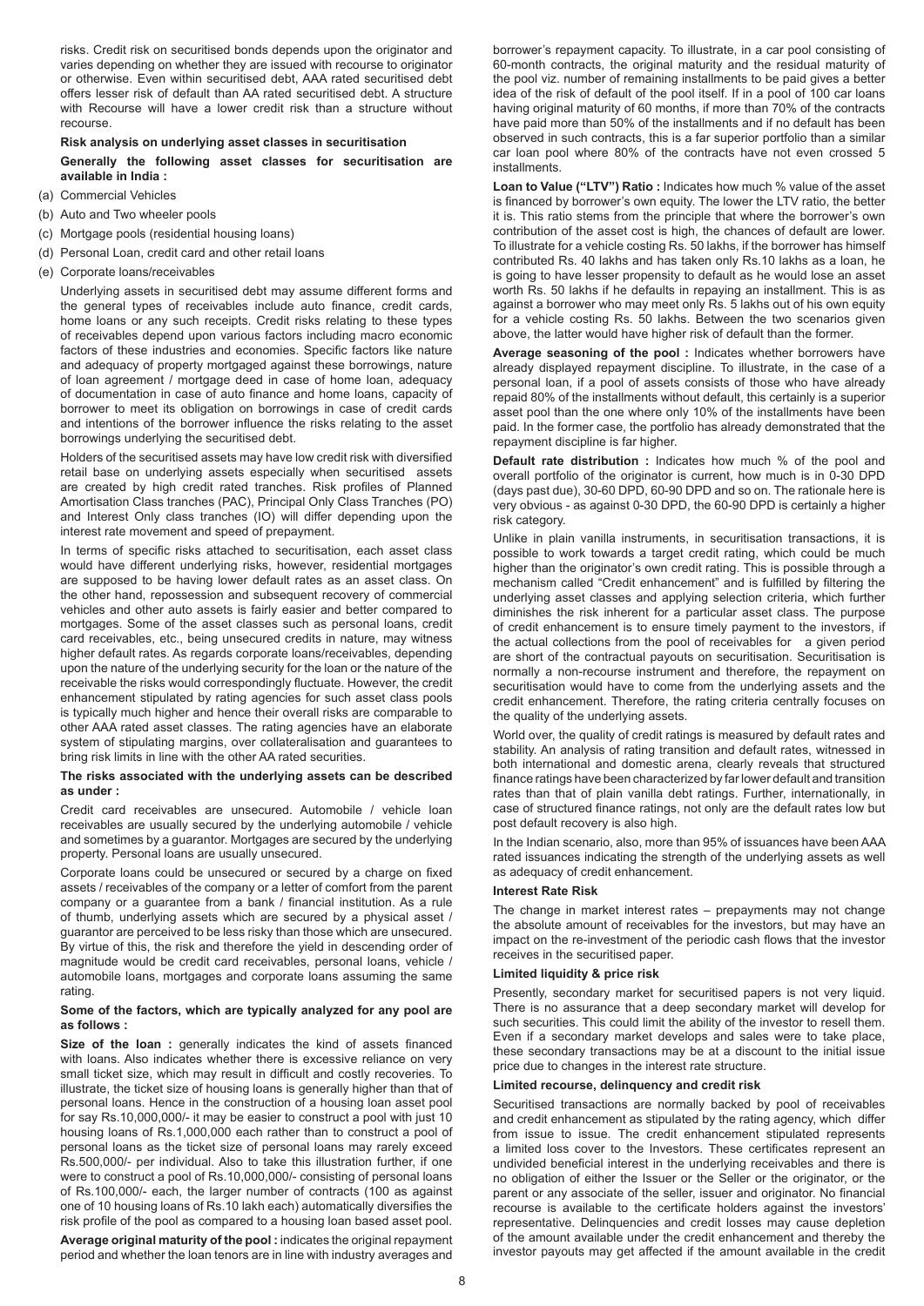risks. Credit risk on securitised bonds depends upon the originator and varies depending on whether they are issued with recourse to originator or otherwise. Even within securitised debt, AAA rated securitised debt offers lesser risk of default than AA rated securitised debt. A structure with Recourse will have a lower credit risk than a structure without recourse.

**Risk analysis on underlying asset classes in securitisation**

**Generally the following asset classes for securitisation are available in India :**

(a) Commercial Vehicles

(b) Auto and Two wheeler pools

(c) Mortgage pools (residential housing loans)

(d) Personal Loan, credit card and other retail loans

(e) Corporate loans/receivables

Underlying assets in securitised debt may assume different forms and the general types of receivables include auto finance, credit cards, home loans or any such receipts. Credit risks relating to these types of receivables depend upon various factors including macro economic factors of these industries and economies. Specific factors like nature and adequacy of property mortgaged against these borrowings, nature of loan agreement / mortgage deed in case of home loan, adequacy of documentation in case of auto finance and home loans, capacity of borrower to meet its obligation on borrowings in case of credit cards and intentions of the borrower influence the risks relating to the asset borrowings underlying the securitised debt.

Holders of the securitised assets may have low credit risk with diversified retail base on underlying assets especially when securitised assets are created by high credit rated tranches. Risk profiles of Planned Amortisation Class tranches (PAC), Principal Only Class Tranches (PO) and Interest Only class tranches (IO) will differ depending upon the interest rate movement and speed of prepayment.

In terms of specific risks attached to securitisation, each asset class would have different underlying risks, however, residential mortgages are supposed to be having lower default rates as an asset class. On the other hand, repossession and subsequent recovery of commercial vehicles and other auto assets is fairly easier and better compared to mortgages. Some of the asset classes such as personal loans, credit card receivables, etc., being unsecured credits in nature, may witness higher default rates. As regards corporate loans/receivables, depending upon the nature of the underlying security for the loan or the nature of the receivable the risks would correspondingly fluctuate. However, the credit enhancement stipulated by rating agencies for such asset class pools is typically much higher and hence their overall risks are comparable to other AAA rated asset classes. The rating agencies have an elaborate system of stipulating margins, over collateralisation and guarantees to bring risk limits in line with the other AA rated securities.

**The risks associated with the underlying assets can be described as under :**

Credit card receivables are unsecured. Automobile / vehicle loan receivables are usually secured by the underlying automobile / vehicle and sometimes by a guarantor. Mortgages are secured by the underlying property. Personal loans are usually unsecured.

Corporate loans could be unsecured or secured by a charge on fixed assets / receivables of the company or a letter of comfort from the parent company or a guarantee from a bank / financial institution. As a rule of thumb, underlying assets which are secured by a physical asset / guarantor are perceived to be less risky than those which are unsecured. By virtue of this, the risk and therefore the yield in descending order of magnitude would be credit card receivables, personal loans, vehicle / automobile loans, mortgages and corporate loans assuming the same rating.

**Some of the factors, which are typically analyzed for any pool are as follows :**

**Size of the loan :** generally indicates the kind of assets financed with loans. Also indicates whether there is excessive reliance on very small ticket size, which may result in difficult and costly recoveries. To illustrate, the ticket size of housing loans is generally higher than that of personal loans. Hence in the construction of a housing loan asset pool for say Rs.10,000,000/- it may be easier to construct a pool with just 10 housing loans of Rs.1,000,000 each rather than to construct a pool of personal loans as the ticket size of personal loans may rarely exceed Rs.500,000/- per individual. Also to take this illustration further, if one were to construct a pool of Rs.10,000,000/- consisting of personal loans of Rs.100,000/- each, the larger number of contracts (100 as against one of 10 housing loans of Rs.10 lakh each) automatically diversifies the risk profile of the pool as compared to a housing loan based asset pool.

**Average original maturity of the pool :** indicates the original repayment period and whether the loan tenors are in line with industry averages and borrower's repayment capacity. To illustrate, in a car pool consisting of 60-month contracts, the original maturity and the residual maturity of the pool viz. number of remaining installments to be paid gives a better idea of the risk of default of the pool itself. If in a pool of 100 car loans having original maturity of 60 months, if more than 70% of the contracts have paid more than 50% of the installments and if no default has been observed in such contracts, this is a far superior portfolio than a similar car loan pool where 80% of the contracts have not even crossed 5 installments.

**Loan to Value ("LTV") Ratio :** Indicates how much % value of the asset is financed by borrower's own equity. The lower the LTV ratio, the better it is. This ratio stems from the principle that where the borrower's own contribution of the asset cost is high, the chances of default are lower. To illustrate for a vehicle costing Rs. 50 lakhs, if the borrower has himself contributed Rs. 40 lakhs and has taken only Rs.10 lakhs as a loan, he is going to have lesser propensity to default as he would lose an asset worth Rs. 50 lakhs if he defaults in repaying an installment. This is as against a borrower who may meet only Rs. 5 lakhs out of his own equity for a vehicle costing Rs. 50 lakhs. Between the two scenarios given above, the latter would have higher risk of default than the former.

**Average seasoning of the pool :** Indicates whether borrowers have already displayed repayment discipline. To illustrate, in the case of a personal loan, if a pool of assets consists of those who have already repaid 80% of the installments without default, this certainly is a superior asset pool than the one where only 10% of the installments have been paid. In the former case, the portfolio has already demonstrated that the repayment discipline is far higher.

**Default rate distribution :** Indicates how much % of the pool and overall portfolio of the originator is current, how much is in 0-30 DPD (days past due), 30-60 DPD, 60-90 DPD and so on. The rationale here is very obvious - as against 0-30 DPD, the 60-90 DPD is certainly a higher risk category.

Unlike in plain vanilla instruments, in securitisation transactions, it is possible to work towards a target credit rating, which could be much higher than the originator's own credit rating. This is possible through a mechanism called "Credit enhancement" and is fulfilled by filtering the underlying asset classes and applying selection criteria, which further diminishes the risk inherent for a particular asset class. The purpose of credit enhancement is to ensure timely payment to the investors, if the actual collections from the pool of receivables for a given period are short of the contractual payouts on securitisation. Securitisation is normally a non-recourse instrument and therefore, the repayment on securitisation would have to come from the underlying assets and the credit enhancement. Therefore, the rating criteria centrally focuses on the quality of the underlying assets.

World over, the quality of credit ratings is measured by default rates and stability. An analysis of rating transition and default rates, witnessed in both international and domestic arena, clearly reveals that structured finance ratings have been characterized by far lower default and transition rates than that of plain vanilla debt ratings. Further, internationally, in case of structured finance ratings, not only are the default rates low but post default recovery is also high.

In the Indian scenario, also, more than 95% of issuances have been AAA rated issuances indicating the strength of the underlying assets as well as adequacy of credit enhancement.

**Interest Rate Risk**

The change in market interest rates – prepayments may not change the absolute amount of receivables for the investors, but may have an impact on the re-investment of the periodic cash flows that the investor receives in the securitised paper.

**Limited liquidity & price risk**

Presently, secondary market for securitised papers is not very liquid. There is no assurance that a deep secondary market will develop for such securities. This could limit the ability of the investor to resell them. Even if a secondary market develops and sales were to take place, these secondary transactions may be at a discount to the initial issue price due to changes in the interest rate structure.

**Limited recourse, delinquency and credit risk**

Securitised transactions are normally backed by pool of receivables and credit enhancement as stipulated by the rating agency, which differ from issue to issue. The credit enhancement stipulated represents a limited loss cover to the Investors. These certificates represent an undivided beneficial interest in the underlying receivables and there is no obligation of either the Issuer or the Seller or the originator, or the parent or any associate of the seller, issuer and originator. No financial recourse is available to the certificate holders against the investors' representative. Delinquencies and credit losses may cause depletion of the amount available under the credit enhancement and thereby the investor payouts may get affected if the amount available in the credit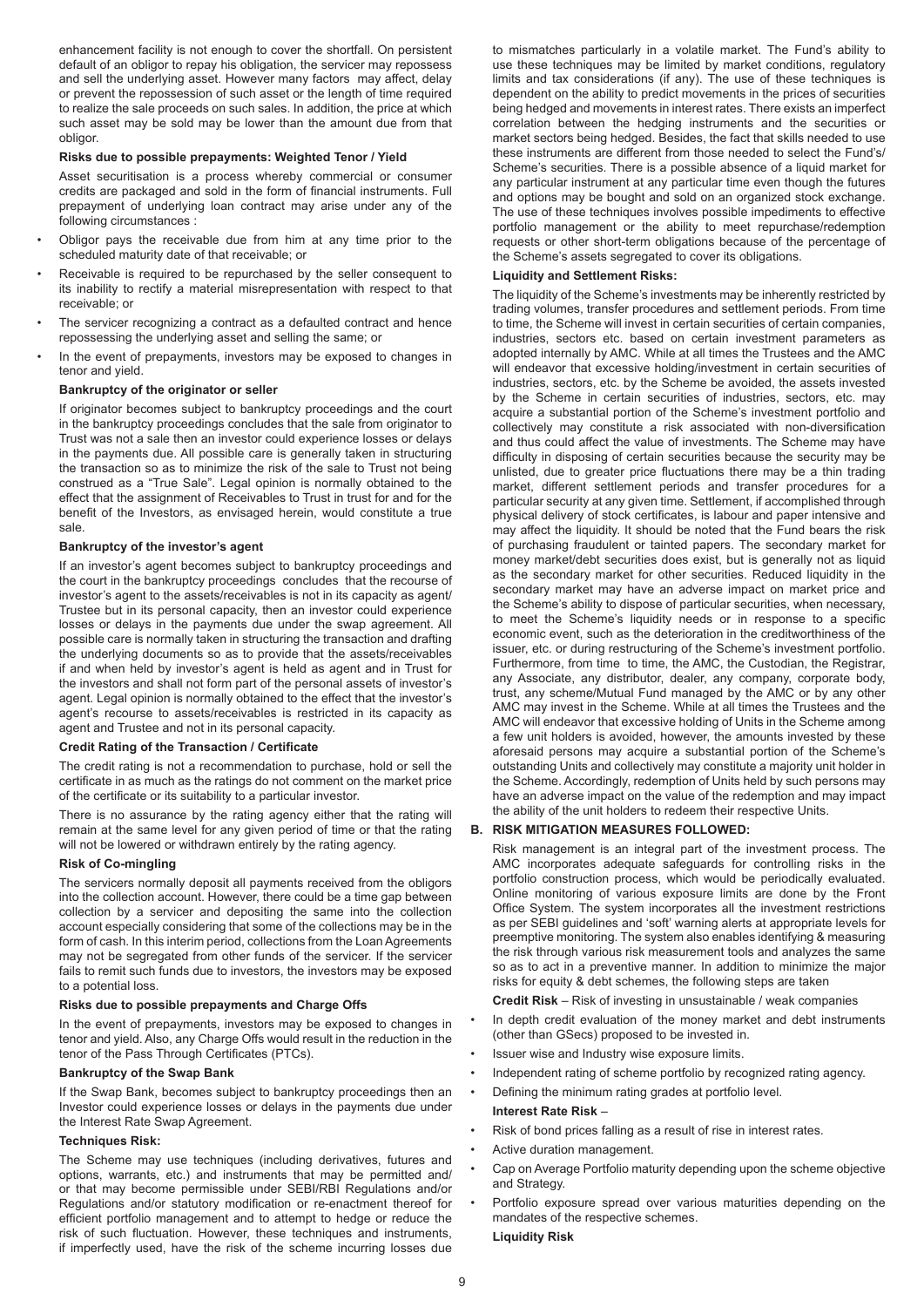enhancement facility is not enough to cover the shortfall. On persistent default of an obligor to repay his obligation, the servicer may repossess and sell the underlying asset. However many factors may affect, delay or prevent the repossession of such asset or the length of time required to realize the sale proceeds on such sales. In addition, the price at which such asset may be sold may be lower than the amount due from that obligor.

**Risks due to possible prepayments: Weighted Tenor / Yield**

Asset securitisation is a process whereby commercial or consumer credits are packaged and sold in the form of financial instruments. Full prepayment of underlying loan contract may arise under any of the following circumstances :

- Obligor pays the receivable due from him at any time prior to the scheduled maturity date of that receivable; or
- Receivable is required to be repurchased by the seller consequent to its inability to rectify a material misrepresentation with respect to that receivable; or
- The servicer recognizing a contract as a defaulted contract and hence repossessing the underlying asset and selling the same; or
- In the event of prepayments, investors may be exposed to changes in tenor and yield.

**Bankruptcy of the originator or seller**

If originator becomes subject to bankruptcy proceedings and the court in the bankruptcy proceedings concludes that the sale from originator to Trust was not a sale then an investor could experience losses or delays in the payments due. All possible care is generally taken in structuring the transaction so as to minimize the risk of the sale to Trust not being construed as a "True Sale". Legal opinion is normally obtained to the effect that the assignment of Receivables to Trust in trust for and for the benefit of the Investors, as envisaged herein, would constitute a true sale.

**Bankruptcy of the investor's agent**

If an investor's agent becomes subject to bankruptcy proceedings and the court in the bankruptcy proceedings concludes that the recourse of investor's agent to the assets/receivables is not in its capacity as agent/ Trustee but in its personal capacity, then an investor could experience losses or delays in the payments due under the swap agreement. All possible care is normally taken in structuring the transaction and drafting the underlying documents so as to provide that the assets/receivables if and when held by investor's agent is held as agent and in Trust for the investors and shall not form part of the personal assets of investor's agent. Legal opinion is normally obtained to the effect that the investor's agent's recourse to assets/receivables is restricted in its capacity as agent and Trustee and not in its personal capacity.

**Credit Rating of the Transaction / Certificate**

The credit rating is not a recommendation to purchase, hold or sell the certificate in as much as the ratings do not comment on the market price of the certificate or its suitability to a particular investor.

There is no assurance by the rating agency either that the rating will remain at the same level for any given period of time or that the rating will not be lowered or withdrawn entirely by the rating agency.

**Risk of Co-mingling**

The servicers normally deposit all payments received from the obligors into the collection account. However, there could be a time gap between collection by a servicer and depositing the same into the collection account especially considering that some of the collections may be in the form of cash. In this interim period, collections from the Loan Agreements may not be segregated from other funds of the servicer. If the servicer fails to remit such funds due to investors, the investors may be exposed to a potential loss.

**Risks due to possible prepayments and Charge Offs**

In the event of prepayments, investors may be exposed to changes in tenor and yield. Also, any Charge Offs would result in the reduction in the tenor of the Pass Through Certificates (PTCs).

**Bankruptcy of the Swap Bank**

If the Swap Bank, becomes subject to bankruptcy proceedings then an Investor could experience losses or delays in the payments due under the Interest Rate Swap Agreement.

**Techniques Risk:**

The Scheme may use techniques (including derivatives, futures and options, warrants, etc.) and instruments that may be permitted and/ or that may become permissible under SEBI/RBI Regulations and/or Regulations and/or statutory modification or re-enactment thereof for efficient portfolio management and to attempt to hedge or reduce the risk of such fluctuation. However, these techniques and instruments, if imperfectly used, have the risk of the scheme incurring losses due to mismatches particularly in a volatile market. The Fund's ability to use these techniques may be limited by market conditions, regulatory limits and tax considerations (if any). The use of these techniques is dependent on the ability to predict movements in the prices of securities being hedged and movements in interest rates. There exists an imperfect correlation between the hedging instruments and the securities or market sectors being hedged. Besides, the fact that skills needed to use these instruments are different from those needed to select the Fund's/ Scheme's securities. There is a possible absence of a liquid market for any particular instrument at any particular time even though the futures and options may be bought and sold on an organized stock exchange. The use of these techniques involves possible impediments to effective portfolio management or the ability to meet repurchase/redemption requests or other short-term obligations because of the percentage of the Scheme's assets segregated to cover its obligations.

**Liquidity and Settlement Risks:**

The liquidity of the Scheme's investments may be inherently restricted by trading volumes, transfer procedures and settlement periods. From time to time, the Scheme will invest in certain securities of certain companies, industries, sectors etc. based on certain investment parameters as adopted internally by AMC. While at all times the Trustees and the AMC will endeavor that excessive holding/investment in certain securities of industries, sectors, etc. by the Scheme be avoided, the assets invested by the Scheme in certain securities of industries, sectors, etc. may acquire a substantial portion of the Scheme's investment portfolio and collectively may constitute a risk associated with non-diversification and thus could affect the value of investments. The Scheme may have difficulty in disposing of certain securities because the security may be unlisted, due to greater price fluctuations there may be a thin trading market, different settlement periods and transfer procedures for a particular security at any given time. Settlement, if accomplished through physical delivery of stock certificates, is labour and paper intensive and may affect the liquidity. It should be noted that the Fund bears the risk of purchasing fraudulent or tainted papers. The secondary market for money market/debt securities does exist, but is generally not as liquid as the secondary market for other securities. Reduced liquidity in the secondary market may have an adverse impact on market price and the Scheme's ability to dispose of particular securities, when necessary, to meet the Scheme's liquidity needs or in response to a specific economic event, such as the deterioration in the creditworthiness of the issuer, etc. or during restructuring of the Scheme's investment portfolio. Furthermore, from time to time, the AMC, the Custodian, the Registrar, any Associate, any distributor, dealer, any company, corporate body, trust, any scheme/Mutual Fund managed by the AMC or by any other AMC may invest in the Scheme. While at all times the Trustees and the AMC will endeavor that excessive holding of Units in the Scheme among a few unit holders is avoided, however, the amounts invested by these aforesaid persons may acquire a substantial portion of the Scheme's outstanding Units and collectively may constitute a majority unit holder in the Scheme. Accordingly, redemption of Units held by such persons may have an adverse impact on the value of the redemption and may impact the ability of the unit holders to redeem their respective Units.

**B. RISK MITIGATION MEASURES FOLLOWED:**

Risk management is an integral part of the investment process. The AMC incorporates adequate safeguards for controlling risks in the portfolio construction process, which would be periodically evaluated. Online monitoring of various exposure limits are done by the Front Office System. The system incorporates all the investment restrictions as per SEBI guidelines and 'soft' warning alerts at appropriate levels for preemptive monitoring. The system also enables identifying & measuring the risk through various risk measurement tools and analyzes the same so as to act in a preventive manner. In addition to minimize the major risks for equity & debt schemes, the following steps are taken

**Credit Risk** – Risk of investing in unsustainable / weak companies

- In depth credit evaluation of the money market and debt instruments (other than GSecs) proposed to be invested in.
- Issuer wise and Industry wise exposure limits.
- Independent rating of scheme portfolio by recognized rating agency.
- Defining the minimum rating grades at portfolio level.

**Interest Rate Risk** –

- Risk of bond prices falling as a result of rise in interest rates.
- Active duration management.
- Cap on Average Portfolio maturity depending upon the scheme objective and Strategy.
- Portfolio exposure spread over various maturities depending on the mandates of the respective schemes.

**Liquidity Risk**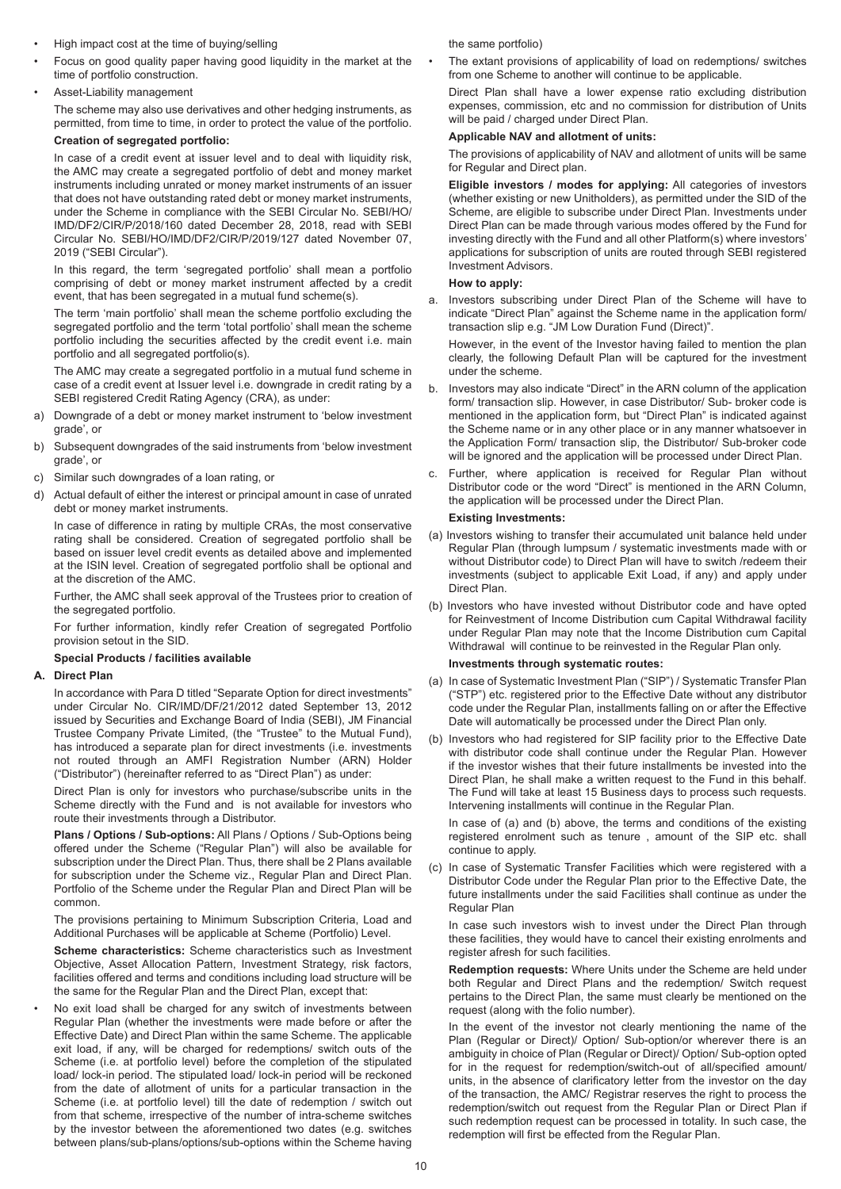- High impact cost at the time of buying/selling
- Focus on good quality paper having good liquidity in the market at the time of portfolio construction.
- Asset-Liability management

The scheme may also use derivatives and other hedging instruments, as permitted, from time to time, in order to protect the value of the portfolio.

**Creation of segregated portfolio:**

In case of a credit event at issuer level and to deal with liquidity risk, the AMC may create a segregated portfolio of debt and money market instruments including unrated or money market instruments of an issuer that does not have outstanding rated debt or money market instruments, under the Scheme in compliance with the SEBI Circular No. SEBI/HO/IMD/DF2/CIR/P/2018/160 dated December 28, 2018, read with SEBI Circular No. SEBI/HO/IMD/DF2/CIR/P/2019/127 dated November 07, 2019 ("SEBI Circular").

In this regard, the term 'segregated portfolio' shall mean a portfolio comprising of debt or money market instrument affected by a credit event, that has been segregated in a mutual fund scheme(s).

The term 'main portfolio' shall mean the scheme portfolio excluding the segregated portfolio and the term 'total portfolio' shall mean the scheme portfolio including the securities affected by the credit event i.e. main portfolio and all segregated portfolio(s).

The AMC may create a segregated portfolio in a mutual fund scheme in case of a credit event at Issuer level i.e. downgrade in credit rating by a SEBI registered Credit Rating Agency (CRA), as under:

a) Downgrade of a debt or money market instrument to 'below investment grade', or
b) Subsequent downgrades of the said instruments from 'below investment grade', or
c) Similar such downgrades of a loan rating, or
d) Actual default of either the interest or principal amount in case of unrated debt or money market instruments.

In case of difference in rating by multiple CRAs, the most conservative rating shall be considered. Creation of segregated portfolio shall be based on issuer level credit events as detailed above and implemented at the ISIN level. Creation of segregated portfolio shall be optional and at the discretion of the AMC.

Further, the AMC shall seek approval of the Trustees prior to creation of the segregated portfolio.

For further information, kindly refer Creation of segregated Portfolio provision setout in the SID.

**Special Products / facilities available**

**A. Direct Plan**

In accordance with Para D titled "Separate Option for direct investments" under Circular No. CIR/IMD/DF/21/2012 dated September 13, 2012 issued by Securities and Exchange Board of India (SEBI), JM Financial Trustee Company Private Limited, (the "Trustee" to the Mutual Fund), has introduced a separate plan for direct investments (i.e. investments not routed through an AMFI Registration Number (ARN) Holder ("Distributor") (hereinafter referred to as "Direct Plan") as under:

Direct Plan is only for investors who purchase/subscribe units in the Scheme directly with the Fund and is not available for investors who route their investments through a Distributor.

**Plans / Options / Sub-options:** All Plans / Options / Sub-Options being offered under the Scheme ("Regular Plan") will also be available for subscription under the Direct Plan. Thus, there shall be 2 Plans available for subscription under the Scheme viz., Regular Plan and Direct Plan. Portfolio of the Scheme under the Regular Plan and Direct Plan will be common.

The provisions pertaining to Minimum Subscription Criteria, Load and Additional Purchases will be applicable at Scheme (Portfolio) Level.

**Scheme characteristics:** Scheme characteristics such as Investment Objective, Asset Allocation Pattern, Investment Strategy, risk factors, facilities offered and terms and conditions including load structure will be the same for the Regular Plan and the Direct Plan, except that:

- No exit load shall be charged for any switch of investments between Regular Plan (whether the investments were made before or after the Effective Date) and Direct Plan within the same Scheme. The applicable exit load, if any, will be charged for redemptions/ switch outs of the Scheme (i.e. at portfolio level) before the completion of the stipulated load/ lock-in period. The stipulated load/ lock-in period will be reckoned from the date of allotment of units for a particular transaction in the Scheme (i.e. at portfolio level) till the date of redemption / switch out from that scheme, irrespective of the number of intra-scheme switches by the investor between the aforementioned two dates (e.g. switches between plans/sub-plans/options/sub-options within the Scheme having the same portfolio)
- The extant provisions of applicability of load on redemptions/ switches from one Scheme to another will continue to be applicable.

Direct Plan shall have a lower expense ratio excluding distribution expenses, commission, etc and no commission for distribution of Units will be paid / charged under Direct Plan.

**Applicable NAV and allotment of units:**

The provisions of applicability of NAV and allotment of units will be same for Regular and Direct plan.

**Eligible investors / modes for applying:** All categories of investors (whether existing or new Unitholders), as permitted under the SID of the Scheme, are eligible to subscribe under Direct Plan. Investments under Direct Plan can be made through various modes offered by the Fund for investing directly with the Fund and all other Platform(s) where investors' applications for subscription of units are routed through SEBI registered Investment Advisors.

**How to apply:**

a. Investors subscribing under Direct Plan of the Scheme will have to indicate "Direct Plan" against the Scheme name in the application form/ transaction slip e.g. "JM Low Duration Fund (Direct)".

However, in the event of the Investor having failed to mention the plan clearly, the following Default Plan will be captured for the investment under the scheme.

b. Investors may also indicate "Direct" in the ARN column of the application form/ transaction slip. However, in case Distributor/ Sub- broker code is mentioned in the application form, but "Direct Plan" is indicated against the Scheme name or in any other place or in any manner whatsoever in the Application Form/ transaction slip, the Distributor/ Sub-broker code will be ignored and the application will be processed under Direct Plan.

c. Further, where application is received for Regular Plan without Distributor code or the word "Direct" is mentioned in the ARN Column, the application will be processed under the Direct Plan.

**Existing Investments:**

(a) Investors wishing to transfer their accumulated unit balance held under Regular Plan (through lumpsum / systematic investments made with or without Distributor code) to Direct Plan will have to switch /redeem their investments (subject to applicable Exit Load, if any) and apply under Direct Plan.

(b) Investors who have invested without Distributor code and have opted for Reinvestment of Income Distribution cum Capital Withdrawal facility under Regular Plan may note that the Income Distribution cum Capital Withdrawal will continue to be reinvested in the Regular Plan only.

**Investments through systematic routes:**

(a) In case of Systematic Investment Plan ("SIP") / Systematic Transfer Plan ("STP") etc. registered prior to the Effective Date without any distributor code under the Regular Plan, installments falling on or after the Effective Date will automatically be processed under the Direct Plan only.

(b) Investors who had registered for SIP facility prior to the Effective Date with distributor code shall continue under the Regular Plan. However if the investor wishes that their future installments be invested into the Direct Plan, he shall make a written request to the Fund in this behalf. The Fund will take at least 15 Business days to process such requests. Intervening installments will continue in the Regular Plan.

In case of (a) and (b) above, the terms and conditions of the existing registered enrolment such as tenure , amount of the SIP etc. shall continue to apply.

(c) In case of Systematic Transfer Facilities which were registered with a Distributor Code under the Regular Plan prior to the Effective Date, the future installments under the said Facilities shall continue as under the Regular Plan

In case such investors wish to invest under the Direct Plan through these facilities, they would have to cancel their existing enrolments and register afresh for such facilities.

**Redemption requests:** Where Units under the Scheme are held under both Regular and Direct Plans and the redemption/ Switch request pertains to the Direct Plan, the same must clearly be mentioned on the request (along with the folio number).

In the event of the investor not clearly mentioning the name of the Plan (Regular or Direct)/ Option/ Sub-option/or wherever there is an ambiguity in choice of Plan (Regular or Direct)/ Option/ Sub-option opted for in the request for redemption/switch-out of all/specified amount/ units, in the absence of clarificatory letter from the investor on the day of the transaction, the AMC/ Registrar reserves the right to process the redemption/switch out request from the Regular Plan or Direct Plan if such redemption request can be processed in totality. In such case, the redemption will first be effected from the Regular Plan.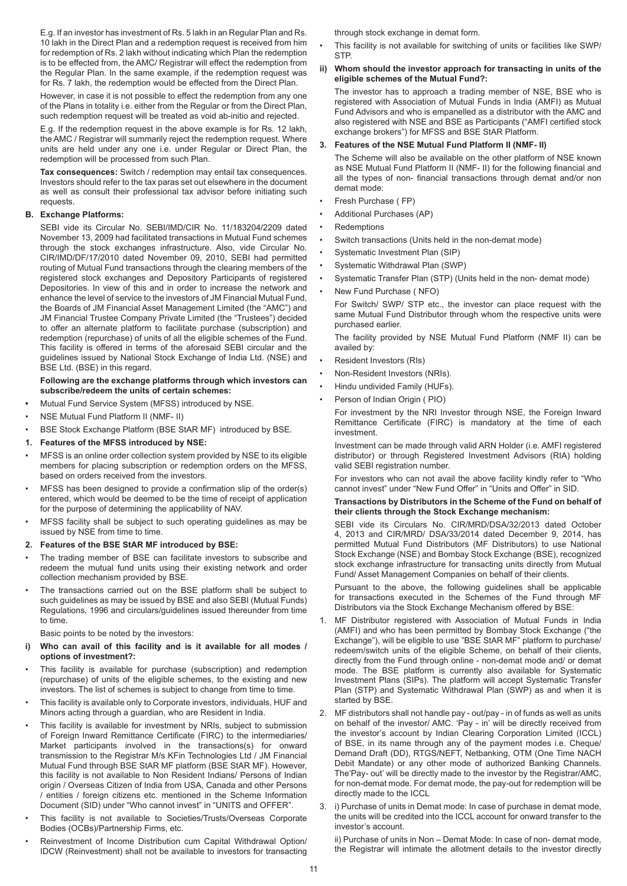E.g. If an investor has investment of Rs. 5 lakh in an Regular Plan and Rs. 10 lakh in the Direct Plan and a redemption request is received from him for redemption of Rs. 2 lakh without indicating which Plan the redemption is to be effected from, the AMC/ Registrar will effect the redemption from the Regular Plan. In the same example, if the redemption request was for Rs. 7 lakh, the redemption would be effected from the Direct Plan.

However, in case it is not possible to effect the redemption from any one of the Plans in totality i.e. either from the Regular or from the Direct Plan, such redemption request will be treated as void ab-initio and rejected.

E.g. If the redemption request in the above example is for Rs. 12 lakh, the AMC / Registrar will summarily reject the redemption request. Where units are held under any one i.e. under Regular or Direct Plan, the redemption will be processed from such Plan.

**Tax consequences:** Switch / redemption may entail tax consequences. Investors should refer to the tax paras set out elsewhere in the document as well as consult their professional tax advisor before initiating such requests.

**B. Exchange Platforms:**

SEBI vide its Circular No. SEBI/IMD/CIR No. 11/183204/2209 dated November 13, 2009 had facilitated transactions in Mutual Fund schemes through the stock exchanges infrastructure. Also, vide Circular No. CIR/IMD/DF/17/2010 dated November 09, 2010, SEBI had permitted routing of Mutual Fund transactions through the clearing members of the registered stock exchanges and Depository Participants of registered Depositories. In view of this and in order to increase the network and enhance the level of service to the investors of JM Financial Mutual Fund, the Boards of JM Financial Asset Management Limited (the "AMC") and JM Financial Trustee Company Private Limited (the "Trustees") decided to offer an alternate platform to facilitate purchase (subscription) and redemption (repurchase) of units of all the eligible schemes of the Fund. This facility is offered in terms of the aforesaid SEBI circular and the guidelines issued by National Stock Exchange of India Ltd. (NSE) and BSE Ltd. (BSE) in this regard.

**Following are the exchange platforms through which investors can subscribe/redeem the units of certain schemes:**

- Mutual Fund Service System (MFSS) introduced by NSE.
- NSE Mutual Fund Platform II (NMF- II)
- BSE Stock Exchange Platform (BSE StAR MF) introduced by BSE.

**1. Features of the MFSS introduced by NSE:**

- MFSS is an online order collection system provided by NSE to its eligible members for placing subscription or redemption orders on the MFSS, based on orders received from the investors.
- MFSS has been designed to provide a confirmation slip of the order(s) entered, which would be deemed to be the time of receipt of application for the purpose of determining the applicability of NAV.
- MFSS facility shall be subject to such operating guidelines as may be issued by NSE from time to time.

**2. Features of the BSE StAR MF introduced by BSE:**

- The trading member of BSE can facilitate investors to subscribe and redeem the mutual fund units using their existing network and order collection mechanism provided by BSE.
- The transactions carried out on the BSE platform shall be subject to such guidelines as may be issued by BSE and also SEBI (Mutual Funds) Regulations, 1996 and circulars/guidelines issued thereunder from time to time.

Basic points to be noted by the investors:

**i) Who can avail of this facility and is it available for all modes / options of investment?:**

- This facility is available for purchase (subscription) and redemption (repurchase) of units of the eligible schemes, to the existing and new investors. The list of schemes is subject to change from time to time.
- This facility is available only to Corporate investors, individuals, HUF and Minors acting through a guardian, who are Resident in India.
- This facility is available for investment by NRIs, subject to submission of Foreign Inward Remittance Certificate (FIRC) to the intermediaries/ Market participants involved in the transactions(s) for onward transmission to the Registrar M/s KFin Technologies Ltd / JM Financial Mutual Fund through BSE StAR MF platform (BSE StAR MF). However, this facility is not available to Non Resident Indians/ Persons of Indian origin / Overseas Citizen of India from USA, Canada and other Persons / entities / foreign citizens etc. mentioned in the Scheme Information Document (SID) under "Who cannot invest" in "UNITS and OFFER".
- This facility is not available to Societies/Trusts/Overseas Corporate Bodies (OCBs)/Partnership Firms, etc.
- Reinvestment of Income Distribution cum Capital Withdrawal Option/ IDCW (Reinvestment) shall not be available to investors for transacting through stock exchange in demat form.
- This facility is not available for switching of units or facilities like SWP/ STP.

**ii) Whom should the investor approach for transacting in units of the eligible schemes of the Mutual Fund?:**

The investor has to approach a trading member of NSE, BSE who is registered with Association of Mutual Funds in India (AMFI) as Mutual Fund Advisors and who is empanelled as a distributor with the AMC and also registered with NSE and BSE as Participants ("AMFI certified stock exchange brokers") for MFSS and BSE StAR Platform.

**3. Features of the NSE Mutual Fund Platform II (NMF- II)**

The Scheme will also be available on the other platform of NSE known as NSE Mutual Fund Platform II (NMF- II) for the following financial and all the types of non- financial transactions through demat and/or non demat mode:

- Fresh Purchase ( FP)
- Additional Purchases (AP)
- Redemptions
- Switch transactions (Units held in the non-demat mode)
- Systematic Investment Plan (SIP)
- Systematic Withdrawal Plan (SWP)
- Systematic Transfer Plan (STP) (Units held in the non- demat mode)
- New Fund Purchase ( NFO)

For Switch/ SWP/ STP etc., the investor can place request with the same Mutual Fund Distributor through whom the respective units were purchased earlier.

The facility provided by NSE Mutual Fund Platform (NMF II) can be availed by:

- Resident Investors (RIs)
- Non-Resident Investors (NRIs).
- Hindu undivided Family (HUFs).
- Person of Indian Origin ( PIO)

For investment by the NRI Investor through NSE, the Foreign Inward Remittance Certificate (FIRC) is mandatory at the time of each investment.

Investment can be made through valid ARN Holder (i.e. AMFI registered distributor) or through Registered Investment Advisors (RIA) holding valid SEBI registration number.

For investors who can not avail the above facility kindly refer to "Who cannot invest" under "New Fund Offer" in "Units and Offer" in SID.

**Transactions by Distributors in the Scheme of the Fund on behalf of their clients through the Stock Exchange mechanism:**

SEBI vide its Circulars No. CIR/MRD/DSA/32/2013 dated October 4, 2013 and CIR/MRD/ DSA/33/2014 dated December 9, 2014, has permitted Mutual Fund Distributors (MF Distributors) to use National Stock Exchange (NSE) and Bombay Stock Exchange (BSE), recognized stock exchange infrastructure for transacting units directly from Mutual Fund/ Asset Management Companies on behalf of their clients.

Pursuant to the above, the following guidelines shall be applicable for transactions executed in the Schemes of the Fund through MF Distributors via the Stock Exchange Mechanism offered by BSE:

1. MF Distributor registered with Association of Mutual Funds in India (AMFI) and who has been permitted by Bombay Stock Exchange ("the Exchange"), will be eligible to use "BSE StAR MF" platform to purchase/ redeem/switch units of the eligible Scheme, on behalf of their clients, directly from the Fund through online - non-demat mode and/ or demat mode. The BSE platform is currently also available for Systematic Investment Plans (SIPs). The platform will accept Systematic Transfer Plan (STP) and Systematic Withdrawal Plan (SWP) as and when it is started by BSE.
2. MF distributors shall not handle pay - out/pay - in of funds as well as units on behalf of the investor/ AMC. 'Pay - in' will be directly received from the investor's account by Indian Clearing Corporation Limited (ICCL) of BSE, in its name through any of the payment modes i.e. Cheque/ Demand Draft (DD), RTGS/NEFT, Netbanking, OTM (One Time NACH Debit Mandate) or any other mode of authorized Banking Channels. The'Pay- out' will be directly made to the investor by the Registrar/AMC, for non-demat mode. For demat mode, the pay-out for redemption will be directly made to the ICCL
3. i) Purchase of units in Demat mode: In case of purchase in demat mode, the units will be credited into the ICCL account for onward transfer to the investor's account.

   ii) Purchase of units in Non – Demat Mode: In case of non- demat mode, the Registrar will intimate the allotment details to the investor directly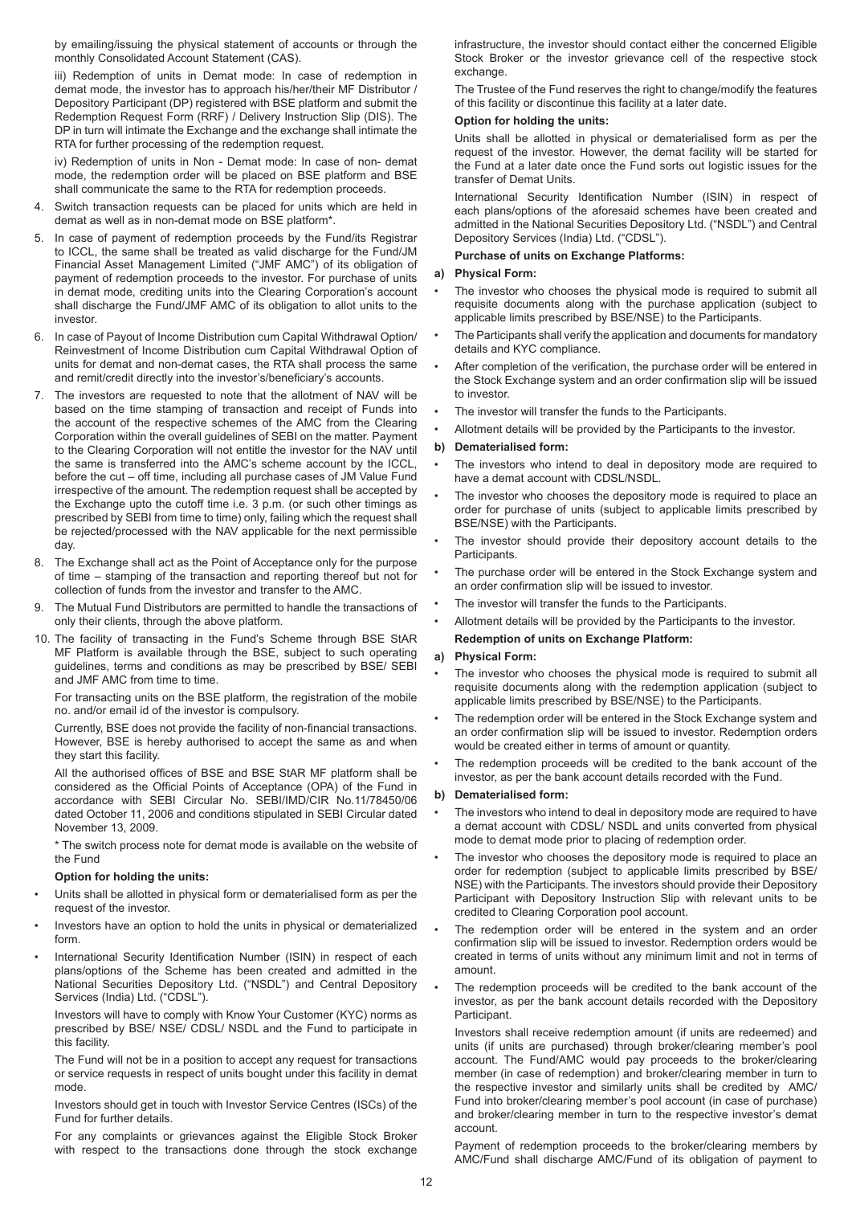by emailing/issuing the physical statement of accounts or through the monthly Consolidated Account Statement (CAS).

iii) Redemption of units in Demat mode: In case of redemption in demat mode, the investor has to approach his/her/their MF Distributor / Depository Participant (DP) registered with BSE platform and submit the Redemption Request Form (RRF) / Delivery Instruction Slip (DIS). The DP in turn will intimate the Exchange and the exchange shall intimate the RTA for further processing of the redemption request.

iv) Redemption of units in Non - Demat mode: In case of non- demat mode, the redemption order will be placed on BSE platform and BSE shall communicate the same to the RTA for redemption proceeds.

4. Switch transaction requests can be placed for units which are held in demat as well as in non-demat mode on BSE platform*.

5. In case of payment of redemption proceeds by the Fund/its Registrar to ICCL, the same shall be treated as valid discharge for the Fund/JM Financial Asset Management Limited ("JMF AMC") of its obligation of payment of redemption proceeds to the investor. For purchase of units in demat mode, crediting units into the Clearing Corporation's account shall discharge the Fund/JMF AMC of its obligation to allot units to the investor.

6. In case of Payout of Income Distribution cum Capital Withdrawal Option/ Reinvestment of Income Distribution cum Capital Withdrawal Option of units for demat and non-demat cases, the RTA shall process the same and remit/credit directly into the investor's/beneficiary's accounts.

7. The investors are requested to note that the allotment of NAV will be based on the time stamping of transaction and receipt of Funds into the account of the respective schemes of the AMC from the Clearing Corporation within the overall guidelines of SEBI on the matter. Payment to the Clearing Corporation will not entitle the investor for the NAV until the same is transferred into the AMC's scheme account by the ICCL, before the cut – off time, including all purchase cases of JM Value Fund irrespective of the amount. The redemption request shall be accepted by the Exchange upto the cutoff time i.e. 3 p.m. (or such other timings as prescribed by SEBI from time to time) only, failing which the request shall be rejected/processed with the NAV applicable for the next permissible day.

8. The Exchange shall act as the Point of Acceptance only for the purpose of time – stamping of the transaction and reporting thereof but not for collection of funds from the investor and transfer to the AMC.

9. The Mutual Fund Distributors are permitted to handle the transactions of only their clients, through the above platform.

10. The facility of transacting in the Fund's Scheme through BSE StAR MF Platform is available through the BSE, subject to such operating guidelines, terms and conditions as may be prescribed by BSE/ SEBI and JMF AMC from time to time.

    For transacting units on the BSE platform, the registration of the mobile no. and/or email id of the investor is compulsory.

    Currently, BSE does not provide the facility of non-financial transactions. However, BSE is hereby authorised to accept the same as and when they start this facility.

    All the authorised offices of BSE and BSE StAR MF platform shall be considered as the Official Points of Acceptance (OPA) of the Fund in accordance with SEBI Circular No. SEBI/IMD/CIR No.11/78450/06 dated October 11, 2006 and conditions stipulated in SEBI Circular dated November 13, 2009.

    * The switch process note for demat mode is available on the website of the Fund

**Option for holding the units:**

- Units shall be allotted in physical form or dematerialised form as per the request of the investor.
- Investors have an option to hold the units in physical or dematerialized form.
- International Security Identification Number (ISIN) in respect of each plans/options of the Scheme has been created and admitted in the National Securities Depository Ltd. ("NSDL") and Central Depository Services (India) Ltd. ("CDSL").

  Investors will have to comply with Know Your Customer (KYC) norms as prescribed by BSE/ NSE/ CDSL/ NSDL and the Fund to participate in this facility.

  The Fund will not be in a position to accept any request for transactions or service requests in respect of units bought under this facility in demat mode.

  Investors should get in touch with Investor Service Centres (ISCs) of the Fund for further details.

  For any complaints or grievances against the Eligible Stock Broker with respect to the transactions done through the stock exchange infrastructure, the investor should contact either the concerned Eligible Stock Broker or the investor grievance cell of the respective stock exchange.

  The Trustee of the Fund reserves the right to change/modify the features of this facility or discontinue this facility at a later date.

**Option for holding the units:**

Units shall be allotted in physical or dematerialised form as per the request of the investor. However, the demat facility will be started for the Fund at a later date once the Fund sorts out logistic issues for the transfer of Demat Units.

International Security Identification Number (ISIN) in respect of each plans/options of the aforesaid schemes have been created and admitted in the National Securities Depository Ltd. ("NSDL") and Central Depository Services (India) Ltd. ("CDSL").

**Purchase of units on Exchange Platforms:**

**a) Physical Form:**

- The investor who chooses the physical mode is required to submit all requisite documents along with the purchase application (subject to applicable limits prescribed by BSE/NSE) to the Participants.
- The Participants shall verify the application and documents for mandatory details and KYC compliance.
- After completion of the verification, the purchase order will be entered in the Stock Exchange system and an order confirmation slip will be issued to investor.
- The investor will transfer the funds to the Participants.
- Allotment details will be provided by the Participants to the investor.

**b) Dematerialised form:**

- The investors who intend to deal in depository mode are required to have a demat account with CDSL/NSDL.
- The investor who chooses the depository mode is required to place an order for purchase of units (subject to applicable limits prescribed by BSE/NSE) with the Participants.
- The investor should provide their depository account details to the Participants.
- The purchase order will be entered in the Stock Exchange system and an order confirmation slip will be issued to investor.
- The investor will transfer the funds to the Participants.
- Allotment details will be provided by the Participants to the investor.

**Redemption of units on Exchange Platform:**

**a) Physical Form:**

- The investor who chooses the physical mode is required to submit all requisite documents along with the redemption application (subject to applicable limits prescribed by BSE/NSE) to the Participants.
- The redemption order will be entered in the Stock Exchange system and an order confirmation slip will be issued to investor. Redemption orders would be created either in terms of amount or quantity.
- The redemption proceeds will be credited to the bank account of the investor, as per the bank account details recorded with the Fund.

**b) Dematerialised form:**

- The investors who intend to deal in depository mode are required to have a demat account with CDSL/ NSDL and units converted from physical mode to demat mode prior to placing of redemption order.
- The investor who chooses the depository mode is required to place an order for redemption (subject to applicable limits prescribed by BSE/ NSE) with the Participants. The investors should provide their Depository Participant with Depository Instruction Slip with relevant units to be credited to Clearing Corporation pool account.
- The redemption order will be entered in the system and an order confirmation slip will be issued to investor. Redemption orders would be created in terms of units without any minimum limit and not in terms of amount.
- The redemption proceeds will be credited to the bank account of the investor, as per the bank account details recorded with the Depository Participant.

  Investors shall receive redemption amount (if units are redeemed) and units (if units are purchased) through broker/clearing member's pool account. The Fund/AMC would pay proceeds to the broker/clearing member (in case of redemption) and broker/clearing member in turn to the respective investor and similarly units shall be credited by AMC/ Fund into broker/clearing member's pool account (in case of purchase) and broker/clearing member in turn to the respective investor's demat account.

  Payment of redemption proceeds to the broker/clearing members by AMC/Fund shall discharge AMC/Fund of its obligation of payment to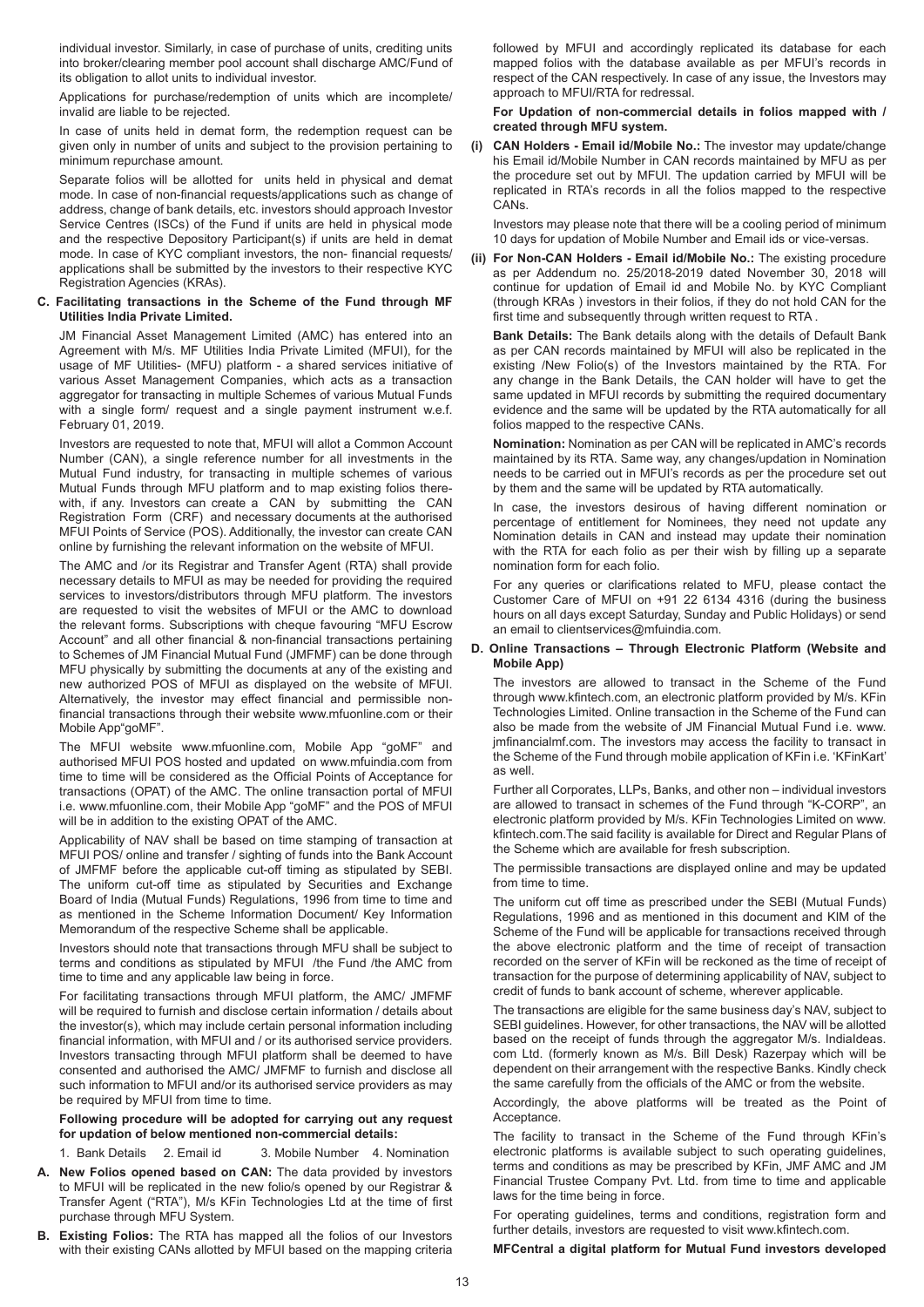individual investor. Similarly, in case of purchase of units, crediting units into broker/clearing member pool account shall discharge AMC/Fund of its obligation to allot units to individual investor.

Applications for purchase/redemption of units which are incomplete/ invalid are liable to be rejected.

In case of units held in demat form, the redemption request can be given only in number of units and subject to the provision pertaining to minimum repurchase amount.

Separate folios will be allotted for units held in physical and demat mode. In case of non-financial requests/applications such as change of address, change of bank details, etc. investors should approach Investor Service Centres (ISCs) of the Fund if units are held in physical mode and the respective Depository Participant(s) if units are held in demat mode. In case of KYC compliant investors, the non- financial requests/ applications shall be submitted by the investors to their respective KYC Registration Agencies (KRAs).

**C. Facilitating transactions in the Scheme of the Fund through MF Utilities India Private Limited.**

JM Financial Asset Management Limited (AMC) has entered into an Agreement with M/s. MF Utilities India Private Limited (MFUI), for the usage of MF Utilities- (MFU) platform - a shared services initiative of various Asset Management Companies, which acts as a transaction aggregator for transacting in multiple Schemes of various Mutual Funds with a single form/ request and a single payment instrument w.e.f. February 01, 2019.

Investors are requested to note that, MFUI will allot a Common Account Number (CAN), a single reference number for all investments in the Mutual Fund industry, for transacting in multiple schemes of various Mutual Funds through MFU platform and to map existing folios therewith, if any. Investors can create a CAN by submitting the CAN Registration Form (CRF) and necessary documents at the authorised MFUI Points of Service (POS). Additionally, the investor can create CAN online by furnishing the relevant information on the website of MFUI.

The AMC and /or its Registrar and Transfer Agent (RTA) shall provide necessary details to MFUI as may be needed for providing the required services to investors/distributors through MFU platform. The investors are requested to visit the websites of MFUI or the AMC to download the relevant forms. Subscriptions with cheque favouring "MFU Escrow Account" and all other financial & non-financial transactions pertaining to Schemes of JM Financial Mutual Fund (JMFMF) can be done through MFU physically by submitting the documents at any of the existing and new authorized POS of MFUI as displayed on the website of MFUI. Alternatively, the investor may effect financial and permissible non-financial transactions through their website www.mfuonline.com or their Mobile App"goMF".

The MFUI website www.mfuonline.com, Mobile App "goMF" and authorised MFUI POS hosted and updated on www.mfuindia.com from time to time will be considered as the Official Points of Acceptance for transactions (OPAT) of the AMC. The online transaction portal of MFUI i.e. www.mfuonline.com, their Mobile App "goMF" and the POS of MFUI will be in addition to the existing OPAT of the AMC.

Applicability of NAV shall be based on time stamping of transaction at MFUI POS/ online and transfer / sighting of funds into the Bank Account of JMFMF before the applicable cut-off timing as stipulated by SEBI. The uniform cut-off time as stipulated by Securities and Exchange Board of India (Mutual Funds) Regulations, 1996 from time to time and as mentioned in the Scheme Information Document/ Key Information Memorandum of the respective Scheme shall be applicable.

Investors should note that transactions through MFU shall be subject to terms and conditions as stipulated by MFUI /the Fund /the AMC from time to time and any applicable law being in force.

For facilitating transactions through MFUI platform, the AMC/ JMFMF will be required to furnish and disclose certain information / details about the investor(s), which may include certain personal information including financial information, with MFUI and / or its authorised service providers. Investors transacting through MFUI platform shall be deemed to have consented and authorised the AMC/ JMFMF to furnish and disclose all such information to MFUI and/or its authorised service providers as may be required by MFUI from time to time.

**Following procedure will be adopted for carrying out any request for updation of below mentioned non-commercial details:**

1. Bank Details 2. Email id 3. Mobile Number 4. Nomination

**A. New Folios opened based on CAN:** The data provided by investors to MFUI will be replicated in the new folio/s opened by our Registrar & Transfer Agent ("RTA"), M/s KFin Technologies Ltd at the time of first purchase through MFU System.

**B. Existing Folios:** The RTA has mapped all the folios of our Investors with their existing CANs allotted by MFUI based on the mapping criteria followed by MFUI and accordingly replicated its database for each mapped folios with the database available as per MFUI's records in respect of the CAN respectively. In case of any issue, the Investors may approach to MFUI/RTA for redressal.

**For Updation of non-commercial details in folios mapped with / created through MFU system.**

**(i) CAN Holders - Email id/Mobile No.:** The investor may update/change his Email id/Mobile Number in CAN records maintained by MFU as per the procedure set out by MFUI. The updation carried by MFUI will be replicated in RTA's records in all the folios mapped to the respective CANs.

Investors may please note that there will be a cooling period of minimum 10 days for updation of Mobile Number and Email ids or vice-versas.

**(ii) For Non-CAN Holders - Email id/Mobile No.:** The existing procedure as per Addendum no. 25/2018-2019 dated November 30, 2018 will continue for updation of Email id and Mobile No. by KYC Compliant (through KRAs ) investors in their folios, if they do not hold CAN for the first time and subsequently through written request to RTA .

**Bank Details:** The Bank details along with the details of Default Bank as per CAN records maintained by MFUI will also be replicated in the existing /New Folio(s) of the Investors maintained by the RTA. For any change in the Bank Details, the CAN holder will have to get the same updated in MFUI records by submitting the required documentary evidence and the same will be updated by the RTA automatically for all folios mapped to the respective CANs.

**Nomination:** Nomination as per CAN will be replicated in AMC's records maintained by its RTA. Same way, any changes/updation in Nomination needs to be carried out in MFUI's records as per the procedure set out by them and the same will be updated by RTA automatically.

In case, the investors desirous of having different nomination or percentage of entitlement for Nominees, they need not update any Nomination details in CAN and instead may update their nomination with the RTA for each folio as per their wish by filling up a separate nomination form for each folio.

For any queries or clarifications related to MFU, please contact the Customer Care of MFUI on +91 22 6134 4316 (during the business hours on all days except Saturday, Sunday and Public Holidays) or send an email to clientservices@mfuindia.com.

**D. Online Transactions – Through Electronic Platform (Website and Mobile App)**

The investors are allowed to transact in the Scheme of the Fund through www.kfintech.com, an electronic platform provided by M/s. KFin Technologies Limited. Online transaction in the Scheme of the Fund can also be made from the website of JM Financial Mutual Fund i.e. www.jmfinancialmf.com. The investors may access the facility to transact in the Scheme of the Fund through mobile application of KFin i.e. 'KFinKart' as well.

Further all Corporates, LLPs, Banks, and other non – individual investors are allowed to transact in schemes of the Fund through "K-CORP", an electronic platform provided by M/s. KFin Technologies Limited on www.kfintech.com.The said facility is available for Direct and Regular Plans of the Scheme which are available for fresh subscription.

The permissible transactions are displayed online and may be updated from time to time.

The uniform cut off time as prescribed under the SEBI (Mutual Funds) Regulations, 1996 and as mentioned in this document and KIM of the Scheme of the Fund will be applicable for transactions received through the above electronic platform and the time of receipt of transaction recorded on the server of KFin will be reckoned as the time of receipt of transaction for the purpose of determining applicability of NAV, subject to credit of funds to bank account of scheme, wherever applicable.

The transactions are eligible for the same business day's NAV, subject to SEBI guidelines. However, for other transactions, the NAV will be allotted based on the receipt of funds through the aggregator M/s. IndiaIdeas.com Ltd. (formerly known as M/s. Bill Desk) Razerpay which will be dependent on their arrangement with the respective Banks. Kindly check the same carefully from the officials of the AMC or from the website.

Accordingly, the above platforms will be treated as the Point of Acceptance.

The facility to transact in the Scheme of the Fund through KFin's electronic platforms is available subject to such operating guidelines, terms and conditions as may be prescribed by KFin, JMF AMC and JM Financial Trustee Company Pvt. Ltd. from time to time and applicable laws for the time being in force.

For operating guidelines, terms and conditions, registration form and further details, investors are requested to visit www.kfintech.com.

**MFCentral a digital platform for Mutual Fund investors developed**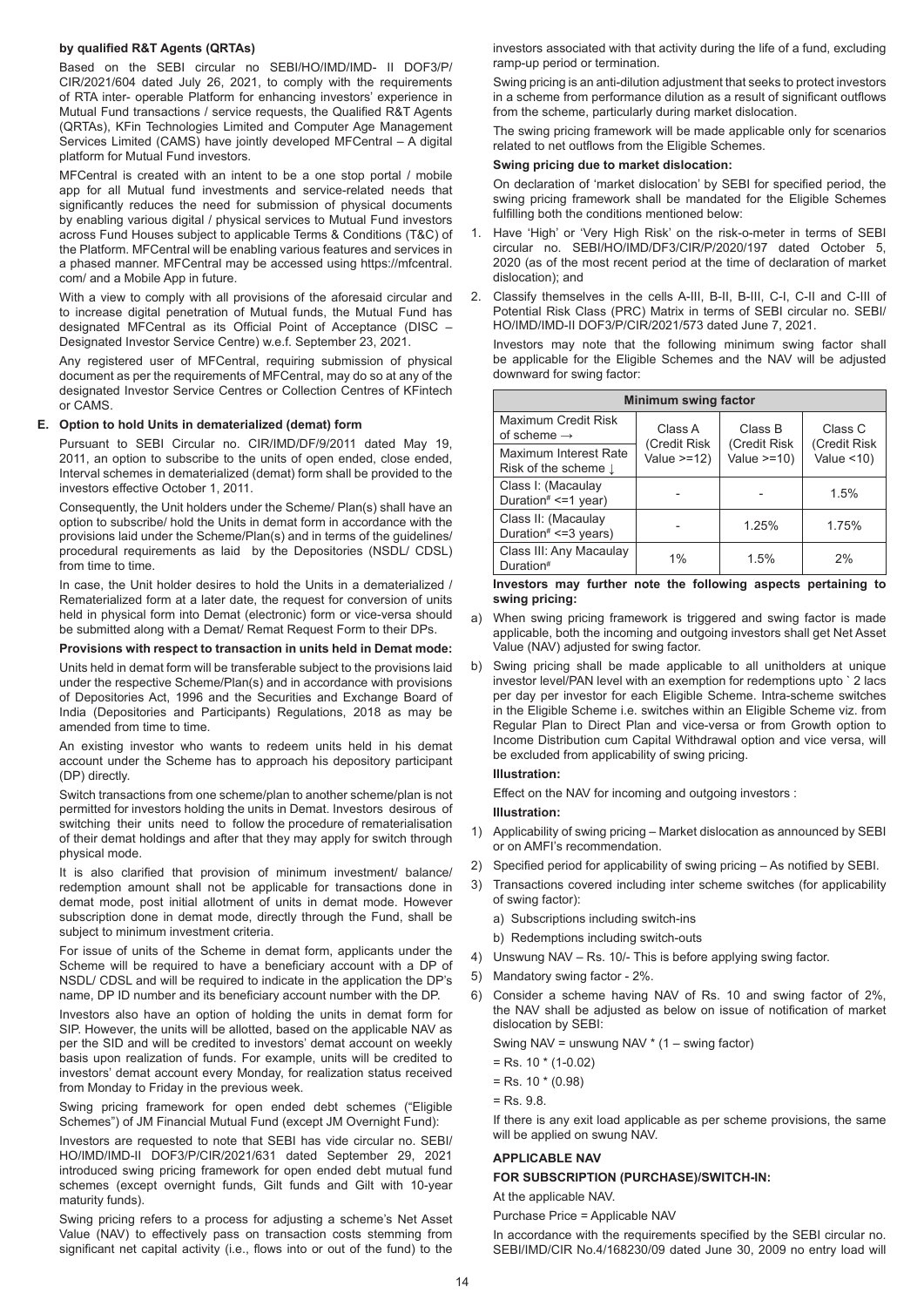**by qualified R&T Agents (QRTAs)**

Based on the SEBI circular no SEBI/HO/IMD/IMD- II DOF3/P/CIR/2021/604 dated July 26, 2021, to comply with the requirements of RTA inter- operable Platform for enhancing investors' experience in Mutual Fund transactions / service requests, the Qualified R&T Agents (QRTAs), KFin Technologies Limited and Computer Age Management Services Limited (CAMS) have jointly developed MFCentral – A digital platform for Mutual Fund investors.

MFCentral is created with an intent to be a one stop portal / mobile app for all Mutual fund investments and service-related needs that significantly reduces the need for submission of physical documents by enabling various digital / physical services to Mutual Fund investors across Fund Houses subject to applicable Terms & Conditions (T&C) of the Platform. MFCentral will be enabling various features and services in a phased manner. MFCentral may be accessed using https://mfcentral.com/ and a Mobile App in future.

With a view to comply with all provisions of the aforesaid circular and to increase digital penetration of Mutual funds, the Mutual Fund has designated MFCentral as its Official Point of Acceptance (DISC – Designated Investor Service Centre) w.e.f. September 23, 2021.

Any registered user of MFCentral, requiring submission of physical document as per the requirements of MFCentral, may do so at any of the designated Investor Service Centres or Collection Centres of KFintech or CAMS.

**E. Option to hold Units in dematerialized (demat) form**

Pursuant to SEBI Circular no. CIR/IMD/DF/9/2011 dated May 19, 2011, an option to subscribe to the units of open ended, close ended, Interval schemes in dematerialized (demat) form shall be provided to the investors effective October 1, 2011.

Consequently, the Unit holders under the Scheme/ Plan(s) shall have an option to subscribe/ hold the Units in demat form in accordance with the provisions laid under the Scheme/Plan(s) and in terms of the guidelines/ procedural requirements as laid by the Depositories (NSDL/ CDSL) from time to time.

In case, the Unit holder desires to hold the Units in a dematerialized / Rematerialized form at a later date, the request for conversion of units held in physical form into Demat (electronic) form or vice-versa should be submitted along with a Demat/ Remat Request Form to their DPs.

**Provisions with respect to transaction in units held in Demat mode:**

Units held in demat form will be transferable subject to the provisions laid under the respective Scheme/Plan(s) and in accordance with provisions of Depositories Act, 1996 and the Securities and Exchange Board of India (Depositories and Participants) Regulations, 2018 as may be amended from time to time.

An existing investor who wants to redeem units held in his demat account under the Scheme has to approach his depository participant (DP) directly.

Switch transactions from one scheme/plan to another scheme/plan is not permitted for investors holding the units in Demat. Investors desirous of switching their units need to follow the procedure of rematerialisation of their demat holdings and after that they may apply for switch through physical mode.

It is also clarified that provision of minimum investment/ balance/ redemption amount shall not be applicable for transactions done in demat mode, post initial allotment of units in demat mode. However subscription done in demat mode, directly through the Fund, shall be subject to minimum investment criteria.

For issue of units of the Scheme in demat form, applicants under the Scheme will be required to have a beneficiary account with a DP of NSDL/ CDSL and will be required to indicate in the application the DP's name, DP ID number and its beneficiary account number with the DP.

Investors also have an option of holding the units in demat form for SIP. However, the units will be allotted, based on the applicable NAV as per the SID and will be credited to investors' demat account on weekly basis upon realization of funds. For example, units will be credited to investors' demat account every Monday, for realization status received from Monday to Friday in the previous week.

Swing pricing framework for open ended debt schemes ("Eligible Schemes") of JM Financial Mutual Fund (except JM Overnight Fund):

Investors are requested to note that SEBI has vide circular no. SEBI/HO/IMD/IMD-II DOF3/P/CIR/2021/631 dated September 29, 2021 introduced swing pricing framework for open ended debt mutual fund schemes (except overnight funds, Gilt funds and Gilt with 10-year maturity funds).

Swing pricing refers to a process for adjusting a scheme's Net Asset Value (NAV) to effectively pass on transaction costs stemming from significant net capital activity (i.e., flows into or out of the fund) to the investors associated with that activity during the life of a fund, excluding ramp-up period or termination.

Swing pricing is an anti-dilution adjustment that seeks to protect investors in a scheme from performance dilution as a result of significant outflows from the scheme, particularly during market dislocation.

The swing pricing framework will be made applicable only for scenarios related to net outflows from the Eligible Schemes.

**Swing pricing due to market dislocation:**

On declaration of 'market dislocation' by SEBI for specified period, the swing pricing framework shall be mandated for the Eligible Schemes fulfilling both the conditions mentioned below:

1. Have 'High' or 'Very High Risk' on the risk-o-meter in terms of SEBI circular no. SEBI/HO/IMD/DF3/CIR/P/2020/197 dated October 5, 2020 (as of the most recent period at the time of declaration of market dislocation); and
2. Classify themselves in the cells A-III, B-II, B-III, C-I, C-II and C-III of Potential Risk Class (PRC) Matrix in terms of SEBI circular no. SEBI/HO/IMD/IMD-II DOF3/P/CIR/2021/573 dated June 7, 2021.

Investors may note that the following minimum swing factor shall be applicable for the Eligible Schemes and the NAV will be adjusted downward for swing factor:

| Minimum swing factor | | | |
|---|---|---|---|
| Maximum Credit Risk of scheme → | Class A (Credit Risk Value >=12) | Class B (Credit Risk Value >=10) | Class C (Credit Risk Value <10) |
| Maximum Interest Rate Risk of the scheme ↓ | | | |
| Class I: (Macaulay Duration# <=1 year) | - | - | 1.5% |
| Class II: (Macaulay Duration# <=3 years) | - | 1.25% | 1.75% |
| Class III: Any Macaulay Duration# | 1% | 1.5% | 2% |

**Investors may further note the following aspects pertaining to swing pricing:**

a) When swing pricing framework is triggered and swing factor is made applicable, both the incoming and outgoing investors shall get Net Asset Value (NAV) adjusted for swing factor.
b) Swing pricing shall be made applicable to all unitholders at unique investor level/PAN level with an exemption for redemptions upto ` 2 lacs per day per investor for each Eligible Scheme. Intra-scheme switches in the Eligible Scheme i.e. switches within an Eligible Scheme viz. from Regular Plan to Direct Plan and vice-versa or from Growth option to Income Distribution cum Capital Withdrawal option and vice versa, will be excluded from applicability of swing pricing.

**Illustration:**

Effect on the NAV for incoming and outgoing investors :

**Illustration:**

1) Applicability of swing pricing – Market dislocation as announced by SEBI or on AMFI's recommendation.
2) Specified period for applicability of swing pricing – As notified by SEBI.
3) Transactions covered including inter scheme switches (for applicability of swing factor):
   a) Subscriptions including switch-ins
   b) Redemptions including switch-outs
4) Unswung NAV – Rs. 10/- This is before applying swing factor.
5) Mandatory swing factor - 2%.
6) Consider a scheme having NAV of Rs. 10 and swing factor of 2%, the NAV shall be adjusted as below on issue of notification of market dislocation by SEBI:

Swing NAV = unswung NAV * (1 – swing factor)

= Rs. 10 * (1-0.02)

= Rs. 10 * (0.98)

= Rs. 9.8.

If there is any exit load applicable as per scheme provisions, the same will be applied on swung NAV.

**APPLICABLE NAV**

**FOR SUBSCRIPTION (PURCHASE)/SWITCH-IN:**

At the applicable NAV.

Purchase Price = Applicable NAV

In accordance with the requirements specified by the SEBI circular no. SEBI/IMD/CIR No.4/168230/09 dated June 30, 2009 no entry load will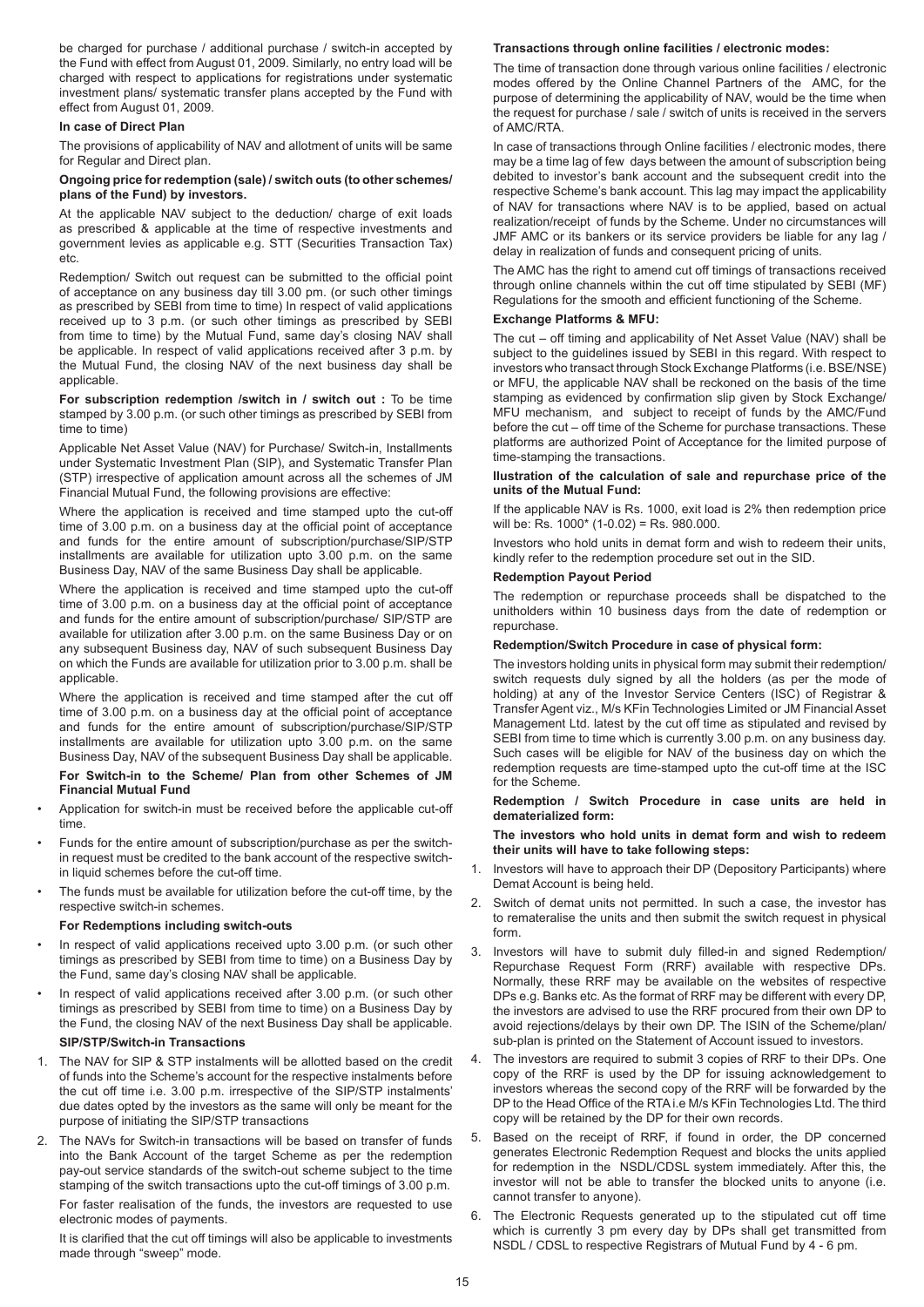be charged for purchase / additional purchase / switch-in accepted by the Fund with effect from August 01, 2009. Similarly, no entry load will be charged with respect to applications for registrations under systematic investment plans/ systematic transfer plans accepted by the Fund with effect from August 01, 2009.

**In case of Direct Plan**

The provisions of applicability of NAV and allotment of units will be same for Regular and Direct plan.

**Ongoing price for redemption (sale) / switch outs (to other schemes/ plans of the Fund) by investors.**

At the applicable NAV subject to the deduction/ charge of exit loads as prescribed & applicable at the time of respective investments and government levies as applicable e.g. STT (Securities Transaction Tax) etc.

Redemption/ Switch out request can be submitted to the official point of acceptance on any business day till 3.00 pm. (or such other timings as prescribed by SEBI from time to time) In respect of valid applications received up to 3 p.m. (or such other timings as prescribed by SEBI from time to time) by the Mutual Fund, same day's closing NAV shall be applicable. In respect of valid applications received after 3 p.m. by the Mutual Fund, the closing NAV of the next business day shall be applicable.

**For subscription redemption /switch in / switch out :** To be time stamped by 3.00 p.m. (or such other timings as prescribed by SEBI from time to time)

Applicable Net Asset Value (NAV) for Purchase/ Switch-in, Installments under Systematic Investment Plan (SIP), and Systematic Transfer Plan (STP) irrespective of application amount across all the schemes of JM Financial Mutual Fund, the following provisions are effective:

Where the application is received and time stamped upto the cut-off time of 3.00 p.m. on a business day at the official point of acceptance and funds for the entire amount of subscription/purchase/SIP/STP installments are available for utilization upto 3.00 p.m. on the same Business Day, NAV of the same Business Day shall be applicable.

Where the application is received and time stamped upto the cut-off time of 3.00 p.m. on a business day at the official point of acceptance and funds for the entire amount of subscription/purchase/ SIP/STP are available for utilization after 3.00 p.m. on the same Business Day or on any subsequent Business day, NAV of such subsequent Business Day on which the Funds are available for utilization prior to 3.00 p.m. shall be applicable.

Where the application is received and time stamped after the cut off time of 3.00 p.m. on a business day at the official point of acceptance and funds for the entire amount of subscription/purchase/SIP/STP installments are available for utilization upto 3.00 p.m. on the same Business Day, NAV of the subsequent Business Day shall be applicable.

**For Switch-in to the Scheme/ Plan from other Schemes of JM Financial Mutual Fund**

- Application for switch-in must be received before the applicable cut-off time.
- Funds for the entire amount of subscription/purchase as per the switch-in request must be credited to the bank account of the respective switch-in liquid schemes before the cut-off time.
- The funds must be available for utilization before the cut-off time, by the respective switch-in schemes.

**For Redemptions including switch-outs**

- In respect of valid applications received upto 3.00 p.m. (or such other timings as prescribed by SEBI from time to time) on a Business Day by the Fund, same day's closing NAV shall be applicable.
- In respect of valid applications received after 3.00 p.m. (or such other timings as prescribed by SEBI from time to time) on a Business Day by the Fund, the closing NAV of the next Business Day shall be applicable.

**SIP/STP/Switch-in Transactions**

1. The NAV for SIP & STP instalments will be allotted based on the credit of funds into the Scheme's account for the respective instalments before the cut off time i.e. 3.00 p.m. irrespective of the SIP/STP instalments' due dates opted by the investors as the same will only be meant for the purpose of initiating the SIP/STP transactions
2. The NAVs for Switch-in transactions will be based on transfer of funds into the Bank Account of the target Scheme as per the redemption pay-out service standards of the switch-out scheme subject to the time stamping of the switch transactions upto the cut-off timings of 3.00 p.m.

   For faster realisation of the funds, the investors are requested to use electronic modes of payments.

   It is clarified that the cut off timings will also be applicable to investments made through "sweep" mode.

**Transactions through online facilities / electronic modes:**

The time of transaction done through various online facilities / electronic modes offered by the Online Channel Partners of the AMC, for the purpose of determining the applicability of NAV, would be the time when the request for purchase / sale / switch of units is received in the servers of AMC/RTA.

In case of transactions through Online facilities / electronic modes, there may be a time lag of few days between the amount of subscription being debited to investor's bank account and the subsequent credit into the respective Scheme's bank account. This lag may impact the applicability of NAV for transactions where NAV is to be applied, based on actual realization/receipt of funds by the Scheme. Under no circumstances will JMF AMC or its bankers or its service providers be liable for any lag / delay in realization of funds and consequent pricing of units.

The AMC has the right to amend cut off timings of transactions received through online channels within the cut off time stipulated by SEBI (MF) Regulations for the smooth and efficient functioning of the Scheme.

**Exchange Platforms & MFU:**

The cut – off timing and applicability of Net Asset Value (NAV) shall be subject to the guidelines issued by SEBI in this regard. With respect to investors who transact through Stock Exchange Platforms (i.e. BSE/NSE) or MFU, the applicable NAV shall be reckoned on the basis of the time stamping as evidenced by confirmation slip given by Stock Exchange/ MFU mechanism, and subject to receipt of funds by the AMC/Fund before the cut – off time of the Scheme for purchase transactions. These platforms are authorized Point of Acceptance for the limited purpose of time-stamping the transactions.

**Illustration of the calculation of sale and repurchase price of the units of the Mutual Fund:**

If the applicable NAV is Rs. 1000, exit load is 2% then redemption price will be: Rs. 1000* (1-0.02) = Rs. 980.000.

Investors who hold units in demat form and wish to redeem their units, kindly refer to the redemption procedure set out in the SID.

**Redemption Payout Period**

The redemption or repurchase proceeds shall be dispatched to the unitholders within 10 business days from the date of redemption or repurchase.

**Redemption/Switch Procedure in case of physical form:**

The investors holding units in physical form may submit their redemption/ switch requests duly signed by all the holders (as per the mode of holding) at any of the Investor Service Centers (ISC) of Registrar & Transfer Agent viz., M/s KFin Technologies Limited or JM Financial Asset Management Ltd. latest by the cut off time as stipulated and revised by SEBI from time to time which is currently 3.00 p.m. on any business day. Such cases will be eligible for NAV of the business day on which the redemption requests are time-stamped upto the cut-off time at the ISC for the Scheme.

**Redemption / Switch Procedure in case units are held in dematerialized form:**

**The investors who hold units in demat form and wish to redeem their units will have to take following steps:**

1. Investors will have to approach their DP (Depository Participants) where Demat Account is being held.
2. Switch of demat units not permitted. In such a case, the investor has to remateralise the units and then submit the switch request in physical form.
3. Investors will have to submit duly filled-in and signed Redemption/ Repurchase Request Form (RRF) available with respective DPs. Normally, these RRF may be available on the websites of respective DPs e.g. Banks etc. As the format of RRF may be different with every DP, the investors are advised to use the RRF procured from their own DP to avoid rejections/delays by their own DP. The ISIN of the Scheme/plan/ sub-plan is printed on the Statement of Account issued to investors.
4. The investors are required to submit 3 copies of RRF to their DPs. One copy of the RRF is used by the DP for issuing acknowledgement to investors whereas the second copy of the RRF will be forwarded by the DP to the Head Office of the RTA i.e M/s KFin Technologies Ltd. The third copy will be retained by the DP for their own records.
5. Based on the receipt of RRF, if found in order, the DP concerned generates Electronic Redemption Request and blocks the units applied for redemption in the NSDL/CDSL system immediately. After this, the investor will not be able to transfer the blocked units to anyone (i.e. cannot transfer to anyone).
6. The Electronic Requests generated up to the stipulated cut off time which is currently 3 pm every day by DPs shall get transmitted from NSDL / CDSL to respective Registrars of Mutual Fund by 4 - 6 pm.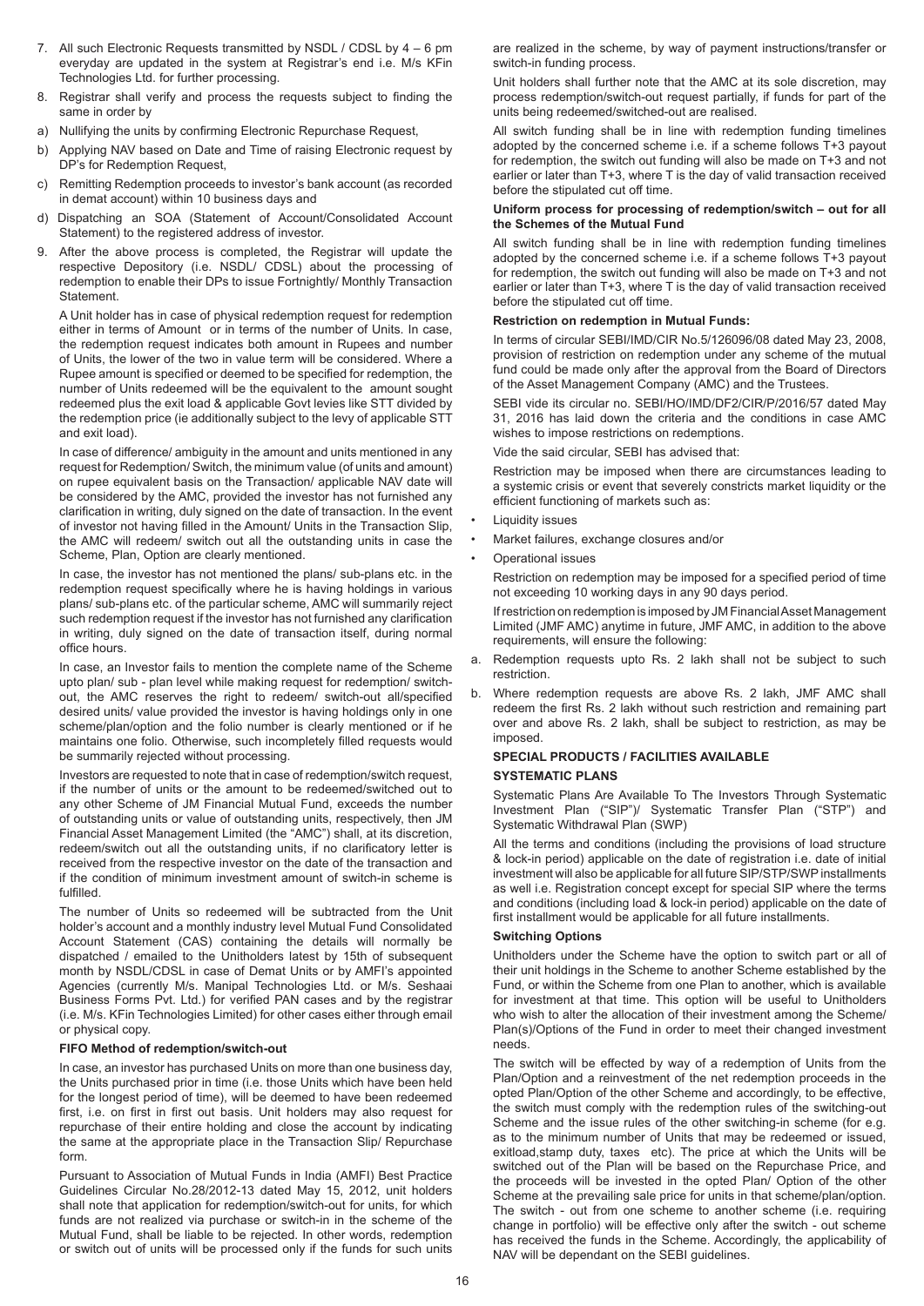7. All such Electronic Requests transmitted by NSDL / CDSL by 4 – 6 pm everyday are updated in the system at Registrar's end i.e. M/s KFin Technologies Ltd. for further processing.

8. Registrar shall verify and process the requests subject to finding the same in order by

a) Nullifying the units by confirming Electronic Repurchase Request,

b) Applying NAV based on Date and Time of raising Electronic request by DP's for Redemption Request,

c) Remitting Redemption proceeds to investor's bank account (as recorded in demat account) within 10 business days and

d) Dispatching an SOA (Statement of Account/Consolidated Account Statement) to the registered address of investor.

9. After the above process is completed, the Registrar will update the respective Depository (i.e. NSDL/ CDSL) about the processing of redemption to enable their DPs to issue Fortnightly/ Monthly Transaction Statement.

A Unit holder has in case of physical redemption request for redemption either in terms of Amount or in terms of the number of Units. In case, the redemption request indicates both amount in Rupees and number of Units, the lower of the two in value term will be considered. Where a Rupee amount is specified or deemed to be specified for redemption, the number of Units redeemed will be the equivalent to the amount sought redeemed plus the exit load & applicable Govt levies like STT divided by the redemption price (ie additionally subject to the levy of applicable STT and exit load).

In case of difference/ ambiguity in the amount and units mentioned in any request for Redemption/ Switch, the minimum value (of units and amount) on rupee equivalent basis on the Transaction/ applicable NAV date will be considered by the AMC, provided the investor has not furnished any clarification in writing, duly signed on the date of transaction. In the event of investor not having filled in the Amount/ Units in the Transaction Slip, the AMC will redeem/ switch out all the outstanding units in case the Scheme, Plan, Option are clearly mentioned.

In case, the investor has not mentioned the plans/ sub-plans etc. in the redemption request specifically where he is having holdings in various plans/ sub-plans etc. of the particular scheme, AMC will summarily reject such redemption request if the investor has not furnished any clarification in writing, duly signed on the date of transaction itself, during normal office hours.

In case, an Investor fails to mention the complete name of the Scheme upto plan/ sub - plan level while making request for redemption/ switch-out, the AMC reserves the right to redeem/ switch-out all/specified desired units/ value provided the investor is having holdings only in one scheme/plan/option and the folio number is clearly mentioned or if he maintains one folio. Otherwise, such incompletely filled requests would be summarily rejected without processing.

Investors are requested to note that in case of redemption/switch request, if the number of units or the amount to be redeemed/switched out to any other Scheme of JM Financial Mutual Fund, exceeds the number of outstanding units or value of outstanding units, respectively, then JM Financial Asset Management Limited (the "AMC") shall, at its discretion, redeem/switch out all the outstanding units, if no clarificatory letter is received from the respective investor on the date of the transaction and if the condition of minimum investment amount of switch-in scheme is fulfilled.

The number of Units so redeemed will be subtracted from the Unit holder's account and a monthly industry level Mutual Fund Consolidated Account Statement (CAS) containing the details will normally be dispatched / emailed to the Unitholders latest by 15th of subsequent month by NSDL/CDSL in case of Demat Units or by AMFI's appointed Agencies (currently M/s. Manipal Technologies Ltd. or M/s. Seshaai Business Forms Pvt. Ltd.) for verified PAN cases and by the registrar (i.e. M/s. KFin Technologies Limited) for other cases either through email or physical copy.

**FIFO Method of redemption/switch-out**

In case, an investor has purchased Units on more than one business day, the Units purchased prior in time (i.e. those Units which have been held for the longest period of time), will be deemed to have been redeemed first, i.e. on first in first out basis. Unit holders may also request for repurchase of their entire holding and close the account by indicating the same at the appropriate place in the Transaction Slip/ Repurchase form.

Pursuant to Association of Mutual Funds in India (AMFI) Best Practice Guidelines Circular No.28/2012-13 dated May 15, 2012, unit holders shall note that application for redemption/switch-out for units, for which funds are not realized via purchase or switch-in in the scheme of the Mutual Fund, shall be liable to be rejected. In other words, redemption or switch out of units will be processed only if the funds for such units are realized in the scheme, by way of payment instructions/transfer or switch-in funding process.

Unit holders shall further note that the AMC at its sole discretion, may process redemption/switch-out request partially, if funds for part of the units being redeemed/switched-out are realised.

All switch funding shall be in line with redemption funding timelines adopted by the concerned scheme i.e. if a scheme follows T+3 payout for redemption, the switch out funding will also be made on T+3 and not earlier or later than T+3, where T is the day of valid transaction received before the stipulated cut off time.

**Uniform process for processing of redemption/switch – out for all the Schemes of the Mutual Fund**

All switch funding shall be in line with redemption funding timelines adopted by the concerned scheme i.e. if a scheme follows T+3 payout for redemption, the switch out funding will also be made on T+3 and not earlier or later than T+3, where T is the day of valid transaction received before the stipulated cut off time.

**Restriction on redemption in Mutual Funds:**

In terms of circular SEBI/IMD/CIR No.5/126096/08 dated May 23, 2008, provision of restriction on redemption under any scheme of the mutual fund could be made only after the approval from the Board of Directors of the Asset Management Company (AMC) and the Trustees.

SEBI vide its circular no. SEBI/HO/IMD/DF2/CIR/P/2016/57 dated May 31, 2016 has laid down the criteria and the conditions in case AMC wishes to impose restrictions on redemptions.

Vide the said circular, SEBI has advised that:

Restriction may be imposed when there are circumstances leading to a systemic crisis or event that severely constricts market liquidity or the efficient functioning of markets such as:

- Liquidity issues
- Market failures, exchange closures and/or
- Operational issues

Restriction on redemption may be imposed for a specified period of time not exceeding 10 working days in any 90 days period.

If restriction on redemption is imposed by JM Financial Asset Management Limited (JMF AMC) anytime in future, JMF AMC, in addition to the above requirements, will ensure the following:

a. Redemption requests upto Rs. 2 lakh shall not be subject to such restriction.

b. Where redemption requests are above Rs. 2 lakh, JMF AMC shall redeem the first Rs. 2 lakh without such restriction and remaining part over and above Rs. 2 lakh, shall be subject to restriction, as may be imposed.

**SPECIAL PRODUCTS / FACILITIES AVAILABLE**

**SYSTEMATIC PLANS**

Systematic Plans Are Available To The Investors Through Systematic Investment Plan ("SIP")/ Systematic Transfer Plan ("STP") and Systematic Withdrawal Plan (SWP)

All the terms and conditions (including the provisions of load structure & lock-in period) applicable on the date of registration i.e. date of initial investment will also be applicable for all future SIP/STP/SWP installments as well i.e. Registration concept except for special SIP where the terms and conditions (including load & lock-in period) applicable on the date of first installment would be applicable for all future installments.

**Switching Options**

Unitholders under the Scheme have the option to switch part or all of their unit holdings in the Scheme to another Scheme established by the Fund, or within the Scheme from one Plan to another, which is available for investment at that time. This option will be useful to Unitholders who wish to alter the allocation of their investment among the Scheme/ Plan(s)/Options of the Fund in order to meet their changed investment needs.

The switch will be effected by way of a redemption of Units from the Plan/Option and a reinvestment of the net redemption proceeds in the opted Plan/Option of the other Scheme and accordingly, to be effective, the switch must comply with the redemption rules of the switching-out Scheme and the issue rules of the other switching-in scheme (for e.g. as to the minimum number of Units that may be redeemed or issued, exitload,stamp duty, taxes etc). The price at which the Units will be switched out of the Plan will be based on the Repurchase Price, and the proceeds will be invested in the opted Plan/ Option of the other Scheme at the prevailing sale price for units in that scheme/plan/option. The switch - out from one scheme to another scheme (i.e. requiring change in portfolio) will be effective only after the switch - out scheme has received the funds in the Scheme. Accordingly, the applicability of NAV will be dependant on the SEBI guidelines.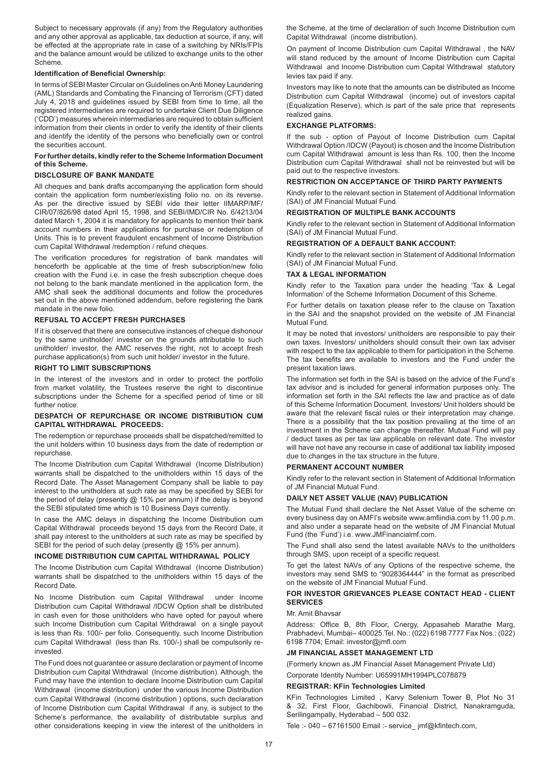Subject to necessary approvals (if any) from the Regulatory authorities and any other approval as applicable, tax deduction at source, if any, will be effected at the appropriate rate in case of a switching by NRIs/FPIs and the balance amount would be utilized to exchange units to the other Scheme.

**Identification of Beneficial Ownership:**

In terms of SEBI Master Circular on Guidelines on Anti Money Laundering (AML) Standards and Combating the Financing of Terrorism (CFT) dated July 4, 2018 and guidelines issued by SEBI from time to time, all the registered intermediaries are required to undertake Client Due Diligence ('CDD') measures wherein intermediaries are required to obtain sufficient information from their clients in order to verify the identity of their clients and identify the identity of the persons who beneficially own or control the securities account.

**For further details, kindly refer to the Scheme Information Document of this Scheme.**

### DISCLOSURE OF BANK MANDATE

All cheques and bank drafts accompanying the application form should contain the application form number/existing folio no. on its reverse. As per the directive issued by SEBI vide their letter IIMARP/MF/CIR/07/826/98 dated April 15, 1998, and SEBI/IMD/CIR No. 6/4213/04 dated March 1, 2004 it is mandatory for applicants to mention their bank account numbers in their applications for purchase or redemption of Units. This is to prevent fraudulent encashment of Income Distribution cum Capital Withdrawal /redemption / refund cheques.

The verification procedures for registration of bank mandates will henceforth be applicable at the time of fresh subscription/new folio creation with the Fund i.e. in case the fresh subscription cheque does not belong to the bank mandate mentioned in the application form, the AMC shall seek the additional documents and follow the procedures set out in the above mentioned addendum, before registering the bank mandate in the new folio.

### REFUSAL TO ACCEPT FRESH PURCHASES

If it is observed that there are consecutive instances of cheque dishonour by the same unitholder/ investor on the grounds attributable to such unitholder/ investor, the AMC reserves the right, not to accept fresh purchase application(s) from such unit holder/ investor in the future.

### RIGHT TO LIMIT SUBSCRIPTIONS

In the interest of the investors and in order to protect the portfolio from market volatility, the Trustees reserve the right to discontinue subscriptions under the Scheme for a specified period of time or till further notice.

### DESPATCH OF REPURCHASE OR INCOME DISTRIBUTION CUM CAPITAL WITHDRAWAL PROCEEDS:

The redemption or repurchase proceeds shall be dispatched/remitted to the unit holders within 10 business days from the date of redemption or repurchase.

The Income Distribution cum Capital Withdrawal (Income Distribution) warrants shall be dispatched to the unitholders within 15 days of the Record Date. The Asset Management Company shall be liable to pay interest to the unitholders at such rate as may be specified by SEBI for the period of delay (presently @ 15% per annum) if the delay is beyond the SEBI stipulated time which is 10 Business Days currently.

In case the AMC delays in dispatching the Income Distribution cum Capital Withdrawal proceeds beyond 15 days from the Record Date, it shall pay interest to the unitholders at such rate as may be specified by SEBI for the period of such delay (presently @ 15% per annum).

### INCOME DISTRIBUTION CUM CAPITAL WITHDRAWAL POLICY

The Income Distribution cum Capital Withdrawal (Income Distribution) warrants shall be dispatched to the unitholders within 15 days of the Record Date.

No Income Distribution cum Capital Withdrawal under Income Distribution cum Capital Withdrawal /IDCW Option shall be distributed in cash even for those unitholders who have opted for payout where such Income Distribution cum Capital Withdrawal on a single payout is less than Rs. 100/- per folio. Consequently, such Income Distribution cum Capital Withdrawal (less than Rs. 100/-) shall be compulsorily re-invested.

The Fund does not guarantee or assure declaration or payment of Income Distribution cum Capital Withdrawal (Income distribution). Although, the Fund may have the intention to declare Income Distribution cum Capital Withdrawal (income distribution) under the various Income Distribution cum Capital Withdrawal (income distribution ) options, such declaration of Income Distribution cum Capital Withdrawal if any, is subject to the Scheme's performance, the availability of distributable surplus and other considerations keeping in view the interest of the unitholders in the Scheme, at the time of declaration of such Income Distribution cum Capital Withdrawal (income distribution).

On payment of Income Distribution cum Capital Withdrawal , the NAV will stand reduced by the amount of Income Distribution cum Capital Withdrawal and Income Distribution cum Capital Withdrawal statutory levies tax paid if any.

Investors may like to note that the amounts can be distributed as Income Distribution cum Capital Withdrawal (income) out of investors capital (Equalization Reserve), which is part of the sale price that represents realized gains.

### EXCHANGE PLATFORMS:

If the sub - option of Payout of Income Distribution cum Capital Withdrawal Option /IDCW (Payout) is chosen and the Income Distribution cum Capital Withdrawal amount is less than Rs. 100, then the Income Distribution cum Capital Withdrawal shall not be reinvested but will be paid out to the respective investors.

### RESTRICTION ON ACCEPTANCE OF THIRD PARTY PAYMENTS

Kindly refer to the relevant section in Statement of Additional Information (SAI) of JM Financial Mutual Fund.

### REGISTRATION OF MULTIPLE BANK ACCOUNTS

Kindly refer to the relevant section in Statement of Additional Information (SAI) of JM Financial Mutual Fund.

### REGISTRATION OF A DEFAULT BANK ACCOUNT:

Kindly refer to the relevant section in Statement of Additional Information (SAI) of JM Financial Mutual Fund.

### TAX & LEGAL INFORMATION

Kindly refer to the Taxation para under the heading 'Tax & Legal Information' of the Scheme Information Document of this Scheme.

For further details on taxation please refer to the clause on Taxation in the SAI and the snapshot provided on the website of JM Financial Mutual Fund.

It may be noted that investors/ unitholders are responsible to pay their own taxes. Investors/ unitholders should consult their own tax adviser with respect to the tax applicable to them for participation in the Scheme. The tax benefits are available to investors and the Fund under the present taxation laws.

The information set forth in the SAI is based on the advice of the Fund's tax advisor and is included for general information purposes only. The information set forth in the SAI reflects the law and practice as of date of this Scheme Information Document. Investors/ Unit holders should be aware that the relevant fiscal rules or their interpretation may change. There is a possibility that the tax position prevailing at the time of an investment in the Scheme can change thereafter. Mutual Fund will pay / deduct taxes as per tax law applicable on relevant date. The investor will have not have any recourse in case of additional tax liability imposed due to changes in the tax structure in the future.

### PERMANENT ACCOUNT NUMBER

Kindly refer to the relevant section in Statement of Additional Information of JM Financial Mutual Fund.

### DAILY NET ASSET VALUE (NAV) PUBLICATION

The Mutual Fund shall declare the Net Asset Value of the scheme on every business day on AMFI's website www.amfiindia.com by 11.00 p.m. and also under a separate head on the website of JM Financial Mutual Fund (the 'Fund') i.e. www.JMFinancialmf.com.

The Fund shall also send the latest available NAVs to the unitholders through SMS, upon receipt of a specific request.

To get the latest NAVs of any Options of the respective scheme, the investors may send SMS to "9028364444" in the format as prescribed on the website of JM Financial Mutual Fund.

### FOR INVESTOR GRIEVANCES PLEASE CONTACT HEAD - CLIENT SERVICES

Mr. Amit Bhavsar

Address: Office B, 8th Floor, Cnergy, Appasaheb Marathe Marg, Prabhadevi, Mumbai– 400025.Tel. No.: (022) 6198 7777 Fax Nos.: (022) 6198 7704; Email: investor@jmfl.com

### JM FINANCIAL ASSET MANAGEMENT LTD

(Formerly known as JM Financial Asset Management Private Ltd)

Corporate Identity Number: U65991MH1994PLC078879

### REGISTRAR: KFin Technologies Limited

KFin Technologies Limited , Karvy Selenium Tower B, Plot No 31 & 32, First Floor, Gachibowli, Financial District, Nanakramguda, Serilingampally, Hyderabad – 500 032.

Tele :- 040 – 67161500 Email :- service_ jmf@kfintech.com,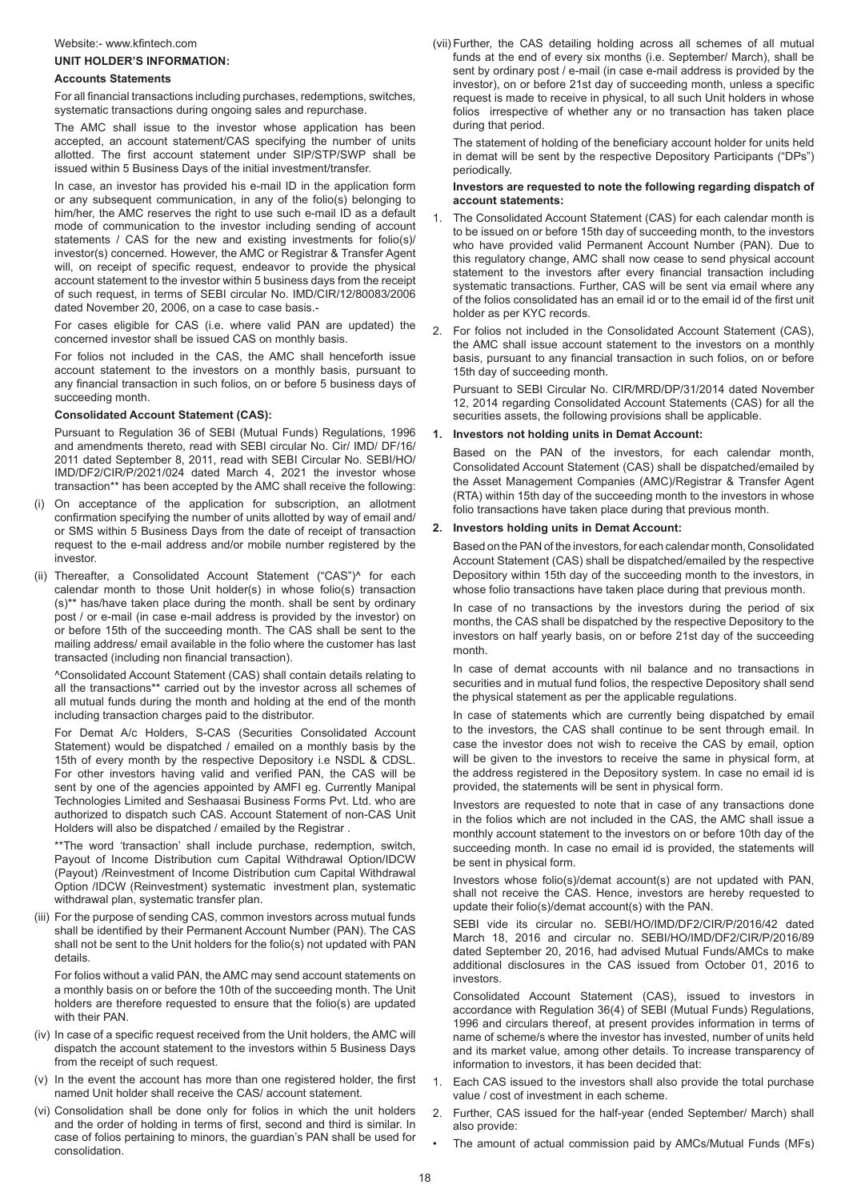Website:- www.kfintech.com

**UNIT HOLDER'S INFORMATION:**

**Accounts Statements**

For all financial transactions including purchases, redemptions, switches, systematic transactions during ongoing sales and repurchase.

The AMC shall issue to the investor whose application has been accepted, an account statement/CAS specifying the number of units allotted. The first account statement under SIP/STP/SWP shall be issued within 5 Business Days of the initial investment/transfer.

In case, an investor has provided his e-mail ID in the application form or any subsequent communication, in any of the folio(s) belonging to him/her, the AMC reserves the right to use such e-mail ID as a default mode of communication to the investor including sending of account statements / CAS for the new and existing investments for folio(s)/ investor(s) concerned. However, the AMC or Registrar & Transfer Agent will, on receipt of specific request, endeavor to provide the physical account statement to the investor within 5 business days from the receipt of such request, in terms of SEBI circular No. IMD/CIR/12/80083/2006 dated November 20, 2006, on a case to case basis.-

For cases eligible for CAS (i.e. where valid PAN are updated) the concerned investor shall be issued CAS on monthly basis.

For folios not included in the CAS, the AMC shall henceforth issue account statement to the investors on a monthly basis, pursuant to any financial transaction in such folios, on or before 5 business days of succeeding month.

**Consolidated Account Statement (CAS):**

Pursuant to Regulation 36 of SEBI (Mutual Funds) Regulations, 1996 and amendments thereto, read with SEBI circular No. Cir/ IMD/ DF/16/ 2011 dated September 8, 2011, read with SEBI Circular No. SEBI/HO/ IMD/DF2/CIR/P/2021/024 dated March 4, 2021 the investor whose transaction** has been accepted by the AMC shall receive the following:

(i) On acceptance of the application for subscription, an allotment confirmation specifying the number of units allotted by way of email and/ or SMS within 5 Business Days from the date of receipt of transaction request to the e-mail address and/or mobile number registered by the investor.

(ii) Thereafter, a Consolidated Account Statement ("CAS")^ for each calendar month to those Unit holder(s) in whose folio(s) transaction (s)** has/have taken place during the month. shall be sent by ordinary post / or e-mail (in case e-mail address is provided by the investor) on or before 15th of the succeeding month. The CAS shall be sent to the mailing address/ email available in the folio where the customer has last transacted (including non financial transaction).

^Consolidated Account Statement (CAS) shall contain details relating to all the transactions** carried out by the investor across all schemes of all mutual funds during the month and holding at the end of the month including transaction charges paid to the distributor.

For Demat A/c Holders, S-CAS (Securities Consolidated Account Statement) would be dispatched / emailed on a monthly basis by the 15th of every month by the respective Depository i.e NSDL & CDSL. For other investors having valid and verified PAN, the CAS will be sent by one of the agencies appointed by AMFI eg. Currently Manipal Technologies Limited and Seshaasai Business Forms Pvt. Ltd. who are authorized to dispatch such CAS. Account Statement of non-CAS Unit Holders will also be dispatched / emailed by the Registrar .

**The word 'transaction' shall include purchase, redemption, switch, Payout of Income Distribution cum Capital Withdrawal Option/IDCW (Payout) /Reinvestment of Income Distribution cum Capital Withdrawal Option /IDCW (Reinvestment) systematic investment plan, systematic withdrawal plan, systematic transfer plan.

(iii) For the purpose of sending CAS, common investors across mutual funds shall be identified by their Permanent Account Number (PAN). The CAS shall not be sent to the Unit holders for the folio(s) not updated with PAN details.

For folios without a valid PAN, the AMC may send account statements on a monthly basis on or before the 10th of the succeeding month. The Unit holders are therefore requested to ensure that the folio(s) are updated with their PAN.

(iv) In case of a specific request received from the Unit holders, the AMC will dispatch the account statement to the investors within 5 Business Days from the receipt of such request.

(v) In the event the account has more than one registered holder, the first named Unit holder shall receive the CAS/ account statement.

(vi) Consolidation shall be done only for folios in which the unit holders and the order of holding in terms of first, second and third is similar. In case of folios pertaining to minors, the guardian's PAN shall be used for consolidation.

(vii) Further, the CAS detailing holding across all schemes of all mutual funds at the end of every six months (i.e. September/ March), shall be sent by ordinary post / e-mail (in case e-mail address is provided by the investor), on or before 21st day of succeeding month, unless a specific request is made to receive in physical, to all such Unit holders in whose folios irrespective of whether any or no transaction has taken place during that period.

The statement of holding of the beneficiary account holder for units held in demat will be sent by the respective Depository Participants ("DPs") periodically.

**Investors are requested to note the following regarding dispatch of account statements:**

1. The Consolidated Account Statement (CAS) for each calendar month is to be issued on or before 15th day of succeeding month, to the investors who have provided valid Permanent Account Number (PAN). Due to this regulatory change, AMC shall now cease to send physical account statement to the investors after every financial transaction including systematic transactions. Further, CAS will be sent via email where any of the folios consolidated has an email id or to the email id of the first unit holder as per KYC records.

2. For folios not included in the Consolidated Account Statement (CAS), the AMC shall issue account statement to the investors on a monthly basis, pursuant to any financial transaction in such folios, on or before 15th day of succeeding month.

Pursuant to SEBI Circular No. CIR/MRD/DP/31/2014 dated November 12, 2014 regarding Consolidated Account Statements (CAS) for all the securities assets, the following provisions shall be applicable.

**1. Investors not holding units in Demat Account:**

Based on the PAN of the investors, for each calendar month, Consolidated Account Statement (CAS) shall be dispatched/emailed by the Asset Management Companies (AMC)/Registrar & Transfer Agent (RTA) within 15th day of the succeeding month to the investors in whose folio transactions have taken place during that previous month.

**2. Investors holding units in Demat Account:**

Based on the PAN of the investors, for each calendar month, Consolidated Account Statement (CAS) shall be dispatched/emailed by the respective Depository within 15th day of the succeeding month to the investors, in whose folio transactions have taken place during that previous month.

In case of no transactions by the investors during the period of six months, the CAS shall be dispatched by the respective Depository to the investors on half yearly basis, on or before 21st day of the succeeding month.

In case of demat accounts with nil balance and no transactions in securities and in mutual fund folios, the respective Depository shall send the physical statement as per the applicable regulations.

In case of statements which are currently being dispatched by email to the investors, the CAS shall continue to be sent through email. In case the investor does not wish to receive the CAS by email, option will be given to the investors to receive the same in physical form, at the address registered in the Depository system. In case no email id is provided, the statements will be sent in physical form.

Investors are requested to note that in case of any transactions done in the folios which are not included in the CAS, the AMC shall issue a monthly account statement to the investors on or before 10th day of the succeeding month. In case no email id is provided, the statements will be sent in physical form.

Investors whose folio(s)/demat account(s) are not updated with PAN, shall not receive the CAS. Hence, investors are hereby requested to update their folio(s)/demat account(s) with the PAN.

SEBI vide its circular no. SEBI/HO/IMD/DF2/CIR/P/2016/42 dated March 18, 2016 and circular no. SEBI/HO/IMD/DF2/CIR/P/2016/89 dated September 20, 2016, had advised Mutual Funds/AMCs to make additional disclosures in the CAS issued from October 01, 2016 to investors.

Consolidated Account Statement (CAS), issued to investors in accordance with Regulation 36(4) of SEBI (Mutual Funds) Regulations, 1996 and circulars thereof, at present provides information in terms of name of scheme/s where the investor has invested, number of units held and its market value, among other details. To increase transparency of information to investors, it has been decided that:

1. Each CAS issued to the investors shall also provide the total purchase value / cost of investment in each scheme.

2. Further, CAS issued for the half-year (ended September/ March) shall also provide:

- The amount of actual commission paid by AMCs/Mutual Funds (MFs)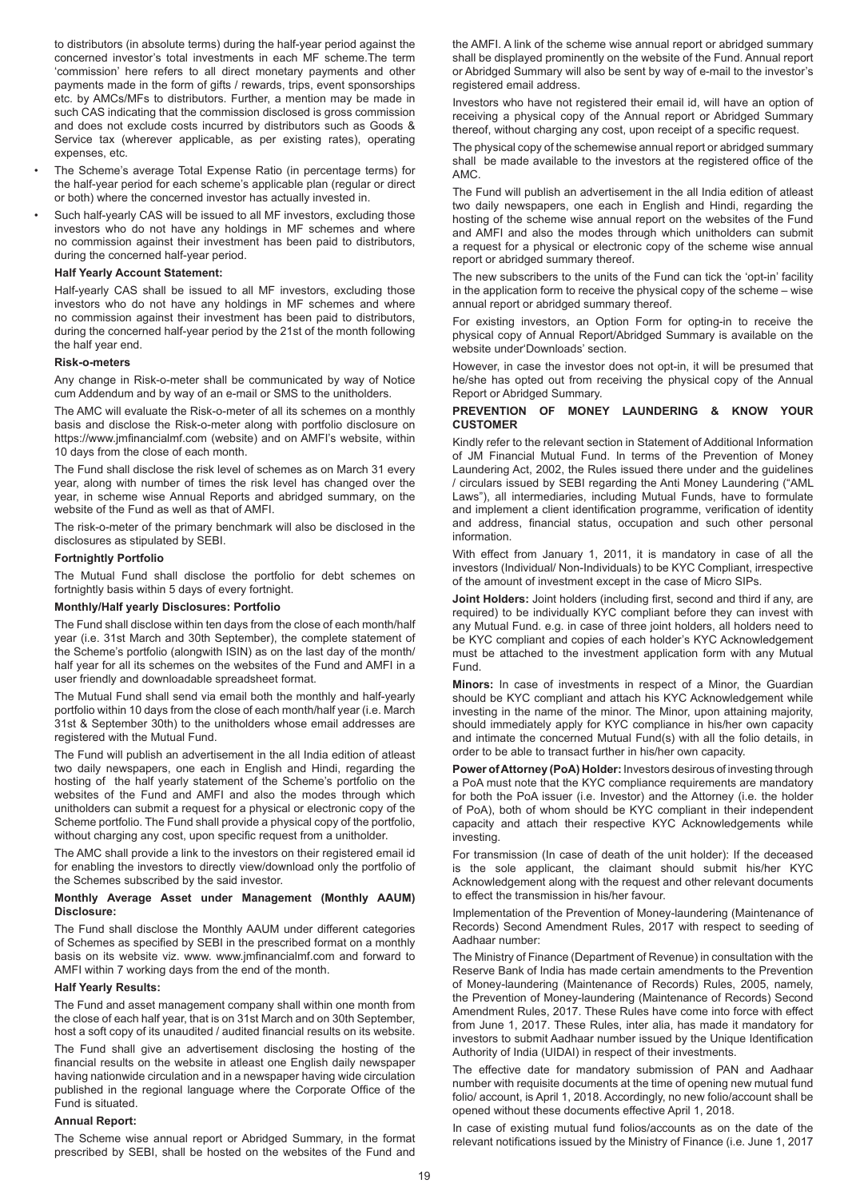to distributors (in absolute terms) during the half-year period against the concerned investor's total investments in each MF scheme.The term 'commission' here refers to all direct monetary payments and other payments made in the form of gifts / rewards, trips, event sponsorships etc. by AMCs/MFs to distributors. Further, a mention may be made in such CAS indicating that the commission disclosed is gross commission and does not exclude costs incurred by distributors such as Goods & Service tax (wherever applicable, as per existing rates), operating expenses, etc.

- The Scheme's average Total Expense Ratio (in percentage terms) for the half-year period for each scheme's applicable plan (regular or direct or both) where the concerned investor has actually invested in.
- Such half-yearly CAS will be issued to all MF investors, excluding those investors who do not have any holdings in MF schemes and where no commission against their investment has been paid to distributors, during the concerned half-year period.

**Half Yearly Account Statement:**

Half-yearly CAS shall be issued to all MF investors, excluding those investors who do not have any holdings in MF schemes and where no commission against their investment has been paid to distributors, during the concerned half-year period by the 21st of the month following the half year end.

**Risk-o-meters**

Any change in Risk-o-meter shall be communicated by way of Notice cum Addendum and by way of an e-mail or SMS to the unitholders.

The AMC will evaluate the Risk-o-meter of all its schemes on a monthly basis and disclose the Risk-o-meter along with portfolio disclosure on https://www.jmfinancialmf.com (website) and on AMFI's website, within 10 days from the close of each month.

The Fund shall disclose the risk level of schemes as on March 31 every year, along with number of times the risk level has changed over the year, in scheme wise Annual Reports and abridged summary, on the website of the Fund as well as that of AMFI.

The risk-o-meter of the primary benchmark will also be disclosed in the disclosures as stipulated by SEBI.

**Fortnightly Portfolio**

The Mutual Fund shall disclose the portfolio for debt schemes on fortnightly basis within 5 days of every fortnight.

**Monthly/Half yearly Disclosures: Portfolio**

The Fund shall disclose within ten days from the close of each month/half year (i.e. 31st March and 30th September), the complete statement of the Scheme's portfolio (alongwith ISIN) as on the last day of the month/ half year for all its schemes on the websites of the Fund and AMFI in a user friendly and downloadable spreadsheet format.

The Mutual Fund shall send via email both the monthly and half-yearly portfolio within 10 days from the close of each month/half year (i.e. March 31st & September 30th) to the unitholders whose email addresses are registered with the Mutual Fund.

The Fund will publish an advertisement in the all India edition of atleast two daily newspapers, one each in English and Hindi, regarding the hosting of the half yearly statement of the Scheme's portfolio on the websites of the Fund and AMFI and also the modes through which unitholders can submit a request for a physical or electronic copy of the Scheme portfolio. The Fund shall provide a physical copy of the portfolio, without charging any cost, upon specific request from a unitholder.

The AMC shall provide a link to the investors on their registered email id for enabling the investors to directly view/download only the portfolio of the Schemes subscribed by the said investor.

**Monthly Average Asset under Management (Monthly AAUM) Disclosure:**

The Fund shall disclose the Monthly AAUM under different categories of Schemes as specified by SEBI in the prescribed format on a monthly basis on its website viz. www. www.jmfinancialmf.com and forward to AMFI within 7 working days from the end of the month.

**Half Yearly Results:**

The Fund and asset management company shall within one month from the close of each half year, that is on 31st March and on 30th September, host a soft copy of its unaudited / audited financial results on its website.

The Fund shall give an advertisement disclosing the hosting of the financial results on the website in atleast one English daily newspaper having nationwide circulation and in a newspaper having wide circulation published in the regional language where the Corporate Office of the Fund is situated.

**Annual Report:**

The Scheme wise annual report or Abridged Summary, in the format prescribed by SEBI, shall be hosted on the websites of the Fund and the AMFI. A link of the scheme wise annual report or abridged summary shall be displayed prominently on the website of the Fund. Annual report or Abridged Summary will also be sent by way of e-mail to the investor's registered email address.

Investors who have not registered their email id, will have an option of receiving a physical copy of the Annual report or Abridged Summary thereof, without charging any cost, upon receipt of a specific request.

The physical copy of the schemewise annual report or abridged summary shall be made available to the investors at the registered office of the AMC.

The Fund will publish an advertisement in the all India edition of atleast two daily newspapers, one each in English and Hindi, regarding the hosting of the scheme wise annual report on the websites of the Fund and AMFI and also the modes through which unitholders can submit a request for a physical or electronic copy of the scheme wise annual report or abridged summary thereof.

The new subscribers to the units of the Fund can tick the 'opt-in' facility in the application form to receive the physical copy of the scheme – wise annual report or abridged summary thereof.

For existing investors, an Option Form for opting-in to receive the physical copy of Annual Report/Abridged Summary is available on the website under'Downloads' section.

However, in case the investor does not opt-in, it will be presumed that he/she has opted out from receiving the physical copy of the Annual Report or Abridged Summary.

**PREVENTION OF MONEY LAUNDERING & KNOW YOUR CUSTOMER**

Kindly refer to the relevant section in Statement of Additional Information of JM Financial Mutual Fund. In terms of the Prevention of Money Laundering Act, 2002, the Rules issued there under and the guidelines / circulars issued by SEBI regarding the Anti Money Laundering ("AML Laws"), all intermediaries, including Mutual Funds, have to formulate and implement a client identification programme, verification of identity and address, financial status, occupation and such other personal information.

With effect from January 1, 2011, it is mandatory in case of all the investors (Individual/ Non-Individuals) to be KYC Compliant, irrespective of the amount of investment except in the case of Micro SIPs.

**Joint Holders:** Joint holders (including first, second and third if any, are required) to be individually KYC compliant before they can invest with any Mutual Fund. e.g. in case of three joint holders, all holders need to be KYC compliant and copies of each holder's KYC Acknowledgement must be attached to the investment application form with any Mutual Fund.

**Minors:** In case of investments in respect of a Minor, the Guardian should be KYC compliant and attach his KYC Acknowledgement while investing in the name of the minor. The Minor, upon attaining majority, should immediately apply for KYC compliance in his/her own capacity and intimate the concerned Mutual Fund(s) with all the folio details, in order to be able to transact further in his/her own capacity.

**Power of Attorney (PoA) Holder:** Investors desirous of investing through a PoA must note that the KYC compliance requirements are mandatory for both the PoA issuer (i.e. Investor) and the Attorney (i.e. the holder of PoA), both of whom should be KYC compliant in their independent capacity and attach their respective KYC Acknowledgements while investing.

For transmission (In case of death of the unit holder): If the deceased is the sole applicant, the claimant should submit his/her KYC Acknowledgement along with the request and other relevant documents to effect the transmission in his/her favour.

Implementation of the Prevention of Money-laundering (Maintenance of Records) Second Amendment Rules, 2017 with respect to seeding of Aadhaar number:

The Ministry of Finance (Department of Revenue) in consultation with the Reserve Bank of India has made certain amendments to the Prevention of Money-laundering (Maintenance of Records) Rules, 2005, namely, the Prevention of Money-laundering (Maintenance of Records) Second Amendment Rules, 2017. These Rules have come into force with effect from June 1, 2017. These Rules, inter alia, has made it mandatory for investors to submit Aadhaar number issued by the Unique Identification Authority of India (UIDAI) in respect of their investments.

The effective date for mandatory submission of PAN and Aadhaar number with requisite documents at the time of opening new mutual fund folio/ account, is April 1, 2018. Accordingly, no new folio/account shall be opened without these documents effective April 1, 2018.

In case of existing mutual fund folios/accounts as on the date of the relevant notifications issued by the Ministry of Finance (i.e. June 1, 2017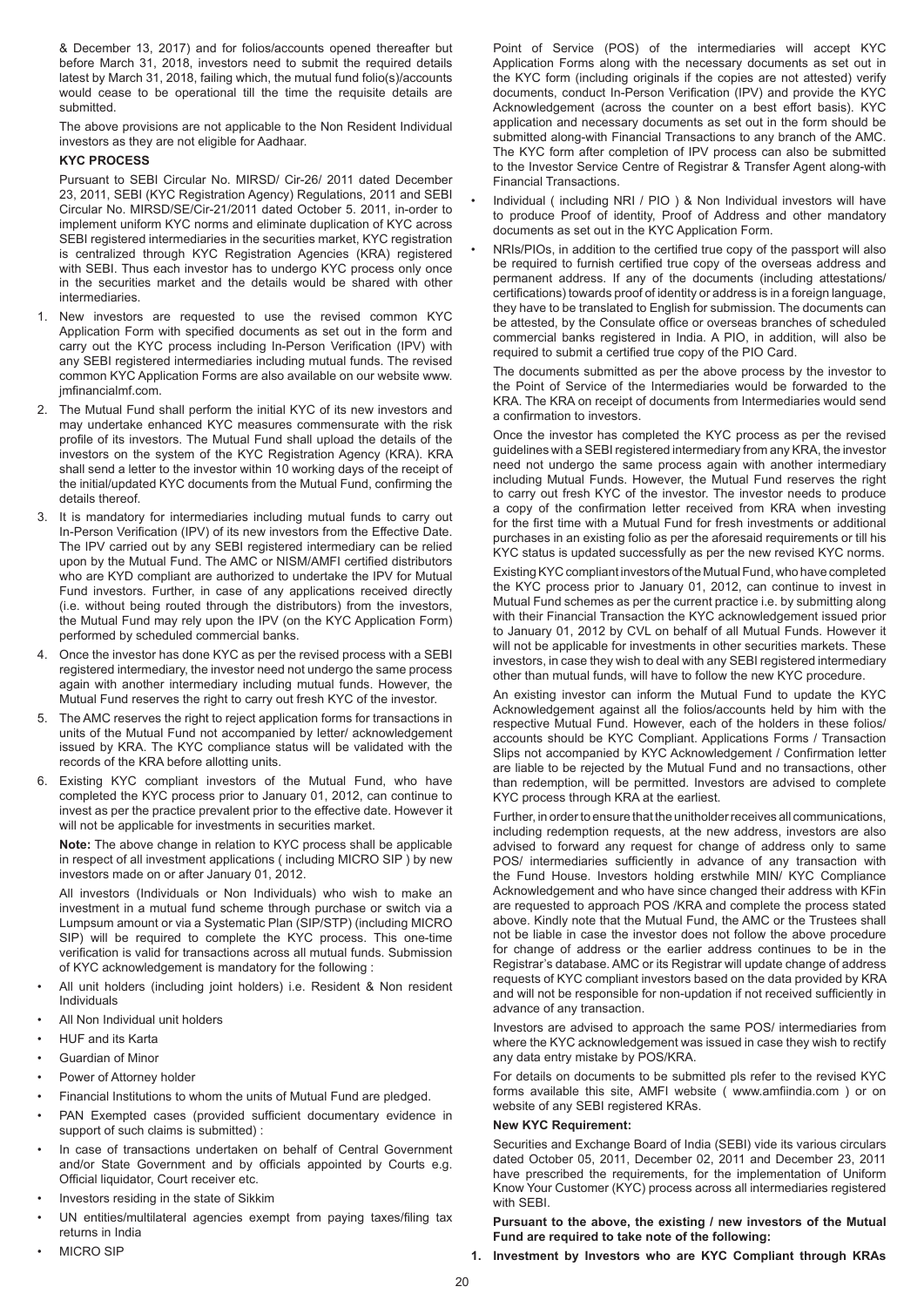& December 13, 2017) and for folios/accounts opened thereafter but before March 31, 2018, investors need to submit the required details latest by March 31, 2018, failing which, the mutual fund folio(s)/accounts would cease to be operational till the time the requisite details are submitted.

The above provisions are not applicable to the Non Resident Individual investors as they are not eligible for Aadhaar.

**KYC PROCESS**

Pursuant to SEBI Circular No. MIRSD/ Cir-26/ 2011 dated December 23, 2011, SEBI (KYC Registration Agency) Regulations, 2011 and SEBI Circular No. MIRSD/SE/Cir-21/2011 dated October 5. 2011, in-order to implement uniform KYC norms and eliminate duplication of KYC across SEBI registered intermediaries in the securities market, KYC registration is centralized through KYC Registration Agencies (KRA) registered with SEBI. Thus each investor has to undergo KYC process only once in the securities market and the details would be shared with other intermediaries.

1. New investors are requested to use the revised common KYC Application Form with specified documents as set out in the form and carry out the KYC process including In-Person Verification (IPV) with any SEBI registered intermediaries including mutual funds. The revised common KYC Application Forms are also available on our website www.jmfinancialmf.com.
2. The Mutual Fund shall perform the initial KYC of its new investors and may undertake enhanced KYC measures commensurate with the risk profile of its investors. The Mutual Fund shall upload the details of the investors on the system of the KYC Registration Agency (KRA). KRA shall send a letter to the investor within 10 working days of the receipt of the initial/updated KYC documents from the Mutual Fund, confirming the details thereof.
3. It is mandatory for intermediaries including mutual funds to carry out In-Person Verification (IPV) of its new investors from the Effective Date. The IPV carried out by any SEBI registered intermediary can be relied upon by the Mutual Fund. The AMC or NISM/AMFI certified distributors who are KYD compliant are authorized to undertake the IPV for Mutual Fund investors. Further, in case of any applications received directly (i.e. without being routed through the distributors) from the investors, the Mutual Fund may rely upon the IPV (on the KYC Application Form) performed by scheduled commercial banks.
4. Once the investor has done KYC as per the revised process with a SEBI registered intermediary, the investor need not undergo the same process again with another intermediary including mutual funds. However, the Mutual Fund reserves the right to carry out fresh KYC of the investor.
5. The AMC reserves the right to reject application forms for transactions in units of the Mutual Fund not accompanied by letter/ acknowledgement issued by KRA. The KYC compliance status will be validated with the records of the KRA before allotting units.
6. Existing KYC compliant investors of the Mutual Fund, who have completed the KYC process prior to January 01, 2012, can continue to invest as per the practice prevalent prior to the effective date. However it will not be applicable for investments in securities market.

**Note:** The above change in relation to KYC process shall be applicable in respect of all investment applications ( including MICRO SIP ) by new investors made on or after January 01, 2012.

All investors (Individuals or Non Individuals) who wish to make an investment in a mutual fund scheme through purchase or switch via a Lumpsum amount or via a Systematic Plan (SIP/STP) (including MICRO SIP) will be required to complete the KYC process. This one-time verification is valid for transactions across all mutual funds. Submission of KYC acknowledgement is mandatory for the following :

- All unit holders (including joint holders) i.e. Resident & Non resident Individuals
- All Non Individual unit holders
- HUF and its Karta
- Guardian of Minor
- Power of Attorney holder
- Financial Institutions to whom the units of Mutual Fund are pledged.
- PAN Exempted cases (provided sufficient documentary evidence in support of such claims is submitted) :
- In case of transactions undertaken on behalf of Central Government and/or State Government and by officials appointed by Courts e.g. Official liquidator, Court receiver etc.
- Investors residing in the state of Sikkim
- UN entities/multilateral agencies exempt from paying taxes/filing tax returns in India
- MICRO SIP

Point of Service (POS) of the intermediaries will accept KYC Application Forms along with the necessary documents as set out in the KYC form (including originals if the copies are not attested) verify documents, conduct In-Person Verification (IPV) and provide the KYC Acknowledgement (across the counter on a best effort basis). KYC application and necessary documents as set out in the form should be submitted along-with Financial Transactions to any branch of the AMC. The KYC form after completion of IPV process can also be submitted to the Investor Service Centre of Registrar & Transfer Agent along-with Financial Transactions.

- Individual ( including NRI / PIO ) & Non Individual investors will have to produce Proof of identity, Proof of Address and other mandatory documents as set out in the KYC Application Form.
- NRIs/PIOs, in addition to the certified true copy of the passport will also be required to furnish certified true copy of the overseas address and permanent address. If any of the documents (including attestations/ certifications) towards proof of identity or address is in a foreign language, they have to be translated to English for submission. The documents can be attested, by the Consulate office or overseas branches of scheduled commercial banks registered in India. A PIO, in addition, will also be required to submit a certified true copy of the PIO Card.

The documents submitted as per the above process by the investor to the Point of Service of the Intermediaries would be forwarded to the KRA. The KRA on receipt of documents from Intermediaries would send a confirmation to investors.

Once the investor has completed the KYC process as per the revised guidelines with a SEBI registered intermediary from any KRA, the investor need not undergo the same process again with another intermediary including Mutual Funds. However, the Mutual Fund reserves the right to carry out fresh KYC of the investor. The investor needs to produce a copy of the confirmation letter received from KRA when investing for the first time with a Mutual Fund for fresh investments or additional purchases in an existing folio as per the aforesaid requirements or till his KYC status is updated successfully as per the new revised KYC norms.

Existing KYC compliant investors of the Mutual Fund, who have completed the KYC process prior to January 01, 2012, can continue to invest in Mutual Fund schemes as per the current practice i.e. by submitting along with their Financial Transaction the KYC acknowledgement issued prior to January 01, 2012 by CVL on behalf of all Mutual Funds. However it will not be applicable for investments in other securities markets. These investors, in case they wish to deal with any SEBI registered intermediary other than mutual funds, will have to follow the new KYC procedure.

An existing investor can inform the Mutual Fund to update the KYC Acknowledgement against all the folios/accounts held by him with the respective Mutual Fund. However, each of the holders in these folios/ accounts should be KYC Compliant. Applications Forms / Transaction Slips not accompanied by KYC Acknowledgement / Confirmation letter are liable to be rejected by the Mutual Fund and no transactions, other than redemption, will be permitted. Investors are advised to complete KYC process through KRA at the earliest.

Further, in order to ensure that the unitholder receives all communications, including redemption requests, at the new address, investors are also advised to forward any request for change of address only to same POS/ intermediaries sufficiently in advance of any transaction with the Fund House. Investors holding erstwhile MIN/ KYC Compliance Acknowledgement and who have since changed their address with KFin are requested to approach POS /KRA and complete the process stated above. Kindly note that the Mutual Fund, the AMC or the Trustees shall not be liable in case the investor does not follow the above procedure for change of address or the earlier address continues to be in the Registrar's database. AMC or its Registrar will update change of address requests of KYC compliant investors based on the data provided by KRA and will not be responsible for non-updation if not received sufficiently in advance of any transaction.

Investors are advised to approach the same POS/ intermediaries from where the KYC acknowledgement was issued in case they wish to rectify any data entry mistake by POS/KRA.

For details on documents to be submitted pls refer to the revised KYC forms available this site, AMFI website ( www.amfiindia.com ) or on website of any SEBI registered KRAs.

**New KYC Requirement:**

Securities and Exchange Board of India (SEBI) vide its various circulars dated October 05, 2011, December 02, 2011 and December 23, 2011 have prescribed the requirements, for the implementation of Uniform Know Your Customer (KYC) process across all intermediaries registered with SEBI.

**Pursuant to the above, the existing / new investors of the Mutual Fund are required to take note of the following:**

**1. Investment by Investors who are KYC Compliant through KRAs**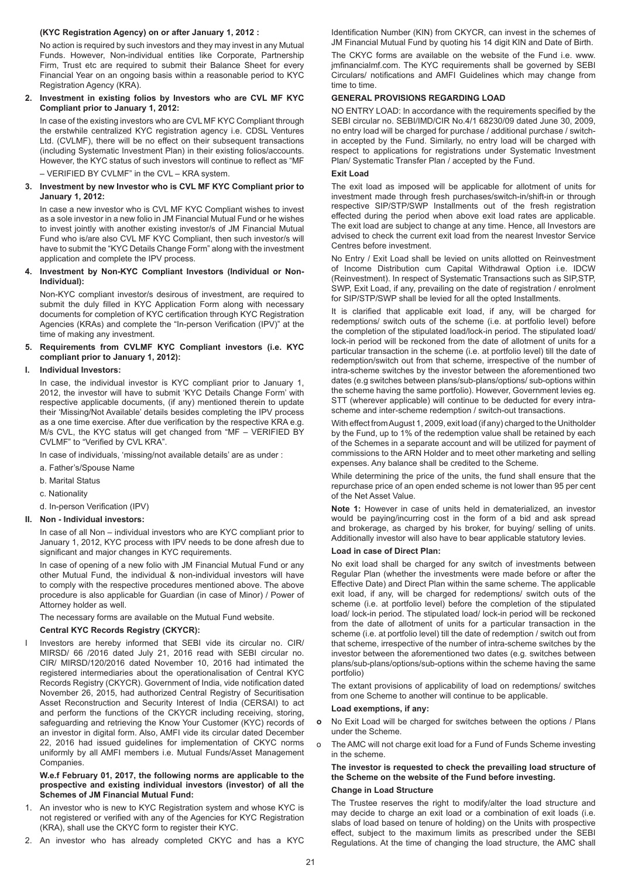**(KYC Registration Agency) on or after January 1, 2012 :**

No action is required by such investors and they may invest in any Mutual Funds. However, Non-individual entities like Corporate, Partnership Firm, Trust etc are required to submit their Balance Sheet for every Financial Year on an ongoing basis within a reasonable period to KYC Registration Agency (KRA).

**2. Investment in existing folios by Investors who are CVL MF KYC Compliant prior to January 1, 2012:**

In case of the existing investors who are CVL MF KYC Compliant through the erstwhile centralized KYC registration agency i.e. CDSL Ventures Ltd. (CVLMF), there will be no effect on their subsequent transactions (including Systematic Investment Plan) in their existing folios/accounts. However, the KYC status of such investors will continue to reflect as "MF – VERIFIED BY CVLMF" in the CVL – KRA system.

**3. Investment by new Investor who is CVL MF KYC Compliant prior to January 1, 2012:**

In case a new investor who is CVL MF KYC Compliant wishes to invest as a sole investor in a new folio in JM Financial Mutual Fund or he wishes to invest jointly with another existing investor/s of JM Financial Mutual Fund who is/are also CVL MF KYC Compliant, then such investor/s will have to submit the "KYC Details Change Form" along with the investment application and complete the IPV process.

**4. Investment by Non-KYC Compliant Investors (Individual or Non-Individual):**

Non-KYC compliant investor/s desirous of investment, are required to submit the duly filled in KYC Application Form along with necessary documents for completion of KYC certification through KYC Registration Agencies (KRAs) and complete the "In-person Verification (IPV)" at the time of making any investment.

**5. Requirements from CVLMF KYC Compliant investors (i.e. KYC compliant prior to January 1, 2012):**

**I. Individual Investors:**

In case, the individual investor is KYC compliant prior to January 1, 2012, the investor will have to submit 'KYC Details Change Form' with respective applicable documents, (if any) mentioned therein to update their 'Missing/Not Available' details besides completing the IPV process as a one time exercise. After due verification by the respective KRA e.g. M/s CVL, the KYC status will get changed from "MF – VERIFIED BY CVLMF" to "Verified by CVL KRA".

In case of individuals, 'missing/not available details' are as under :

a. Father's/Spouse Name

b. Marital Status

c. Nationality

d. In-person Verification (IPV)

**II. Non - Individual investors:**

In case of all Non – individual investors who are KYC compliant prior to January 1, 2012, KYC process with IPV needs to be done afresh due to significant and major changes in KYC requirements.

In case of opening of a new folio with JM Financial Mutual Fund or any other Mutual Fund, the individual & non-individual investors will have to comply with the respective procedures mentioned above. The above procedure is also applicable for Guardian (in case of Minor) / Power of Attorney holder as well.

The necessary forms are available on the Mutual Fund website.

**Central KYC Records Registry (CKYCR):**

I Investors are hereby informed that SEBI vide its circular no. CIR/ MIRSD/ 66 /2016 dated July 21, 2016 read with SEBI circular no. CIR/ MIRSD/120/2016 dated November 10, 2016 had intimated the registered intermediaries about the operationalisation of Central KYC Records Registry (CKYCR). Government of India, vide notification dated November 26, 2015, had authorized Central Registry of Securitisation Asset Reconstruction and Security Interest of India (CERSAI) to act and perform the functions of the CKYCR including receiving, storing, safeguarding and retrieving the Know Your Customer (KYC) records of an investor in digital form. Also, AMFI vide its circular dated December 22, 2016 had issued guidelines for implementation of CKYC norms uniformly by all AMFI members i.e. Mutual Funds/Asset Management Companies.

**W.e.f February 01, 2017, the following norms are applicable to the prospective and existing individual investors (investor) of all the Schemes of JM Financial Mutual Fund:**

1. An investor who is new to KYC Registration system and whose KYC is not registered or verified with any of the Agencies for KYC Registration (KRA), shall use the CKYC form to register their KYC.
2. An investor who has already completed CKYC and has a KYC Identification Number (KIN) from CKYCR, can invest in the schemes of JM Financial Mutual Fund by quoting his 14 digit KIN and Date of Birth.

The CKYC forms are available on the website of the Fund i.e. www.jmfinancialmf.com. The KYC requirements shall be governed by SEBI Circulars/ notifications and AMFI Guidelines which may change from time to time.

**GENERAL PROVISIONS REGARDING LOAD**

NO ENTRY LOAD: In accordance with the requirements specified by the SEBI circular no. SEBI/IMD/CIR No.4/1 68230/09 dated June 30, 2009, no entry load will be charged for purchase / additional purchase / switch-in accepted by the Fund. Similarly, no entry load will be charged with respect to applications for registrations under Systematic Investment Plan/ Systematic Transfer Plan / accepted by the Fund.

**Exit Load**

The exit load as imposed will be applicable for allotment of units for investment made through fresh purchases/switch-in/shift-in or through respective SIP/STP/SWP Installments out of the fresh registration effected during the period when above exit load rates are applicable. The exit load are subject to change at any time. Hence, all Investors are advised to check the current exit load from the nearest Investor Service Centres before investment.

No Entry / Exit Load shall be levied on units allotted on Reinvestment of Income Distribution cum Capital Withdrawal Option i.e. IDCW (Reinvestment). In respect of Systematic Transactions such as SIP,STP, SWP, Exit Load, if any, prevailing on the date of registration / enrolment for SIP/STP/SWP shall be levied for all the opted Installments.

It is clarified that applicable exit load, if any, will be charged for redemptions/ switch outs of the scheme (i.e. at portfolio level) before the completion of the stipulated load/lock-in period. The stipulated load/ lock-in period will be reckoned from the date of allotment of units for a particular transaction in the scheme (i.e. at portfolio level) till the date of redemption/switch out from that scheme, irrespective of the number of intra-scheme switches by the investor between the aforementioned two dates (e.g switches between plans/sub-plans/options/ sub-options within the scheme having the same portfolio). However, Government levies eg. STT (wherever applicable) will continue to be deducted for every intra-scheme and inter-scheme redemption / switch-out transactions.

With effect from August 1, 2009, exit load (if any) charged to the Unitholder by the Fund, up to 1% of the redemption value shall be retained by each of the Schemes in a separate account and will be utilized for payment of commissions to the ARN Holder and to meet other marketing and selling expenses. Any balance shall be credited to the Scheme.

While determining the price of the units, the fund shall ensure that the repurchase price of an open ended scheme is not lower than 95 per cent of the Net Asset Value.

**Note 1:** However in case of units held in dematerialized, an investor would be paying/incurring cost in the form of a bid and ask spread and brokerage, as charged by his broker, for buying/ selling of units. Additionally investor will also have to bear applicable statutory levies.

**Load in case of Direct Plan:**

No exit load shall be charged for any switch of investments between Regular Plan (whether the investments were made before or after the Effective Date) and Direct Plan within the same scheme. The applicable exit load, if any, will be charged for redemptions/ switch outs of the scheme (i.e. at portfolio level) before the completion of the stipulated load/ lock-in period. The stipulated load/ lock-in period will be reckoned from the date of allotment of units for a particular transaction in the scheme (i.e. at portfolio level) till the date of redemption / switch out from that scheme, irrespective of the number of intra-scheme switches by the investor between the aforementioned two dates (e.g. switches between plans/sub-plans/options/sub-options within the scheme having the same portfolio)

The extant provisions of applicability of load on redemptions/ switches from one Scheme to another will continue to be applicable.

**Load exemptions, if any:**

- No Exit Load will be charged for switches between the options / Plans under the Scheme.
- The AMC will not charge exit load for a Fund of Funds Scheme investing in the scheme.

**The investor is requested to check the prevailing load structure of the Scheme on the website of the Fund before investing.**

**Change in Load Structure**

The Trustee reserves the right to modify/alter the load structure and may decide to charge an exit load or a combination of exit loads (i.e. slabs of load based on tenure of holding) on the Units with prospective effect, subject to the maximum limits as prescribed under the SEBI Regulations. At the time of changing the load structure, the AMC shall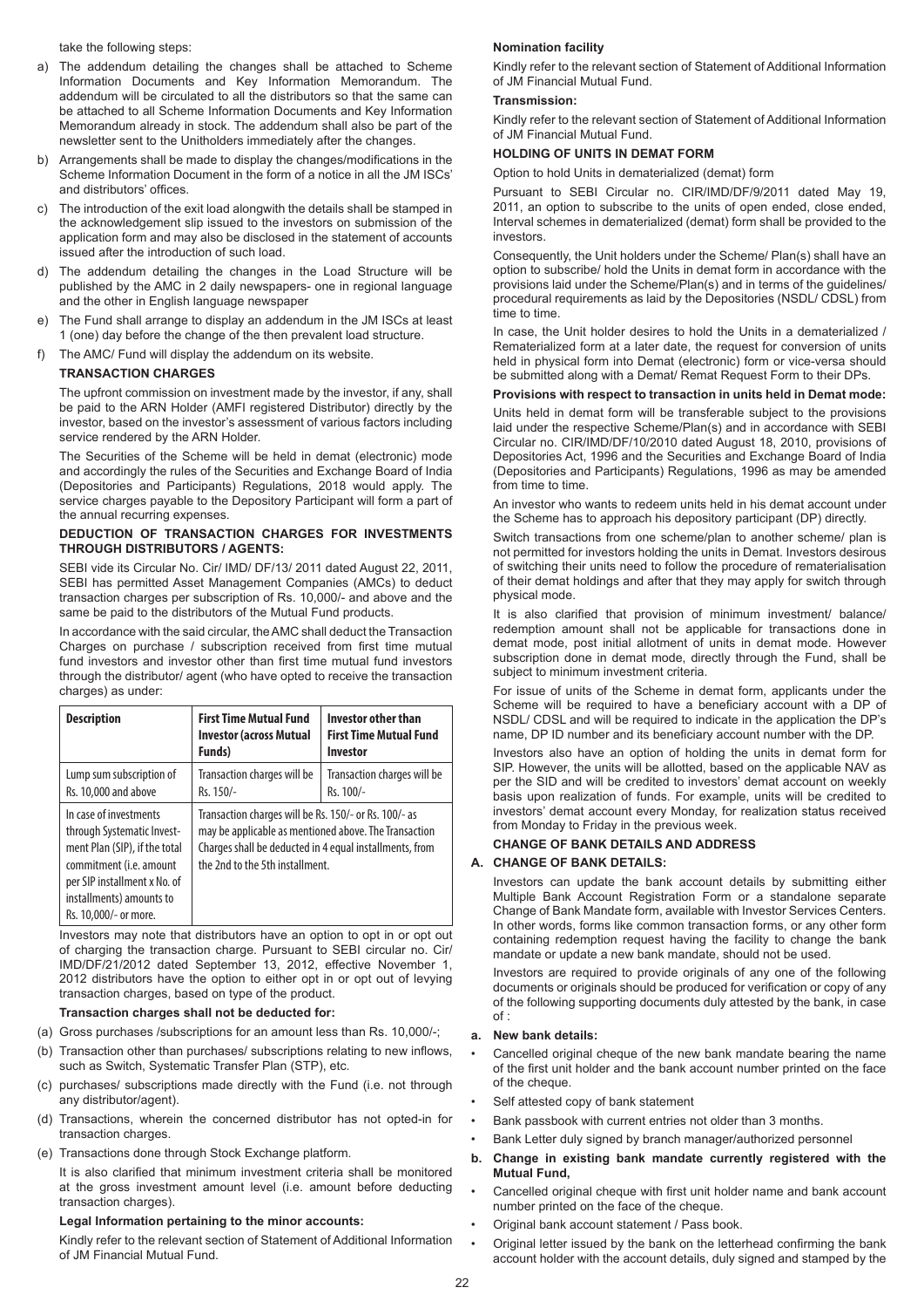take the following steps:

a) The addendum detailing the changes shall be attached to Scheme Information Documents and Key Information Memorandum. The addendum will be circulated to all the distributors so that the same can be attached to all Scheme Information Documents and Key Information Memorandum already in stock. The addendum shall also be part of the newsletter sent to the Unitholders immediately after the changes.
b) Arrangements shall be made to display the changes/modifications in the Scheme Information Document in the form of a notice in all the JM ISCs' and distributors' offices.
c) The introduction of the exit load alongwith the details shall be stamped in the acknowledgement slip issued to the investors on submission of the application form and may also be disclosed in the statement of accounts issued after the introduction of such load.
d) The addendum detailing the changes in the Load Structure will be published by the AMC in 2 daily newspapers- one in regional language and the other in English language newspaper
e) The Fund shall arrange to display an addendum in the JM ISCs at least 1 (one) day before the change of the then prevalent load structure.
f) The AMC/ Fund will display the addendum on its website.

**TRANSACTION CHARGES**

The upfront commission on investment made by the investor, if any, shall be paid to the ARN Holder (AMFI registered Distributor) directly by the investor, based on the investor's assessment of various factors including service rendered by the ARN Holder.

The Securities of the Scheme will be held in demat (electronic) mode and accordingly the rules of the Securities and Exchange Board of India (Depositories and Participants) Regulations, 2018 would apply. The service charges payable to the Depository Participant will form a part of the annual recurring expenses.

**DEDUCTION OF TRANSACTION CHARGES FOR INVESTMENTS THROUGH DISTRIBUTORS / AGENTS:**

SEBI vide its Circular No. Cir/ IMD/ DF/13/ 2011 dated August 22, 2011, SEBI has permitted Asset Management Companies (AMCs) to deduct transaction charges per subscription of Rs. 10,000/- and above and the same be paid to the distributors of the Mutual Fund products.

In accordance with the said circular, the AMC shall deduct the Transaction Charges on purchase / subscription received from first time mutual fund investors and investor other than first time mutual fund investors through the distributor/ agent (who have opted to receive the transaction charges) as under:

| Description | First Time Mutual Fund Investor (across Mutual Funds) | Investor other than First Time Mutual Fund Investor |
|---|---|---|
| Lump sum subscription of Rs. 10,000 and above | Transaction charges will be Rs. 150/- | Transaction charges will be Rs. 100/- |
| In case of investments through Systematic Investment Plan (SIP), if the total commitment (i.e. amount per SIP installment x No. of installments) amounts to Rs. 10,000/- or more. | Transaction charges will be Rs. 150/- or Rs. 100/- as may be applicable as mentioned above. The Transaction Charges shall be deducted in 4 equal installments, from the 2nd to the 5th installment. | |

Investors may note that distributors have an option to opt in or opt out of charging the transaction charge. Pursuant to SEBI circular no. Cir/ IMD/DF/21/2012 dated September 13, 2012, effective November 1, 2012 distributors have the option to either opt in or opt out of levying transaction charges, based on type of the product.

**Transaction charges shall not be deducted for:**

(a) Gross purchases /subscriptions for an amount less than Rs. 10,000/-;
(b) Transaction other than purchases/ subscriptions relating to new inflows, such as Switch, Systematic Transfer Plan (STP), etc.
(c) purchases/ subscriptions made directly with the Fund (i.e. not through any distributor/agent).
(d) Transactions, wherein the concerned distributor has not opted-in for transaction charges.
(e) Transactions done through Stock Exchange platform.

It is also clarified that minimum investment criteria shall be monitored at the gross investment amount level (i.e. amount before deducting transaction charges).

**Legal Information pertaining to the minor accounts:**

Kindly refer to the relevant section of Statement of Additional Information of JM Financial Mutual Fund.

**Nomination facility**

Kindly refer to the relevant section of Statement of Additional Information of JM Financial Mutual Fund.

**Transmission:**

Kindly refer to the relevant section of Statement of Additional Information of JM Financial Mutual Fund.

**HOLDING OF UNITS IN DEMAT FORM**

Option to hold Units in dematerialized (demat) form

Pursuant to SEBI Circular no. CIR/IMD/DF/9/2011 dated May 19, 2011, an option to subscribe to the units of open ended, close ended, Interval schemes in dematerialized (demat) form shall be provided to the investors.

Consequently, the Unit holders under the Scheme/ Plan(s) shall have an option to subscribe/ hold the Units in demat form in accordance with the provisions laid under the Scheme/Plan(s) and in terms of the guidelines/ procedural requirements as laid by the Depositories (NSDL/ CDSL) from time to time.

In case, the Unit holder desires to hold the Units in a dematerialized / Rematerialized form at a later date, the request for conversion of units held in physical form into Demat (electronic) form or vice-versa should be submitted along with a Demat/ Remat Request Form to their DPs.

**Provisions with respect to transaction in units held in Demat mode:**

Units held in demat form will be transferable subject to the provisions laid under the respective Scheme/Plan(s) and in accordance with SEBI Circular no. CIR/IMD/DF/10/2010 dated August 18, 2010, provisions of Depositories Act, 1996 and the Securities and Exchange Board of India (Depositories and Participants) Regulations, 1996 as may be amended from time to time.

An investor who wants to redeem units held in his demat account under the Scheme has to approach his depository participant (DP) directly.

Switch transactions from one scheme/plan to another scheme/ plan is not permitted for investors holding the units in Demat. Investors desirous of switching their units need to follow the procedure of rematerialisation of their demat holdings and after that they may apply for switch through physical mode.

It is also clarified that provision of minimum investment/ balance/ redemption amount shall not be applicable for transactions done in demat mode, post initial allotment of units in demat mode. However subscription done in demat mode, directly through the Fund, shall be subject to minimum investment criteria.

For issue of units of the Scheme in demat form, applicants under the Scheme will be required to have a beneficiary account with a DP of NSDL/ CDSL and will be required to indicate in the application the DP's name, DP ID number and its beneficiary account number with the DP.

Investors also have an option of holding the units in demat form for SIP. However, the units will be allotted, based on the applicable NAV as per the SID and will be credited to investors' demat account on weekly basis upon realization of funds. For example, units will be credited to investors' demat account every Monday, for realization status received from Monday to Friday in the previous week.

**CHANGE OF BANK DETAILS AND ADDRESS**

**A. CHANGE OF BANK DETAILS:**

Investors can update the bank account details by submitting either Multiple Bank Account Registration Form or a standalone separate Change of Bank Mandate form, available with Investor Services Centers. In other words, forms like common transaction forms, or any other form containing redemption request having the facility to change the bank mandate or update a new bank mandate, should not be used.

Investors are required to provide originals of any one of the following documents or originals should be produced for verification or copy of any of the following supporting documents duly attested by the bank, in case of :

**a. New bank details:**

- Cancelled original cheque of the new bank mandate bearing the name of the first unit holder and the bank account number printed on the face of the cheque.
- Self attested copy of bank statement
- Bank passbook with current entries not older than 3 months.
- Bank Letter duly signed by branch manager/authorized personnel

**b. Change in existing bank mandate currently registered with the Mutual Fund,**

- Cancelled original cheque with first unit holder name and bank account number printed on the face of the cheque.
- Original bank account statement / Pass book.
- Original letter issued by the bank on the letterhead confirming the bank account holder with the account details, duly signed and stamped by the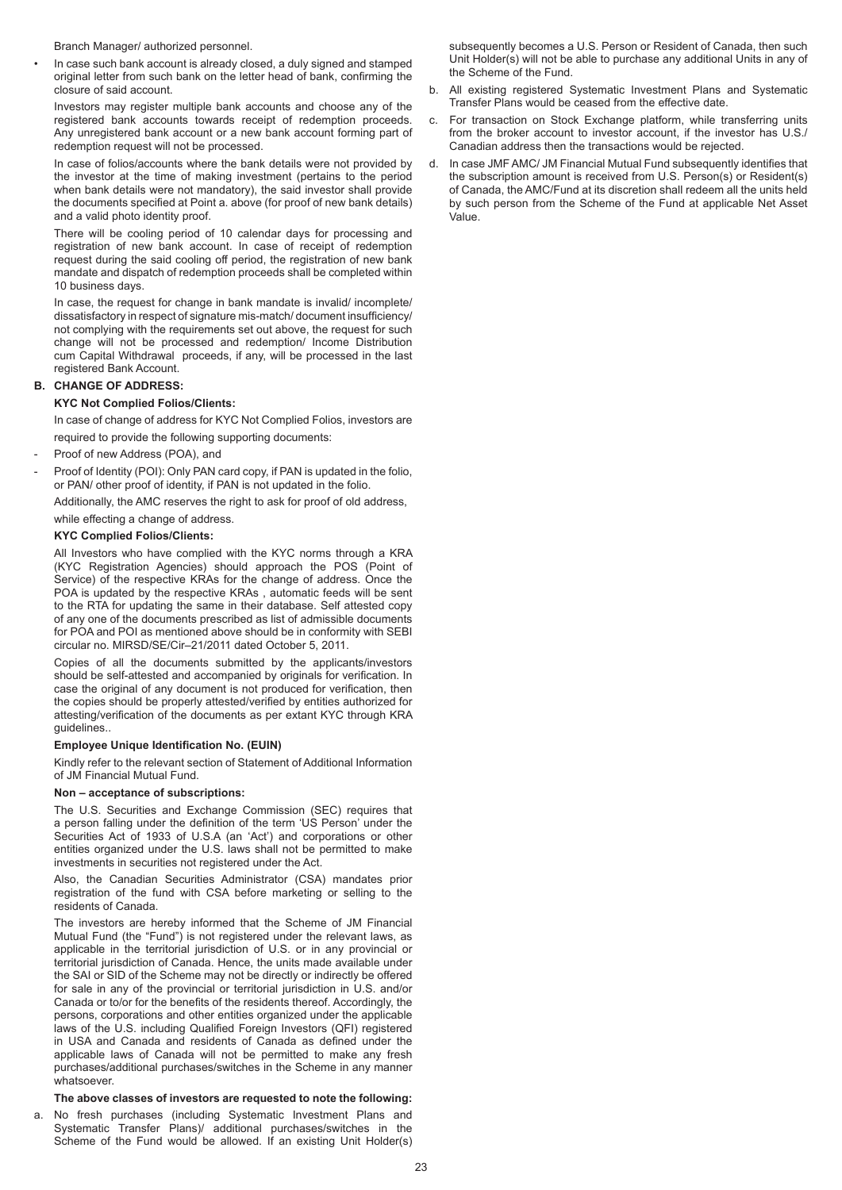Branch Manager/ authorized personnel.

- In case such bank account is already closed, a duly signed and stamped original letter from such bank on the letter head of bank, confirming the closure of said account.

Investors may register multiple bank accounts and choose any of the registered bank accounts towards receipt of redemption proceeds. Any unregistered bank account or a new bank account forming part of redemption request will not be processed.

In case of folios/accounts where the bank details were not provided by the investor at the time of making investment (pertains to the period when bank details were not mandatory), the said investor shall provide the documents specified at Point a. above (for proof of new bank details) and a valid photo identity proof.

There will be cooling period of 10 calendar days for processing and registration of new bank account. In case of receipt of redemption request during the said cooling off period, the registration of new bank mandate and dispatch of redemption proceeds shall be completed within 10 business days.

In case, the request for change in bank mandate is invalid/ incomplete/ dissatisfactory in respect of signature mis-match/ document insufficiency/ not complying with the requirements set out above, the request for such change will not be processed and redemption/ Income Distribution cum Capital Withdrawal proceeds, if any, will be processed in the last registered Bank Account.

**B. CHANGE OF ADDRESS:**

**KYC Not Complied Folios/Clients:**

In case of change of address for KYC Not Complied Folios, investors are required to provide the following supporting documents:

- Proof of new Address (POA), and
- Proof of Identity (POI): Only PAN card copy, if PAN is updated in the folio, or PAN/ other proof of identity, if PAN is not updated in the folio.

Additionally, the AMC reserves the right to ask for proof of old address, while effecting a change of address.

**KYC Complied Folios/Clients:**

All Investors who have complied with the KYC norms through a KRA (KYC Registration Agencies) should approach the POS (Point of Service) of the respective KRAs for the change of address. Once the POA is updated by the respective KRAs , automatic feeds will be sent to the RTA for updating the same in their database. Self attested copy of any one of the documents prescribed as list of admissible documents for POA and POI as mentioned above should be in conformity with SEBI circular no. MIRSD/SE/Cir–21/2011 dated October 5, 2011.

Copies of all the documents submitted by the applicants/investors should be self-attested and accompanied by originals for verification. In case the original of any document is not produced for verification, then the copies should be properly attested/verified by entities authorized for attesting/verification of the documents as per extant KYC through KRA guidelines..

**Employee Unique Identification No. (EUIN)**

Kindly refer to the relevant section of Statement of Additional Information of JM Financial Mutual Fund.

**Non – acceptance of subscriptions:**

The U.S. Securities and Exchange Commission (SEC) requires that a person falling under the definition of the term 'US Person' under the Securities Act of 1933 of U.S.A (an 'Act') and corporations or other entities organized under the U.S. laws shall not be permitted to make investments in securities not registered under the Act.

Also, the Canadian Securities Administrator (CSA) mandates prior registration of the fund with CSA before marketing or selling to the residents of Canada.

The investors are hereby informed that the Scheme of JM Financial Mutual Fund (the "Fund") is not registered under the relevant laws, as applicable in the territorial jurisdiction of U.S. or in any provincial or territorial jurisdiction of Canada. Hence, the units made available under the SAI or SID of the Scheme may not be directly or indirectly be offered for sale in any of the provincial or territorial jurisdiction in U.S. and/or Canada or to/or for the benefits of the residents thereof. Accordingly, the persons, corporations and other entities organized under the applicable laws of the U.S. including Qualified Foreign Investors (QFI) registered in USA and Canada and residents of Canada as defined under the applicable laws of Canada will not be permitted to make any fresh purchases/additional purchases/switches in the Scheme in any manner whatsoever.

**The above classes of investors are requested to note the following:**

a. No fresh purchases (including Systematic Investment Plans and Systematic Transfer Plans)/ additional purchases/switches in the Scheme of the Fund would be allowed. If an existing Unit Holder(s) subsequently becomes a U.S. Person or Resident of Canada, then such Unit Holder(s) will not be able to purchase any additional Units in any of the Scheme of the Fund.

b. All existing registered Systematic Investment Plans and Systematic Transfer Plans would be ceased from the effective date.

c. For transaction on Stock Exchange platform, while transferring units from the broker account to investor account, if the investor has U.S./ Canadian address then the transactions would be rejected.

d. In case JMF AMC/ JM Financial Mutual Fund subsequently identifies that the subscription amount is received from U.S. Person(s) or Resident(s) of Canada, the AMC/Fund at its discretion shall redeem all the units held by such person from the Scheme of the Fund at applicable Net Asset Value.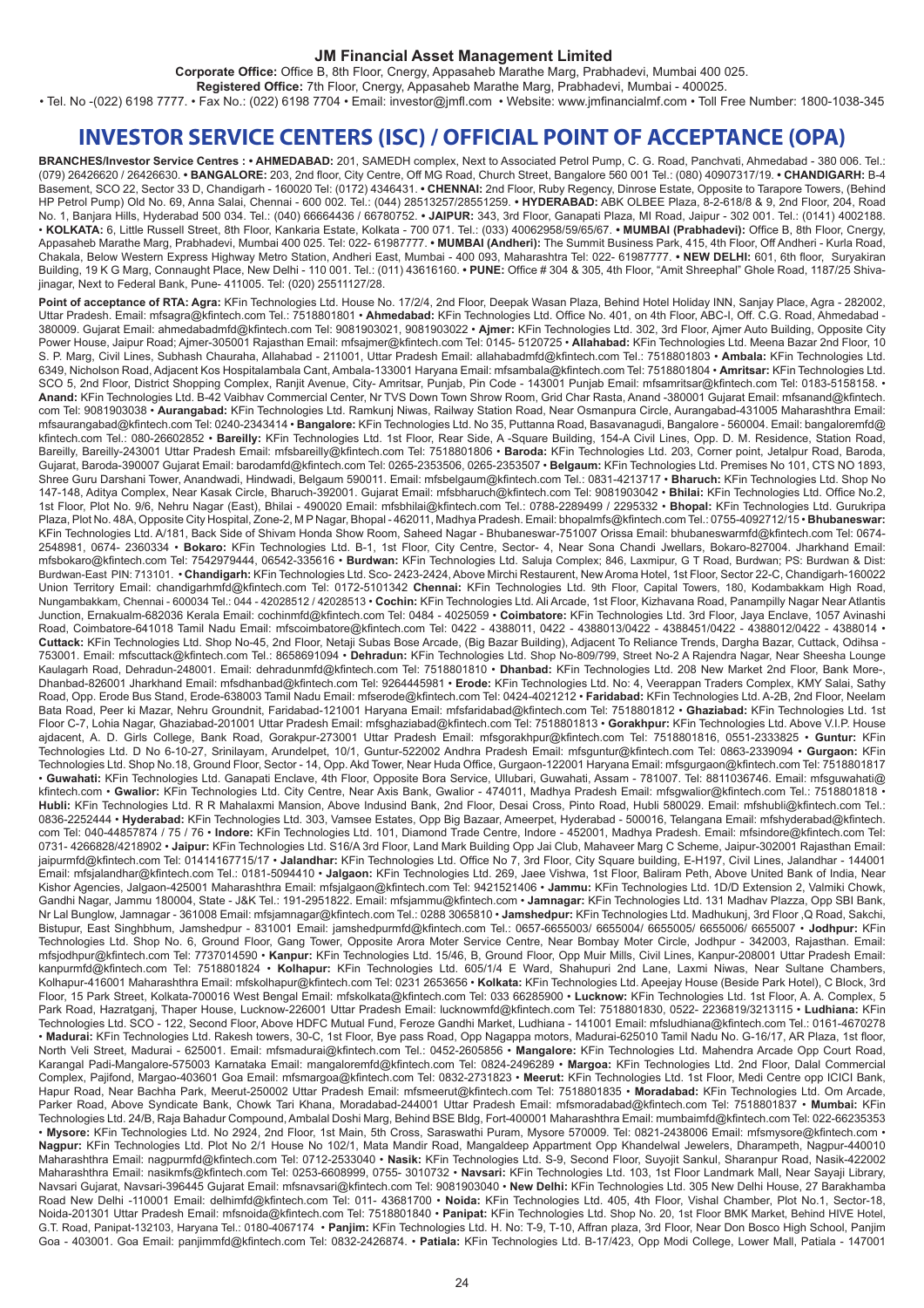**JM Financial Asset Management Limited**

**Corporate Office:** Office B, 8th Floor, Cnergy, Appasaheb Marathe Marg, Prabhadevi, Mumbai 400 025.

**Registered Office:** 7th Floor, Cnergy, Appasaheb Marathe Marg, Prabhadevi, Mumbai - 400025.

• Tel. No -(022) 6198 7777. • Fax No.: (022) 6198 7704 • Email: investor@jmfl.com • Website: www.jmfinancialmf.com • Toll Free Number: 1800-1038-345

# INVESTOR SERVICE CENTERS (ISC) / OFFICIAL POINT OF ACCEPTANCE (OPA)

**BRANCHES/Investor Service Centres : • AHMEDABAD:** 201, SAMEDH complex, Next to Associated Petrol Pump, C. G. Road, Panchvati, Ahmedabad - 380 006. Tel.: (079) 26426620 / 26426630. **• BANGALORE:** 203, 2nd floor, City Centre, Off MG Road, Church Street, Bangalore 560 001 Tel.: (080) 40907317/19. **• CHANDIGARH:** B-4 Basement, SCO 22, Sector 33 D, Chandigarh - 160020 Tel: (0172) 4346431. **• CHENNAI:** 2nd Floor, Ruby Regency, Dinrose Estate, Opposite to Tarapore Towers, (Behind HP Petrol Pump) Old No. 69, Anna Salai, Chennai - 600 002. Tel.: (044) 28513257/28551259. **• HYDERABAD:** ABK OLBEE Plaza, 8-2-618/8 & 9, 2nd Floor, 204, Road No. 1, Banjara Hills, Hyderabad 500 034. Tel.: (040) 66664436 / 66780752. **• JAIPUR:** 343, 3rd Floor, Ganapati Plaza, MI Road, Jaipur - 302 001. Tel.: (0141) 4002188. **• KOLKATA:** 6, Little Russell Street, 8th Floor, Kankaria Estate, Kolkata - 700 071. Tel.: (033) 40062958/59/65/67. **• MUMBAI (Prabhadevi):** Office B, 8th Floor, Cnergy, Appasaheb Marathe Marg, Prabhadevi, Mumbai 400 025. Tel: 022- 61987777. **• MUMBAI (Andheri):** The Summit Business Park, 415, 4th Floor, Off Andheri - Kurla Road, Chakala, Below Western Express Highway Metro Station, Andheri East, Mumbai - 400 093, Maharashtra Tel: 022- 61987777. **• NEW DELHI:** 601, 6th floor, Suryakiran Building, 19 K G Marg, Connaught Place, New Delhi - 110 001. Tel.: (011) 43616160. **• PUNE:** Office # 304 & 305, 4th Floor, "Amit Shreephal" Ghole Road, 1187/25 Shivajinagar, Next to Federal Bank, Pune- 411005. Tel: (020) 25511127/28.

**Point of acceptance of RTA: Agra:** KFin Technologies Ltd. House No. 17/2/4, 2nd Floor, Deepak Wasan Plaza, Behind Hotel Holiday INN, Sanjay Place, Agra - 282002, Uttar Pradesh. Email: mfsagra@kfintech.com Tel.: 7518801801 • **Ahmedabad:** KFin Technologies Ltd. Office No. 401, on 4th Floor, ABC-I, Off. C.G. Road, Ahmedabad - 380009. Gujarat Email: ahmedabadmfd@kfintech.com Tel: 9081903021, 9081903022 • **Ajmer:** KFin Technologies Ltd. 302, 3rd Floor, Ajmer Auto Building, Opposite City Power House, Jaipur Road; Ajmer-305001 Rajasthan Email: mfsajmer@kfintech.com Tel: 0145- 5120725 • **Allahabad:** KFin Technologies Ltd. Meena Bazar 2nd Floor, 10 S. P. Marg, Civil Lines, Subhash Chauraha, Allahabad - 211001, Uttar Pradesh Email: allahabadmfd@kfintech.com Tel.: 7518801803 • **Ambala:** KFin Technologies Ltd. 6349, Nicholson Road, Adjacent Kos Hospitalambala Cant, Ambala-133001 Haryana Email: mfsambala@kfintech.com Tel: 7518801804 • **Amritsar:** KFin Technologies Ltd. SCO 5, 2nd Floor, District Shopping Complex, Ranjit Avenue, City- Amritsar, Punjab, Pin Code - 143001 Punjab Email: mfsamritsar@kfintech.com Tel: 0183-5158158. • **Anand:** KFin Technologies Ltd. B-42 Vaibhav Commercial Center, Nr TVS Down Town Shrow Room, Grid Char Rasta, Anand -380001 Gujarat Email: mfsanand@kfintech.com Tel: 9081903038 • **Aurangabad:** KFin Technologies Ltd. Ramkunj Niwas, Railway Station Road, Near Osmanpura Circle, Aurangabad-431005 Maharashthra Email: mfsaurangabad@kfintech.com Tel: 0240-2343414 • **Bangalore:** KFin Technologies Ltd. No 35, Puttanna Road, Basavanagudi, Bangalore - 560004. Email: bangaloremfd@kfintech.com Tel.: 080-26602852 • **Bareilly:** KFin Technologies Ltd. 1st Floor, Rear Side, A -Square Building, 154-A Civil Lines, Opp. D. M. Residence, Station Road, Bareilly, Bareilly-243001 Uttar Pradesh Email: mfsbareilly@kfintech.com Tel: 7518801806 • **Baroda:** KFin Technologies Ltd. 203, Corner point, Jetalpur Road, Baroda, Gujarat, Baroda-390007 Gujarat Email: barodamfd@kfintech.com Tel: 0265-2353506, 0265-2353507 • **Belgaum:** KFin Technologies Ltd. Premises No 101, CTS NO 1893, Shree Guru Darshani Tower, Anandwadi, Hindwadi, Belgaum 590011. Email: mfsbelgaum@kfintech.com Tel.: 0831-4213717 • **Bharuch:** KFin Technologies Ltd. Shop No 147-148, Aditya Complex, Near Kasak Circle, Bharuch-392001. Gujarat Email: mfsbharuch@kfintech.com Tel: 9081903042 • **Bhilai:** KFin Technologies Ltd. Office No.2, 1st Floor, Plot No. 9/6, Nehru Nagar (East), Bhilai - 490020 Email: mfsbhilai@kfintech.com Tel.: 0788-2289499 / 2295332 • **Bhopal:** KFin Technologies Ltd. Gurukripa Plaza, Plot No. 48A, Opposite City Hospital, Zone-2, M P Nagar, Bhopal - 462011, Madhya Pradesh. Email: bhopalmfs@kfintech.com Tel.: 0755-4092712/15 • **Bhubaneswar:** KFin Technologies Ltd. A/181, Back Side of Shivam Honda Show Room, Saheed Nagar - Bhubaneswar-751007 Orissa Email: bhubaneswarmfd@kfintech.com Tel: 0674-2548981, 0674- 2360334 • **Bokaro:** KFin Technologies Ltd. B-1, 1st Floor, City Centre, Sector- 4, Near Sona Chandi Jwellars, Bokaro-827004. Jharkhand Email: mfsbokaro@kfintech.com Tel: 7542979444, 06542-335616 • **Burdwan:** KFin Technologies Ltd. Saluja Complex; 846, Laxmipur, G T Road, Burdwan; PS: Burdwan & Dist: Burdwan-East PIN: 713101. • **Chandigarh:** KFin Technologies Ltd. Sco- 2423-2424, Above Mirchi Restaurent, New Aroma Hotel, 1st Floor, Sector 22-C, Chandigarh-160022 Union Territory Email: chandigarhmfd@kfintech.com Tel: 0172-5101342 **Chennai:** KFin Technologies Ltd. 9th Floor, Capital Towers, 180, Kodambakkam High Road, Nungambakkam, Chennai - 600034 Tel.: 044 - 42028512 / 42028513 • **Cochin:** KFin Technologies Ltd. Ali Arcade, 1st Floor, Kizhavana Road, Panampilly Nagar Near Atlantis Junction, Ernakualm-682036 Kerala Email: cochinmfd@kfintech.com Tel: 0484 - 4025059 • **Coimbatore:** KFin Technologies Ltd. 3rd Floor, Jaya Enclave, 1057 Avinashi Road, Coimbatore-641018 Tamil Nadu Email: mfscoimbatore@kfintech.com Tel: 0422 - 4388011, 0422 - 4388013/0422 - 4388451/0422 - 4388012/0422 - 4388014 • **Cuttack:** KFin Technologies Ltd. Shop No-45, 2nd Floor, Netaji Subas Bose Arcade, (Big Bazar Building), Adjacent To Reliance Trends, Dargha Bazar, Cuttack, Odihsa - 753001. Email: mfscuttack@kfintech.com Tel.: 8658691094 • **Dehradun:** KFin Technologies Ltd. Shop No-809/799, Street No-2 A Rajendra Nagar, Near Sheesha Lounge Kaulagarh Road, Dehradun-248001. Email: dehradunmfd@kfintech.com Tel: 7518801810 • **Dhanbad:** KFin Technologies Ltd. 208 New Market 2nd Floor, Bank More-, Dhanbad-826001 Jharkhand Email: mfsdhanbad@kfintech.com Tel: 9264445981 • **Erode:** KFin Technologies Ltd. No: 4, Veerappan Traders Complex, KMY Salai, Sathy Road, Opp. Erode Bus Stand, Erode-638003 Tamil Nadu Email: mfserode@kfintech.com Tel: 0424-4021212 • **Faridabad:** KFin Technologies Ltd. A-2B, 2nd Floor, Neelam Bata Road, Peer ki Mazar, Nehru Groundnit, Faridabad-121001 Haryana Email: mfsfaridabad@kfintech.com Tel: 7518801812 • **Ghaziabad:** KFin Technologies Ltd. 1st Floor C-7, Lohia Nagar, Ghaziabad-201001 Uttar Pradesh Email: mfsghaziabad@kfintech.com Tel: 7518801813 • **Gorakhpur:** KFin Technologies Ltd. Above V.I.P. House ajdacent, A. D. Girls College, Bank Road, Gorakpur-273001 Uttar Pradesh Email: mfsgorakhpur@kfintech.com Tel: 7518801816, 0551-2333825 • **Guntur:** KFin Technologies Ltd. D No 6-10-27, Srinilayam, Arundelpet, 10/1, Guntur-522002 Andhra Pradesh Email: mfsguntur@kfintech.com Tel: 0863-2339094 • **Gurgaon:** KFin Technologies Ltd. Shop No.18, Ground Floor, Sector - 14, Opp. Akd Tower, Near Huda Office, Gurgaon-122001 Haryana Email: mfsgurgaon@kfintech.com Tel: 7518801817 • **Guwahati:** KFin Technologies Ltd. Ganapati Enclave, 4th Floor, Opposite Bora Service, Ullubari, Guwahati, Assam - 781007. Tel: 8811036746. Email: mfsguwahati@kfintech.com • **Gwalior:** KFin Technologies Ltd. City Centre, Near Axis Bank, Gwalior - 474011, Madhya Pradesh Email: mfsgwalior@kfintech.com Tel.: 7518801818 • **Hubli:** KFin Technologies Ltd. R R Mahalaxmi Mansion, Above Indusind Bank, 2nd Floor, Desai Cross, Pinto Road, Hubli 580029. Email: mfshubli@kfintech.com Tel.: 0836-2252444 • **Hyderabad:** KFin Technologies Ltd. 303, Vamsee Estates, Opp Big Bazaar, Ameerpet, Hyderabad - 500016, Telangana Email: mfshyderabad@kfintech.com Tel: 040-44857874 / 75 / 76 • **Indore:** KFin Technologies Ltd. 101, Diamond Trade Centre, Indore - 452001, Madhya Pradesh. Email: mfsindore@kfintech.com Tel: 0731- 4266828/4218902 • **Jaipur:** KFin Technologies Ltd. S16/A 3rd Floor, Land Mark Building Opp Jai Club, Mahaveer Marg C Scheme, Jaipur-302001 Rajasthan Email: jaipurmfd@kfintech.com Tel: 01414167715/17 • **Jalandhar:** KFin Technologies Ltd. Office No 7, 3rd Floor, City Square building, E-H197, Civil Lines, Jalandhar - 144001 Email: mfsjalandhar@kfintech.com Tel.: 0181-5094410 • **Jalgaon:** KFin Technologies Ltd. 269, Jaee Vishwa, 1st Floor, Baliram Peth, Above United Bank of India, Near Kishor Agencies, Jalgaon-425001 Maharashthra Email: mfsjalgaon@kfintech.com Tel: 9421521406 • **Jammu:** KFin Technologies Ltd. 1D/D Extension 2, Valmiki Chowk, Gandhi Nagar, Jammu 180004, State - J&K Tel.: 191-2951822. Email: mfsjammu@kfintech.com • **Jamnagar:** KFin Technologies Ltd. 131 Madhav Plazza, Opp SBI Bank, Nr Lal Bunglow, Jamnagar - 361008 Email: mfsjamnagar@kfintech.com Tel.: 0288 3065810 • **Jamshedpur:** KFin Technologies Ltd. Madhukunj, 3rd Floor ,Q Road, Sakchi, Bistupur, East Singhbhum, Jamshedpur - 831001 Email: jamshedpurmfd@kfintech.com Tel.: 0657-6655003/ 6655004/ 6655005/ 6655006/ 6655007 • **Jodhpur:** KFin Technologies Ltd. Shop No. 6, Ground Floor, Gang Tower, Opposite Arora Moter Service Centre, Near Bombay Moter Circle, Jodhpur - 342003, Rajasthan. Email: mfsjodhpur@kfintech.com Tel: 7737014590 • **Kanpur:** KFin Technologies Ltd. 15/46, B, Ground Floor, Opp Muir Mills, Civil Lines, Kanpur-208001 Uttar Pradesh Email: kanpurmfd@kfintech.com Tel: 7518801824 • **Kolhapur:** KFin Technologies Ltd. 605/1/4 E Ward, Shahupuri 2nd Lane, Laxmi Niwas, Near Sultane Chambers, Kolhapur-416001 Maharashthra Email: mfskolhapur@kfintech.com Tel: 0231 2653656 • **Kolkata:** KFin Technologies Ltd. Apeejay House (Beside Park Hotel), C Block, 3rd Floor, 15 Park Street, Kolkata-700016 West Bengal Email: mfskolkata@kfintech.com Tel: 033 66285900 • **Lucknow:** KFin Technologies Ltd. 1st Floor, A. A. Complex, 5 Park Road, Hazratganj, Thaper House, Lucknow-226001 Uttar Pradesh Email: lucknowmfd@kfintech.com Tel: 7518801830, 0522- 2236819/3213115 • **Ludhiana:** KFin Technologies Ltd. SCO - 122, Second Floor, Above HDFC Mutual Fund, Feroze Gandhi Market, Ludhiana - 141001 Email: mfsludhiana@kfintech.com Tel.: 0161-4670278 • **Madurai:** KFin Technologies Ltd. Rakesh towers, 30-C, 1st Floor, Bye pass Road, Opp Nagappa motors, Madurai-625010 Tamil Nadu No. G-16/17, AR Plaza, 1st floor, North Veli Street, Madurai - 625001. Email: mfsmadurai@kfintech.com Tel.: 0452-2605856 • **Mangalore:** KFin Technologies Ltd. Mahendra Arcade Opp Court Road, Karangal Padi-Mangalore-575003 Karnataka Email: mangaloremfd@kfintech.com Tel: 0824-2496289 • **Margoa:** KFin Technologies Ltd. 2nd Floor, Dalal Commercial Complex, Pajifond, Margao-403601 Goa Email: mfsmargoa@kfintech.com Tel: 0832-2731823 • **Meerut:** KFin Technologies Ltd. 1st Floor, Medi Centre opp ICICI Bank, Hapur Road, Near Bachha Park, Meerut-250002 Uttar Pradesh Email: mfsmeerut@kfintech.com Tel: 7518801835 • **Moradabad:** KFin Technologies Ltd. Om Arcade, Parker Road, Above Syndicate Bank, Chowk Tari Khana, Moradabad-244001 Uttar Pradesh Email: mfsmoradabad@kfintech.com Tel: 7518801837 • **Mumbai:** KFin Technologies Ltd. 24/B, Raja Bahadur Compound, Ambalal Doshi Marg, Behind BSE Bldg, Fort-400001 Maharashthra Email: mumbaimfd@kfintech.com Tel: 022-66235353 • **Mysore:** KFin Technologies Ltd. No 2924, 2nd Floor, 1st Main, 5th Cross, Saraswathi Puram, Mysore 570009. Tel: 0821-2438006 Email: mfsmysore@kfintech.com • **Nagpur:** KFin Technologies Ltd. Plot No 2/1 House No 102/1, Mata Mandir Road, Mangaldeep Appartment Opp Khandelwal Jewelers, Dharampeth, Nagpur-440010 Maharashthra Email: nagpurmfd@kfintech.com Tel: 0712-2533040 • **Nasik:** KFin Technologies Ltd. S-9, Second Floor, Suyojit Sankul, Sharanpur Road, Nasik-422002 Maharashthra Email: nasikmfs@kfintech.com Tel: 0253-6608999, 0755- 3010732 • **Navsari:** KFin Technologies Ltd. 103, 1st Floor Landmark Mall, Near Sayaji Library, Navsari Gujarat, Navsari-396445 Gujarat Email: mfsnavsari@kfintech.com Tel: 9081903040 • **New Delhi:** KFin Technologies Ltd. 305 New Delhi House, 27 Barakhamba Road New Delhi -110001 Email: delhimfd@kfintech.com Tel: 011- 43681700 • **Noida:** KFin Technologies Ltd. 405, 4th Floor, Vishal Chamber, Plot No.1, Sector-18, Noida-201301 Uttar Pradesh Email: mfsnoida@kfintech.com Tel: 7518801840 • **Panipat:** KFin Technologies Ltd. Shop No. 20, 1st Floor BMK Market, Behind HIVE Hotel, G.T. Road, Panipat-132103, Haryana Tel.: 0180-4067174 • **Panjim:** KFin Technologies Ltd. H. No: T-9, T-10, Affran plaza, 3rd Floor, Near Don Bosco High School, Panjim Goa - 403001. Goa Email: panjimmfd@kfintech.com Tel: 0832-2426874. • **Patiala:** KFin Technologies Ltd. B-17/423, Opp Modi College, Lower Mall, Patiala - 147001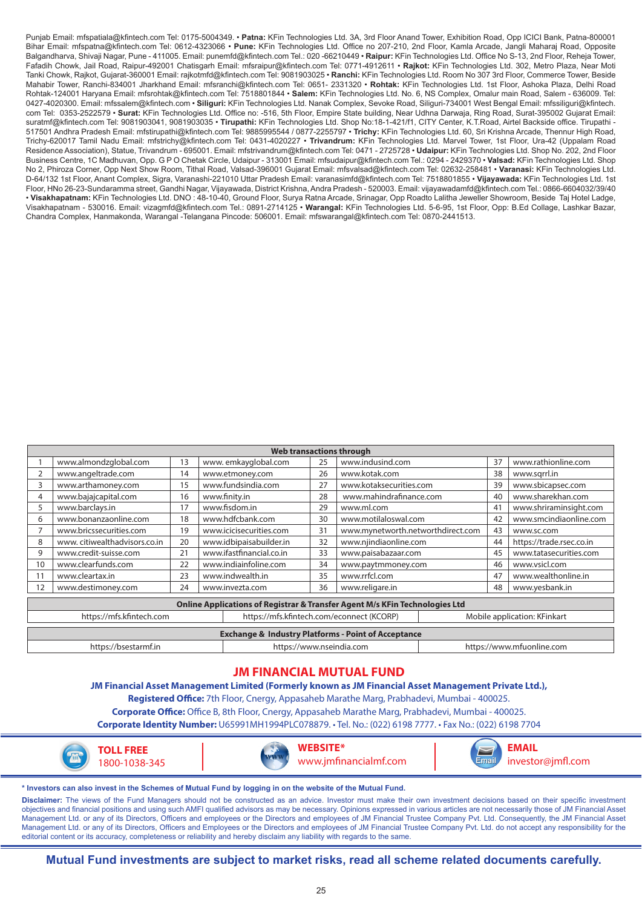Punjab Email: mfspatiala@kfintech.com Tel: 0175-5004349. • **Patna:** KFin Technologies Ltd. 3A, 3rd Floor Anand Tower, Exhibition Road, Opp ICICI Bank, Patna-800001 Bihar Email: mfspatna@kfintech.com Tel: 0612-4323066 • **Pune:** KFin Technologies Ltd. Office no 207-210, 2nd Floor, Kamla Arcade, Jangli Maharaj Road, Opposite Balgandharva, Shivaji Nagar, Pune - 411005. Email: punemfd@kfintech.com Tel.: 020 -66210449 • **Raipur:** KFin Technologies Ltd. Office No S-13, 2nd Floor, Reheja Tower, Fafadih Chowk, Jail Road, Raipur-492001 Chatisgarh Email: mfsraipur@kfintech.com Tel: 0771-4912611 • **Rajkot:** KFin Technologies Ltd. 302, Metro Plaza, Near Moti Tanki Chowk, Rajkot, Gujarat-360001 Email: rajkotmfd@kfintech.com Tel: 9081903025 • **Ranchi:** KFin Technologies Ltd. Room No 307 3rd Floor, Commerce Tower, Beside Mahabir Tower, Ranchi-834001 Jharkhand Email: mfsranchi@kfintech.com Tel: 0651- 2331320 • **Rohtak:** KFin Technologies Ltd. 1st Floor, Ashoka Plaza, Delhi Road Rohtak-124001 Haryana Email: mfsrohtak@kfintech.com Tel: 7518801844 • **Salem:** KFin Technologies Ltd. No. 6, NS Complex, Omalur main Road, Salem - 636009. Tel: 0427-4020300. Email: mfssalem@kfintech.com • **Siliguri:** KFin Technologies Ltd. Nanak Complex, Sevoke Road, Siliguri-734001 West Bengal Email: mfssiliguri@kfintech.com Tel: 0353-2522579 • **Surat:** KFin Technologies Ltd. Office no: -516, 5th Floor, Empire State building, Near Udhna Darwaja, Ring Road, Surat-395002 Gujarat Email: suratmf@kfintech.com Tel: 9081903041, 9081903035 • **Tirupathi:** KFin Technologies Ltd. Shop No:18-1-421/f1, CITY Center, K.T.Road, Airtel Backside office. Tirupathi - 517501 Andhra Pradesh Email: mfstirupathi@kfintech.com Tel: 9885995544 / 0877-2255797 • **Trichy:** KFin Technologies Ltd. 60, Sri Krishna Arcade, Thennur High Road, Trichy-620017 Tamil Nadu Email: mfstrichy@kfintech.com Tel: 0431-4020227 • **Trivandrum:** KFin Technologies Ltd. Marvel Tower, 1st Floor, Ura-42 (Uppalam Road Residence Association), Statue, Trivandrum - 695001. Email: mfstrivandrum@kfintech.com Tel: 0471 - 2725728 • **Udaipur:** KFin Technologies Ltd. Shop No. 202, 2nd Floor Business Centre, 1C Madhuvan, Opp. G P O Chetak Circle, Udaipur - 313001 Email: mfsudaipur@kfintech.com Tel.: 0294 - 2429370 • **Valsad:** KFin Technologies Ltd. Shop No 2, Phiroza Corner, Opp Next Show Room, Tithal Road, Valsad-396001 Gujarat Email: mfsvalsad@kfintech.com Tel: 02632-258481 • **Varanasi:** KFin Technologies Ltd. D-64/132 1st Floor, Anant Complex, Sigra, Varanashi-221010 Uttar Pradesh Email: varanasimfd@kfintech.com Tel: 7518801855 • **Vijayawada:** KFin Technologies Ltd. 1st Floor, HNo 26-23-Sundaramma street, Gandhi Nagar, Vijayawada, District Krishna, Andra Pradesh - 520003. Email: vijayawadamfd@kfintech.com Tel.: 0866-6604032/39/40 • **Visakhapatnam:** KFin Technologies Ltd. DNO : 48-10-40, Ground Floor, Surya Ratna Arcade, Srinagar, Opp Roadto Lalitha Jeweller Showroom, Beside Taj Hotel Ladge, Visakhapatnam - 530016. Email: vizagmfd@kfintech.com Tel.: 0891-2714125 • **Warangal:** KFin Technologies Ltd. 5-6-95, 1st Floor, Opp: B.Ed Collage, Lashkar Bazar, Chandra Complex, Hanmakonda, Warangal -Telangana Pincode: 506001. Email: mfswarangal@kfintech.com Tel: 0870-2441513.

| **Web transactions through** | | | | | | | |
|---|---|---|---|---|---|---|---|
| 1 | www.almondzglobal.com | 13 | www. emkayglobal.com | 25 | www.indusind.com | 37 | www.rathionline.com |
| 2 | www.angeltrade.com | 14 | www.etmoney.com | 26 | www.kotak.com | 38 | www.sqrrl.in |
| 3 | www.arthamoney.com | 15 | www.fundsindia.com | 27 | www.kotaksecurities.com | 39 | www.sbicapsec.com |
| 4 | www.bajajcapital.com | 16 | www.finity.in | 28 | www.mahindrafinance.com | 40 | www.sharekhan.com |
| 5 | www.barclays.in | 17 | www.fisdom.in | 29 | www.ml.com | 41 | www.shriraminsight.com |
| 6 | www.bonanzaonline.com | 18 | www.hdfcbank.com | 30 | www.motilaloswal.com | 42 | www.smcindiaonline.com |
| 7 | www.bricssecurities.com | 19 | www.icicisecurities.com | 31 | www.mynetworth.networthdirect.com | 43 | www.sc.com |
| 8 | www. citiwealthadvisors.co.in | 20 | www.idbipaisabuilder.in | 32 | www.njindiaonline.com | 44 | https://trade.rsec.co.in |
| 9 | www.credit-suisse.com | 21 | www.ifastfinancial.co.in | 33 | www.paisabazaar.com | 45 | www.tatasecurities.com |
| 10 | www.clearfunds.com | 22 | www.indiainfoline.com | 34 | www.paytmmoney.com | 46 | www.vsicl.com |
| 11 | www.cleartax.in | 23 | www.indwealth.in | 35 | www.rrfcl.com | 47 | www.wealthonline.in |
| 12 | www.destimoney.com | 24 | www.invezta.com | 36 | www.religare.in | 48 | www.yesbank.in |

| **Online Applications of Registrar & Transfer Agent M/s KFin Technologies Ltd** | | |
|---|---|---|
| https://mfs.kfintech.com | https://mfs.kfintech.com/econnect (KCORP) | Mobile application: KFinkart |

| **Exchange & Industry Platforms - Point of Acceptance** | | |
|---|---|---|
| https://bsestarmf.in | https://www.nseindia.com | https://www.mfuonline.com |

## JM FINANCIAL MUTUAL FUND

**JM Financial Asset Management Limited (Formerly known as JM Financial Asset Management Private Ltd.),**
**Registered Office:** 7th Floor, Cnergy, Appasaheb Marathe Marg, Prabhadevi, Mumbai - 400025.
**Corporate Office:** Office B, 8th Floor, Cnergy, Appasaheb Marathe Marg, Prabhadevi, Mumbai - 400025.
**Corporate Identity Number:** U65991MH1994PLC078879. • Tel. No.: (022) 6198 7777. • Fax No.: (022) 6198 7704

**TOLL FREE** 1800-1038-345 | **WEBSITE*** www.jmfinancialmf.com | **EMAIL** investor@jmfl.com

**\* Investors can also invest in the Schemes of Mutual Fund by logging in on the website of the Mutual Fund.**

**Disclaimer:** The views of the Fund Managers should not be constructed as an advice. Investor must make their own investment decisions based on their specific investment objectives and financial positions and using such AMFI qualified advisors as may be necessary. Opinions expressed in various articles are not necessarily those of JM Financial Asset Management Ltd. or any of its Directors, Officers and employees or the Directors and employees of JM Financial Trustee Company Pvt. Ltd. Consequently, the JM Financial Asset Management Ltd. or any of its Directors, Officers and Employees or the Directors and employees of JM Financial Trustee Company Pvt. Ltd. do not accept any responsibility for the editorial content or its accuracy, completeness or reliability and hereby disclaim any liability with regards to the same.

**Mutual Fund investments are subject to market risks, read all scheme related documents carefully.**